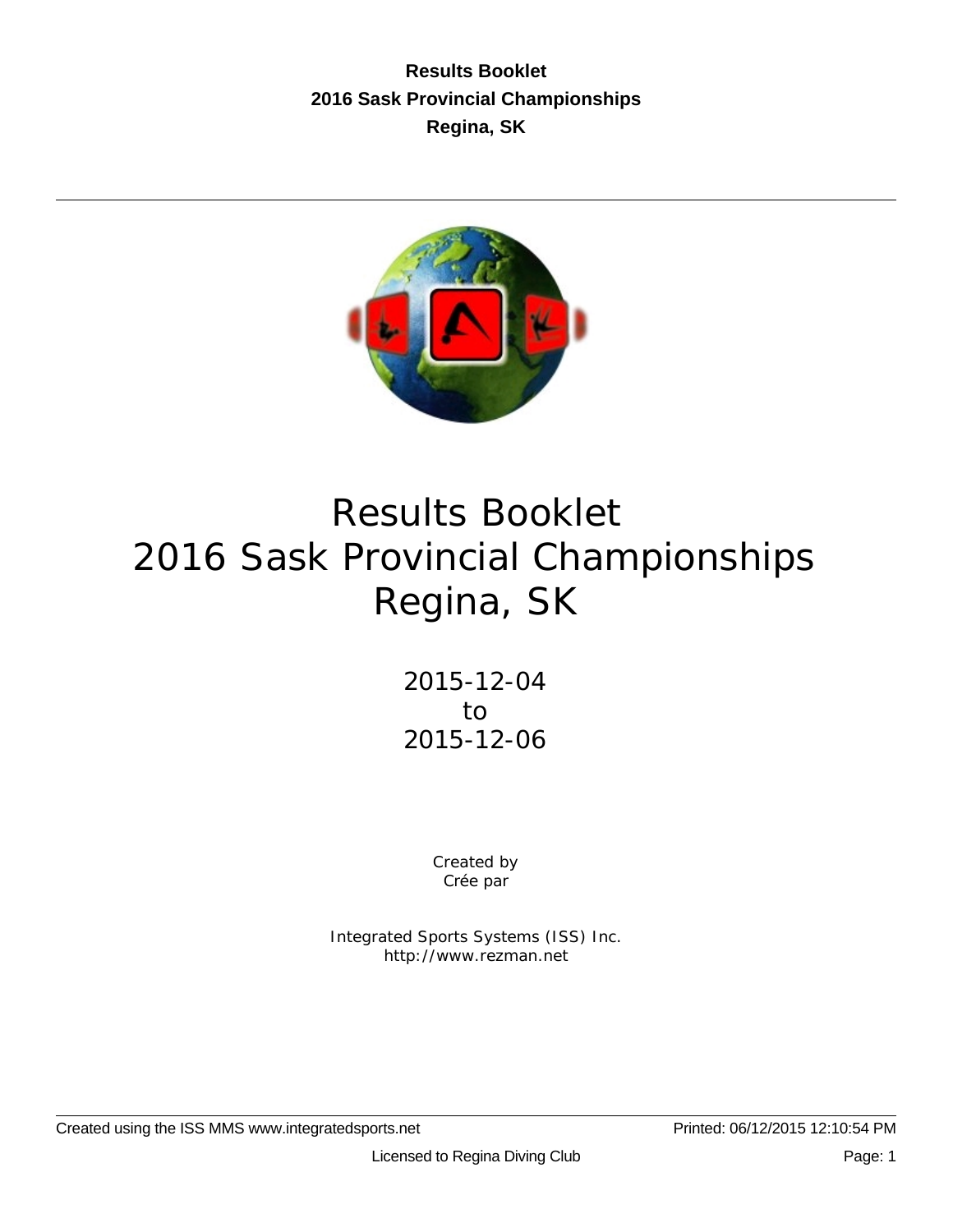# Results Booklet
# 2016 Sask Provincial Championships
# Regina, SK

2015-12-04
to
2015-12-06

Created by
Crée par

Integrated Sports Systems (ISS) Inc.
http://www.rezman.net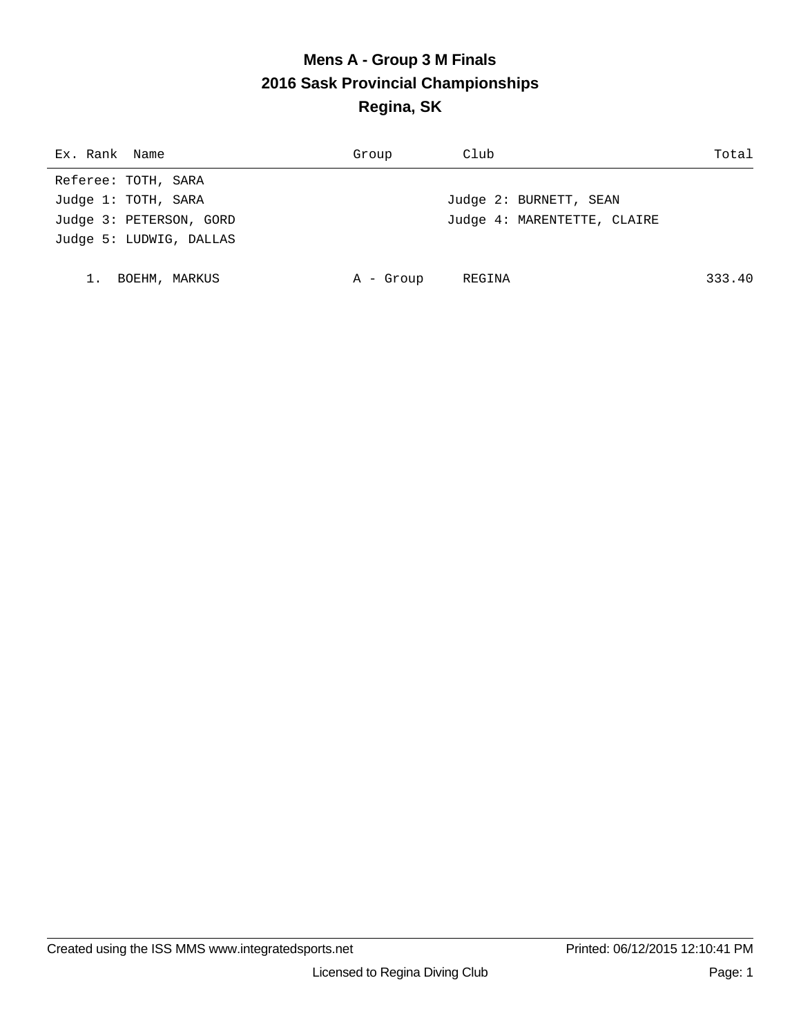# Mens A - Group 3 M Finals
## 2016 Sask Provincial Championships
## Regina, SK

| Ex. Rank | Name | Group | Club | Total |
|---|---|---|---|---|

Referee: TOTH, SARA

Judge 1: TOTH, SARA

Judge 2: BURNETT, SEAN

Judge 3: PETERSON, GORD

Judge 4: MARENTETTE, CLAIRE

Judge 5: LUDWIG, DALLAS

| Ex. Rank | Name | Group | Club | Total |
|---|---|---|---|---|
| 1. | BOEHM, MARKUS | A - Group | REGINA | 333.40 |

Created using the ISS MMS www.integratedsports.net

Printed: 06/12/2015 12:10:41 PM

Licensed to Regina Diving Club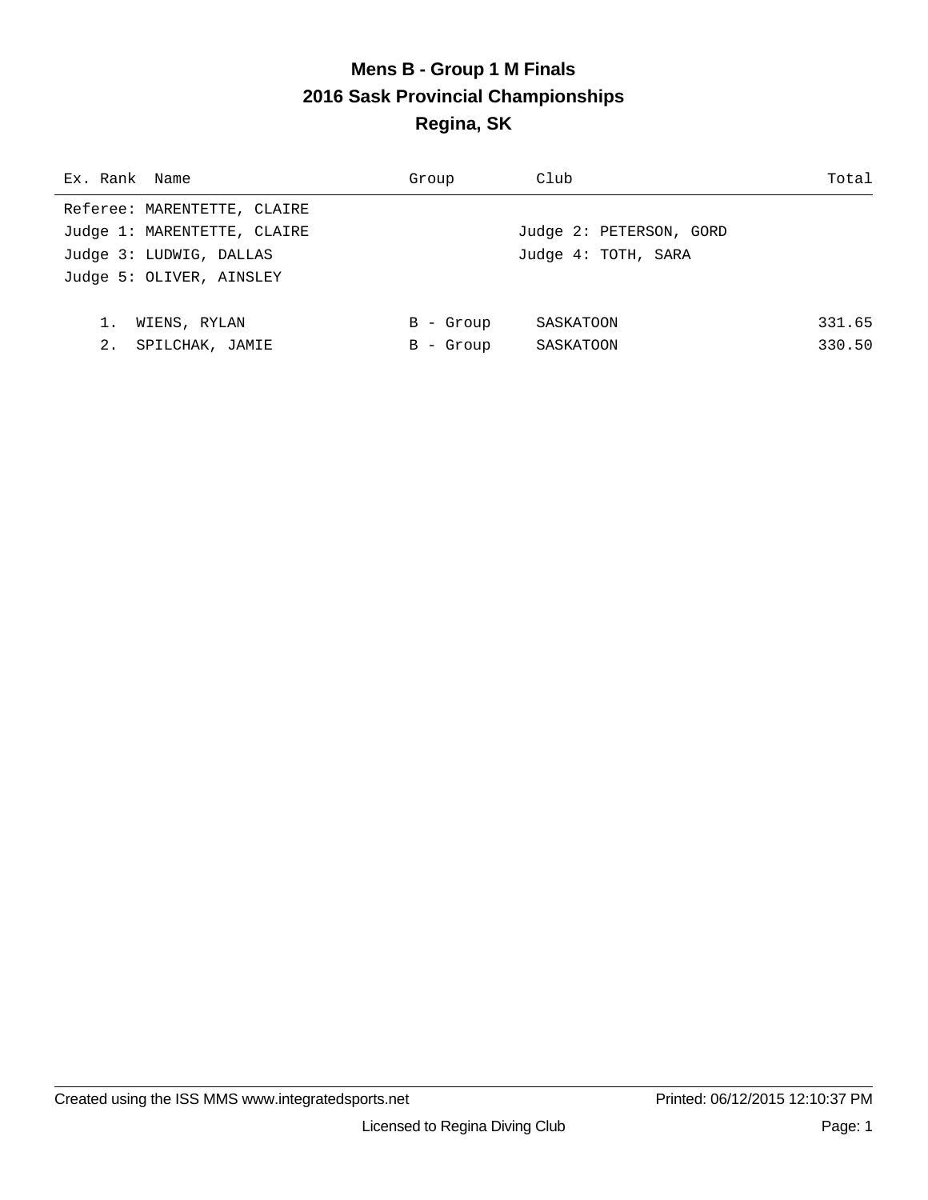# Mens B - Group 1 M Finals
## 2016 Sask Provincial Championships
## Regina, SK

| Ex. Rank | Name | Group | Club | Total |
|---|---|---|---|---|

Referee: MARENTETTE, CLAIRE
Judge 1: MARENTETTE, CLAIRE
Judge 2: PETERSON, GORD
Judge 3: LUDWIG, DALLAS
Judge 4: TOTH, SARA
Judge 5: OLIVER, AINSLEY

| Ex. Rank | Name | Group | Club | Total |
|---|---|---|---|---|
| 1. | WIENS, RYLAN | B - Group | SASKATOON | 331.65 |
| 2. | SPILCHAK, JAMIE | B - Group | SASKATOON | 330.50 |

Created using the ISS MMS www.integratedsports.net
Printed: 06/12/2015 12:10:37 PM
Licensed to Regina Diving Club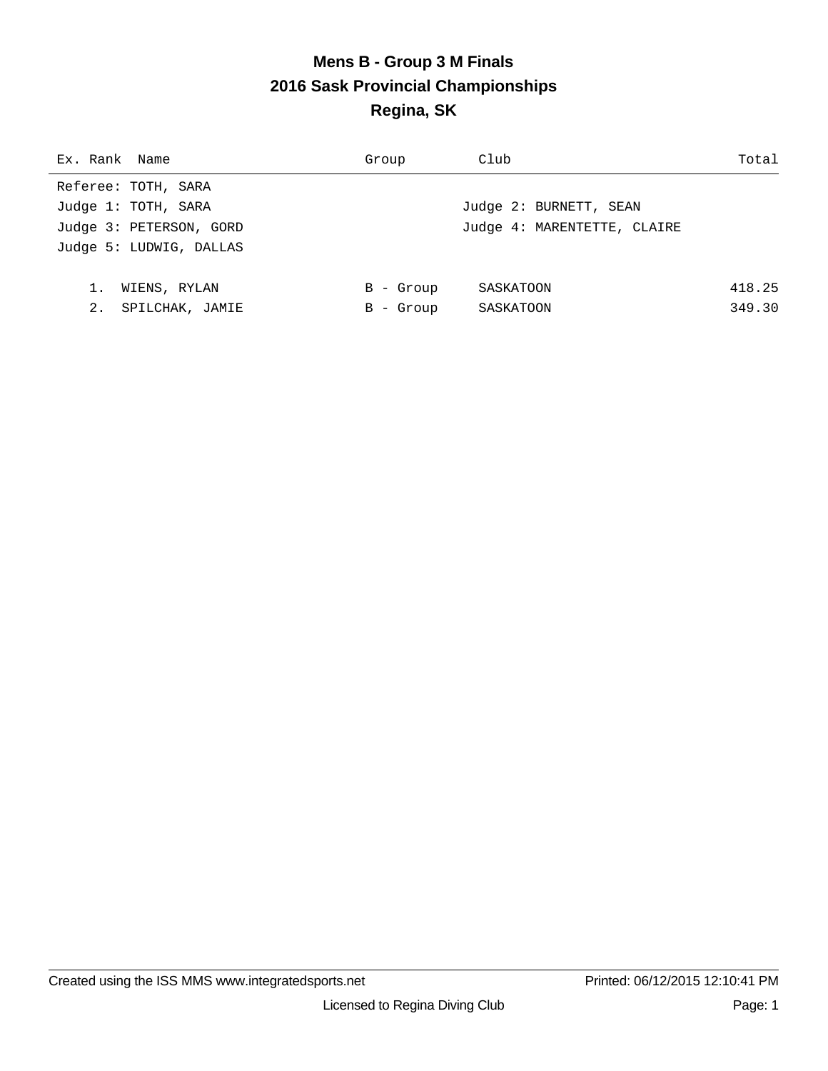# Mens B - Group 3 M Finals
## 2016 Sask Provincial Championships
## Regina, SK

| Ex. Rank | Name | Group | Club | Total |
|---|---|---|---|---|
| Referee: TOTH, SARA | | | | |
| Judge 1: TOTH, SARA | | | Judge 2: BURNETT, SEAN | |
| Judge 3: PETERSON, GORD | | | Judge 4: MARENTETTE, CLAIRE | |
| Judge 5: LUDWIG, DALLAS | | | | |
| 1. | WIENS, RYLAN | B - Group | SASKATOON | 418.25 |
| 2. | SPILCHAK, JAMIE | B - Group | SASKATOON | 349.30 |

Created using the ISS MMS www.integratedsports.net Printed: 06/12/2015 12:10:41 PM

Licensed to Regina Diving Club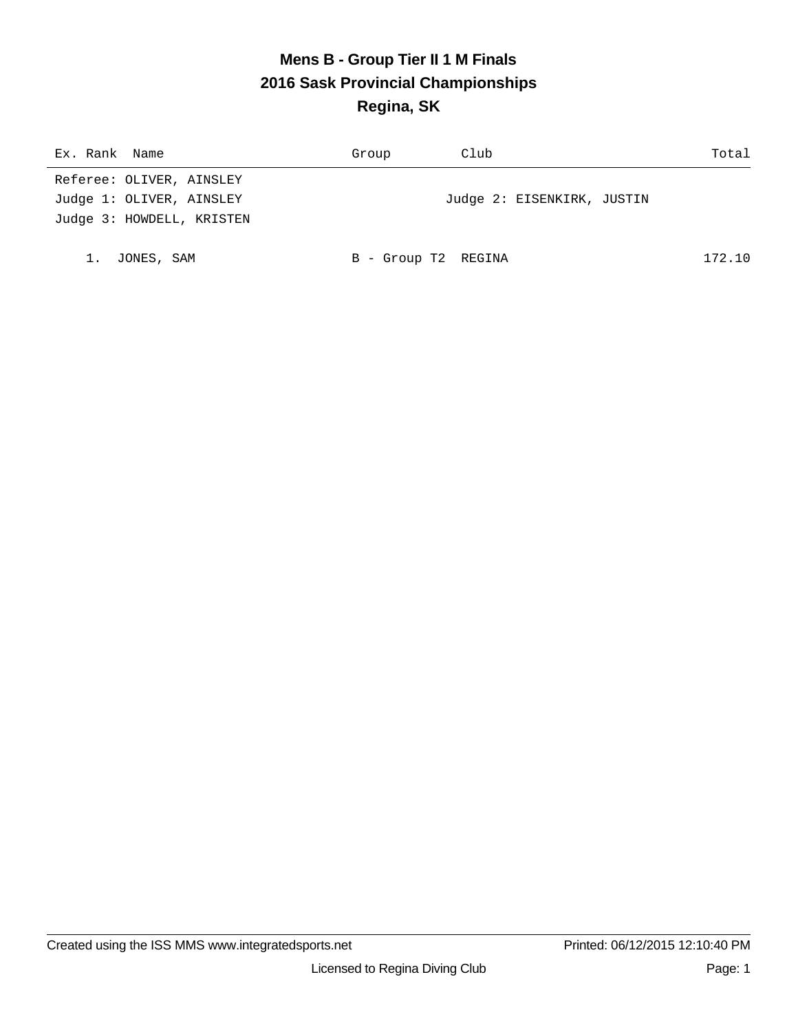# Mens B - Group Tier II 1 M Finals
## 2016 Sask Provincial Championships
## Regina, SK

| Ex. | Rank | Name | Group | Club | Total |
|---|---|---|---|---|---|

Referee: OLIVER, AINSLEY
Judge 1: OLIVER, AINSLEY
Judge 2: EISENKIRK, JUSTIN
Judge 3: HOWDELL, KRISTEN

| Ex. | Rank | Name | Group | Club | Total |
|---|---|---|---|---|---|
| | 1. | JONES, SAM | B - Group T2 | REGINA | 172.10 |

Licensed to Regina Diving Club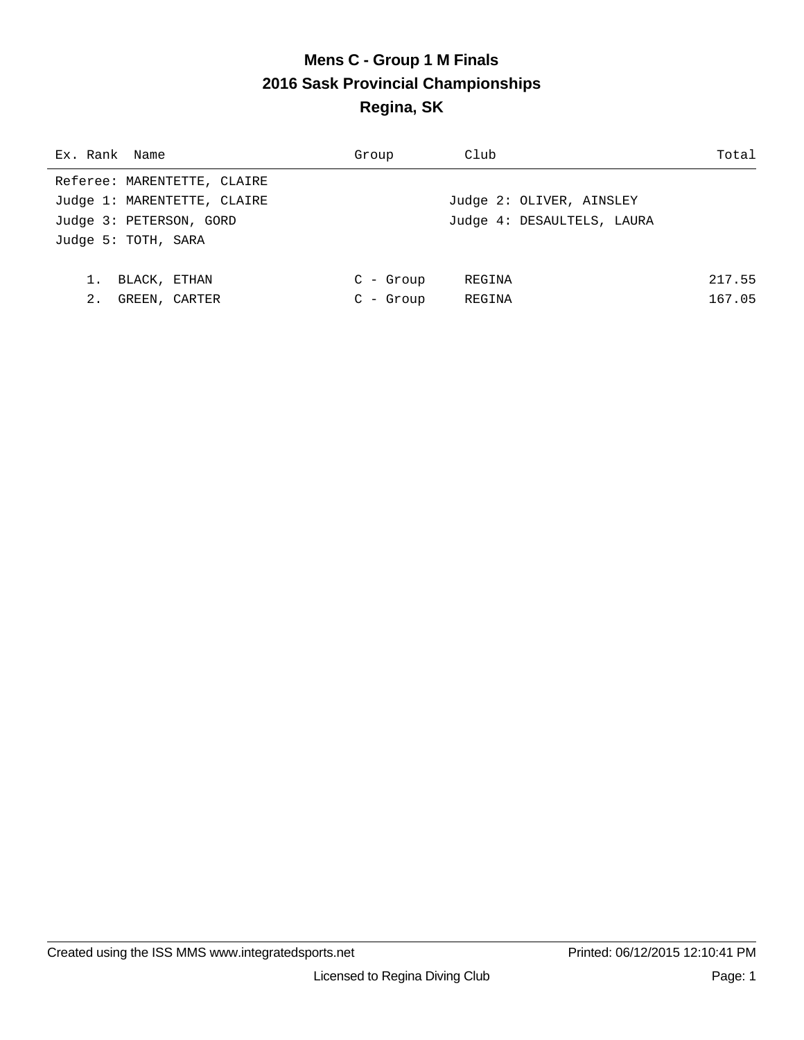# Mens C - Group 1 M Finals
## 2016 Sask Provincial Championships
## Regina, SK

| Ex. | Rank | Name | Group | Club | Total |
|---|---|---|---|---|---|

Referee: MARENTETTE, CLAIRE
Judge 1: MARENTETTE, CLAIRE
Judge 2: OLIVER, AINSLEY
Judge 3: PETERSON, GORD
Judge 4: DESAULTELS, LAURA
Judge 5: TOTH, SARA

| Ex. | Rank | Name | Group | Club | Total |
|---|---|---|---|---|---|
| | 1. | BLACK, ETHAN | C - Group | REGINA | 217.55 |
| | 2. | GREEN, CARTER | C - Group | REGINA | 167.05 |

Created using the ISS MMS www.integratedsports.net
Printed: 06/12/2015 12:10:41 PM
Licensed to Regina Diving Club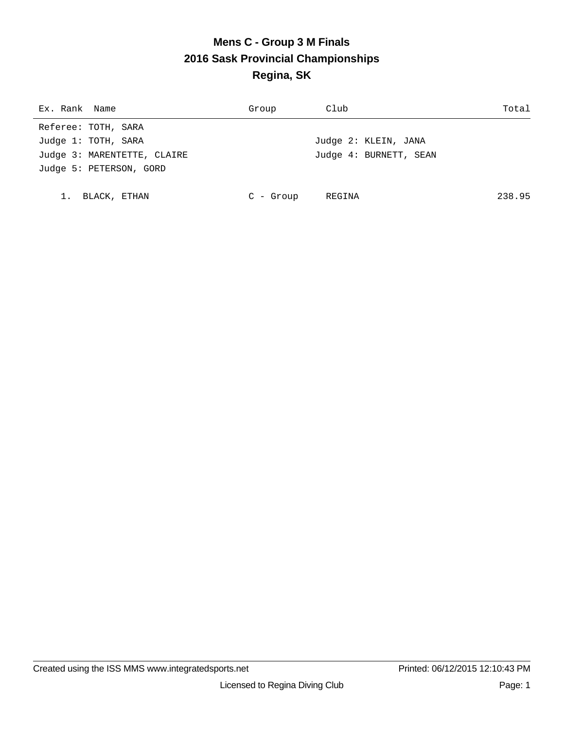# Mens C - Group 3 M Finals
## 2016 Sask Provincial Championships
## Regina, SK

| Ex. | Rank | Name | Group | Club | Total |
|---|---|---|---|---|---|
| | 1. | BLACK, ETHAN | C - Group | REGINA | 238.95 |

Referee: TOTH, SARA

Judge 1: TOTH, SARA

Judge 2: KLEIN, JANA

Judge 3: MARENTETTE, CLAIRE

Judge 4: BURNETT, SEAN

Judge 5: PETERSON, GORD

Created using the ISS MMS www.integratedsports.net

Printed: 06/12/2015 12:10:43 PM

Licensed to Regina Diving Club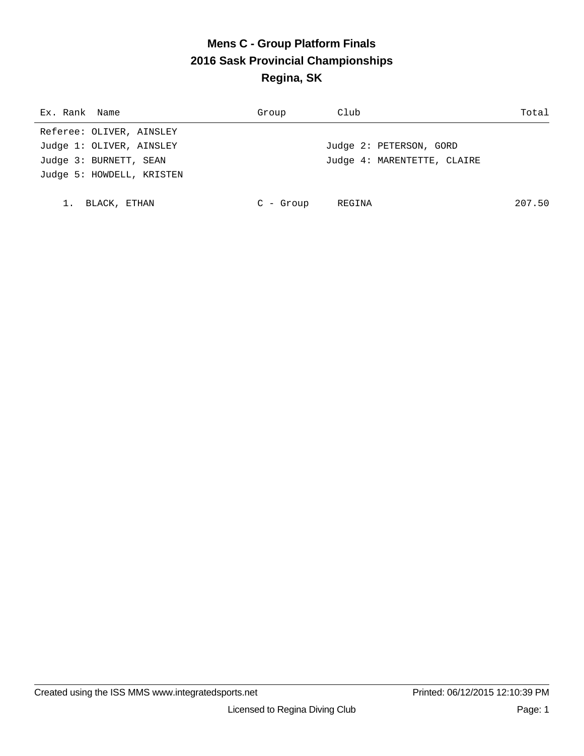# Mens C - Group Platform Finals
## 2016 Sask Provincial Championships
## Regina, SK

| Ex. Rank | Name | Group | Club | Total |
|---|---|---|---|---|

Referee: OLIVER, AINSLEY
Judge 1: OLIVER, AINSLEY
Judge 2: PETERSON, GORD
Judge 3: BURNETT, SEAN
Judge 4: MARENTETTE, CLAIRE
Judge 5: HOWDELL, KRISTEN

| Ex. Rank | Name | Group | Club | Total |
|---|---|---|---|---|
| 1. | BLACK, ETHAN | C - Group | REGINA | 207.50 |

Created using the ISS MMS www.integratedsports.net
Printed: 06/12/2015 12:10:39 PM
Licensed to Regina Diving Club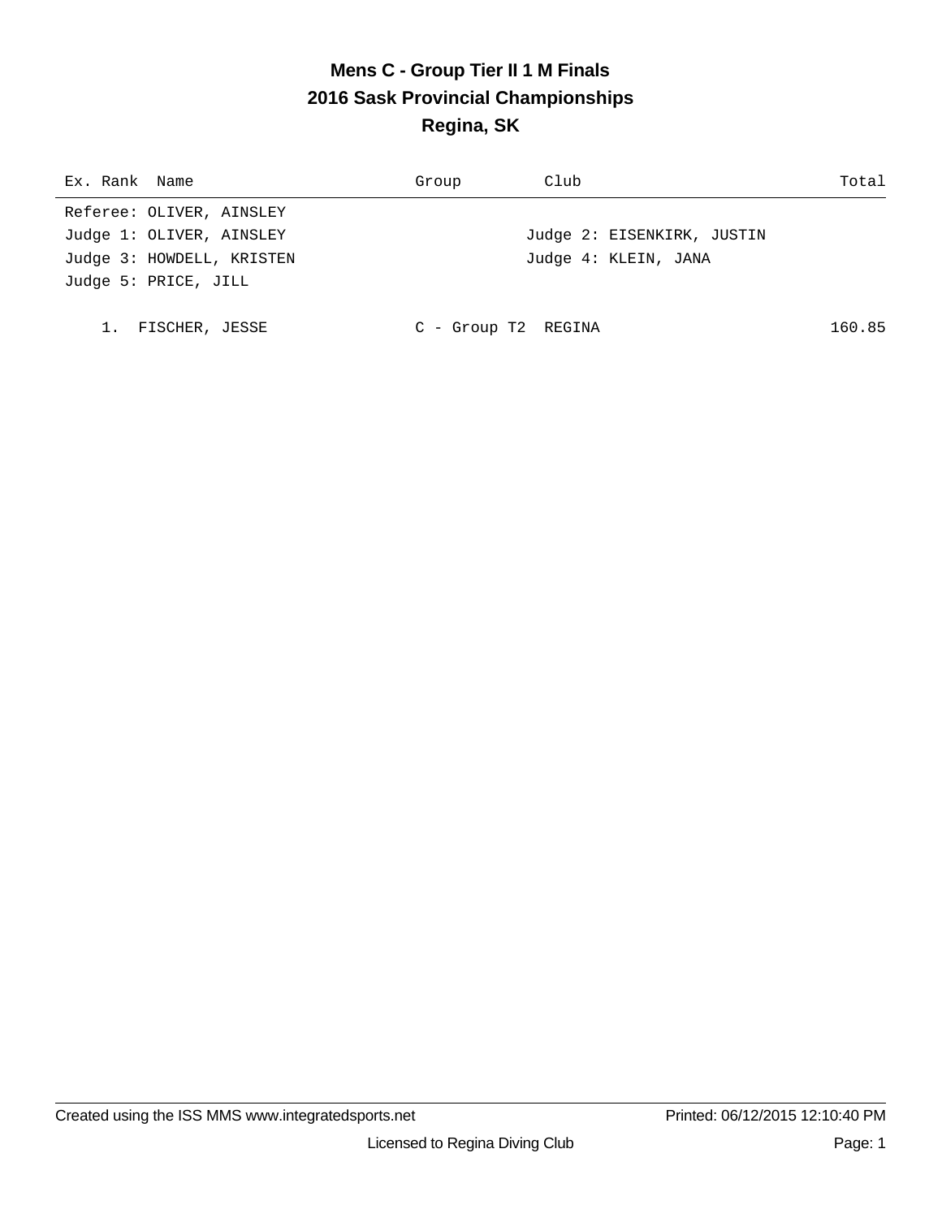# Mens C - Group Tier II 1 M Finals
## 2016 Sask Provincial Championships
## Regina, SK

| Ex. Rank | Name | Group | Club | Total |
|---|---|---|---|---|

Referee: OLIVER, AINSLEY

Judge 1: OLIVER, AINSLEY    Judge 2: EISENKIRK, JUSTIN

Judge 3: HOWDELL, KRISTEN    Judge 4: KLEIN, JANA

Judge 5: PRICE, JILL

| Ex. Rank | Name | Group | Club | Total |
|---|---|---|---|---|
| 1. | FISCHER, JESSE | C - Group T2 | REGINA | 160.85 |

Created using the ISS MMS www.integratedsports.net    Printed: 06/12/2015 12:10:40 PM

Licensed to Regina Diving Club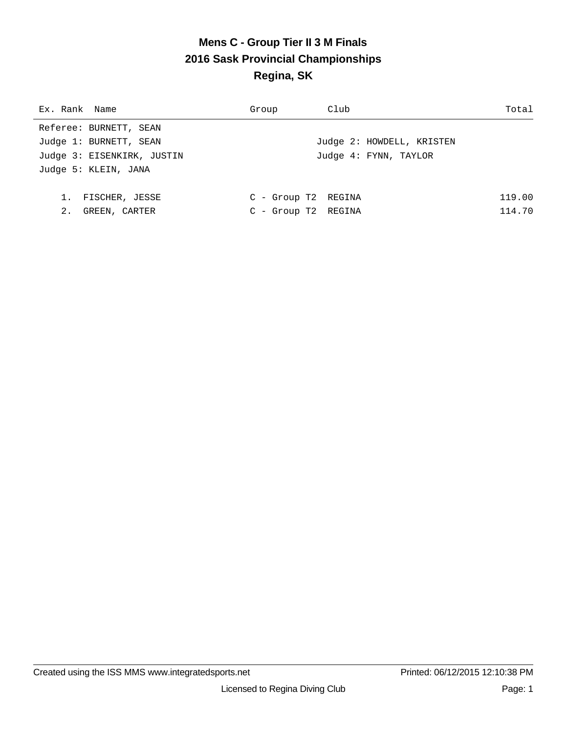# Mens C - Group Tier II 3 M Finals
## 2016 Sask Provincial Championships
## Regina, SK

| Ex. | Rank | Name | Group | Club | Total |
|---|---|---|---|---|---|

Referee: BURNETT, SEAN

Judge 1: BURNETT, SEAN | Judge 2: HOWDELL, KRISTEN

Judge 3: EISENKIRK, JUSTIN | Judge 4: FYNN, TAYLOR

Judge 5: KLEIN, JANA

| Ex. | Rank | Name | Group | Club | Total |
|---|---|---|---|---|---|
| | 1. | FISCHER, JESSE | C - Group T2 | REGINA | 119.00 |
| | 2. | GREEN, CARTER | C - Group T2 | REGINA | 114.70 |

Created using the ISS MMS www.integratedsports.net — Printed: 06/12/2015 12:10:38 PM

Licensed to Regina Diving Club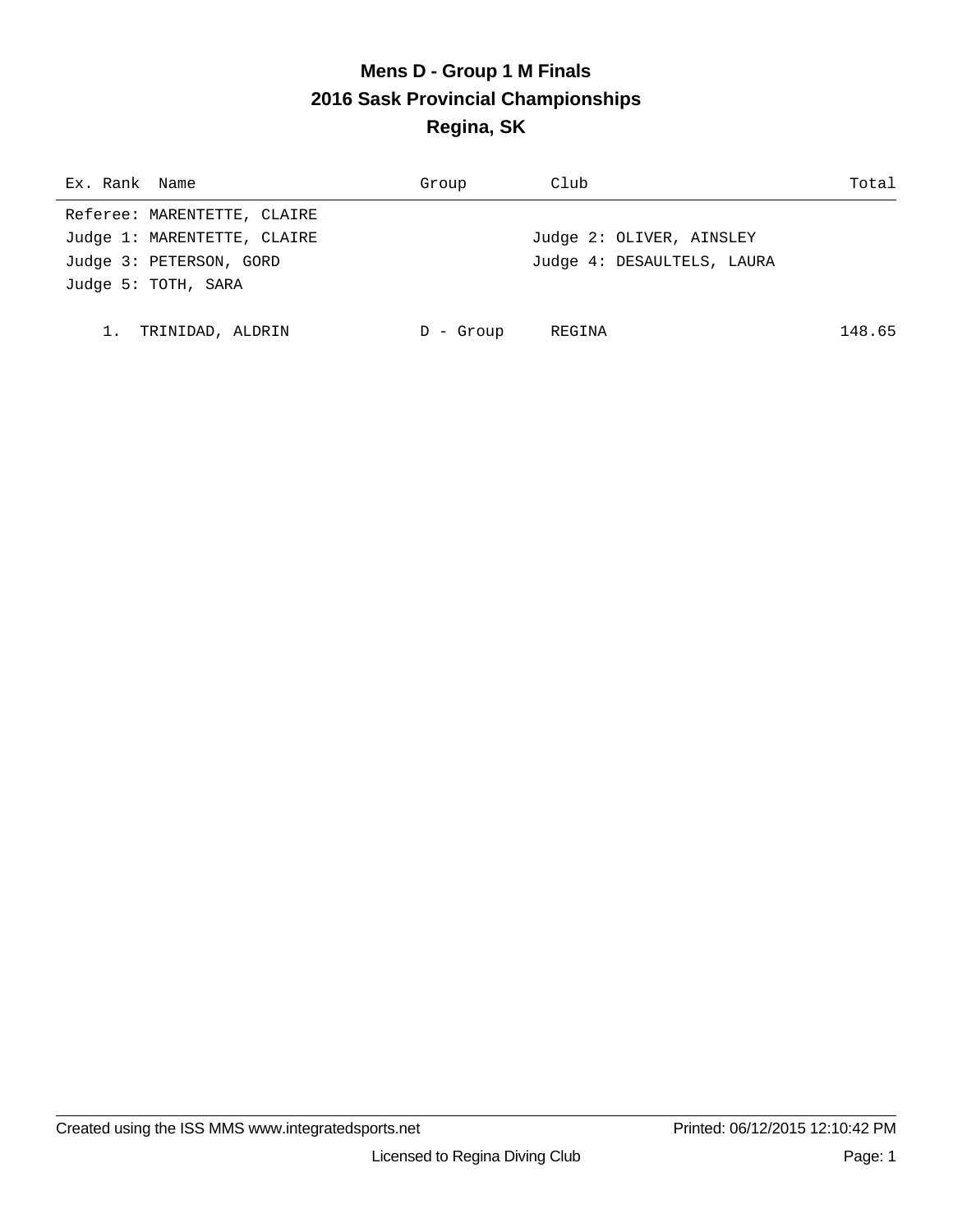# Mens D - Group 1 M Finals

## 2016 Sask Provincial Championships

## Regina, SK

| Ex. | Rank | Name | Group | Club | Total |
|---|---|---|---|---|---|

Referee: MARENTETTE, CLAIRE

Judge 1: MARENTETTE, CLAIRE

Judge 2: OLIVER, AINSLEY

Judge 3: PETERSON, GORD

Judge 4: DESAULTELS, LAURA

Judge 5: TOTH, SARA

| Ex. | Rank | Name | Group | Club | Total |
|---|---|---|---|---|---|
| | 1. | TRINIDAD, ALDRIN | D - Group | REGINA | 148.65 |

Created using the ISS MMS www.integratedsports.net

Printed: 06/12/2015 12:10:42 PM

Licensed to Regina Diving Club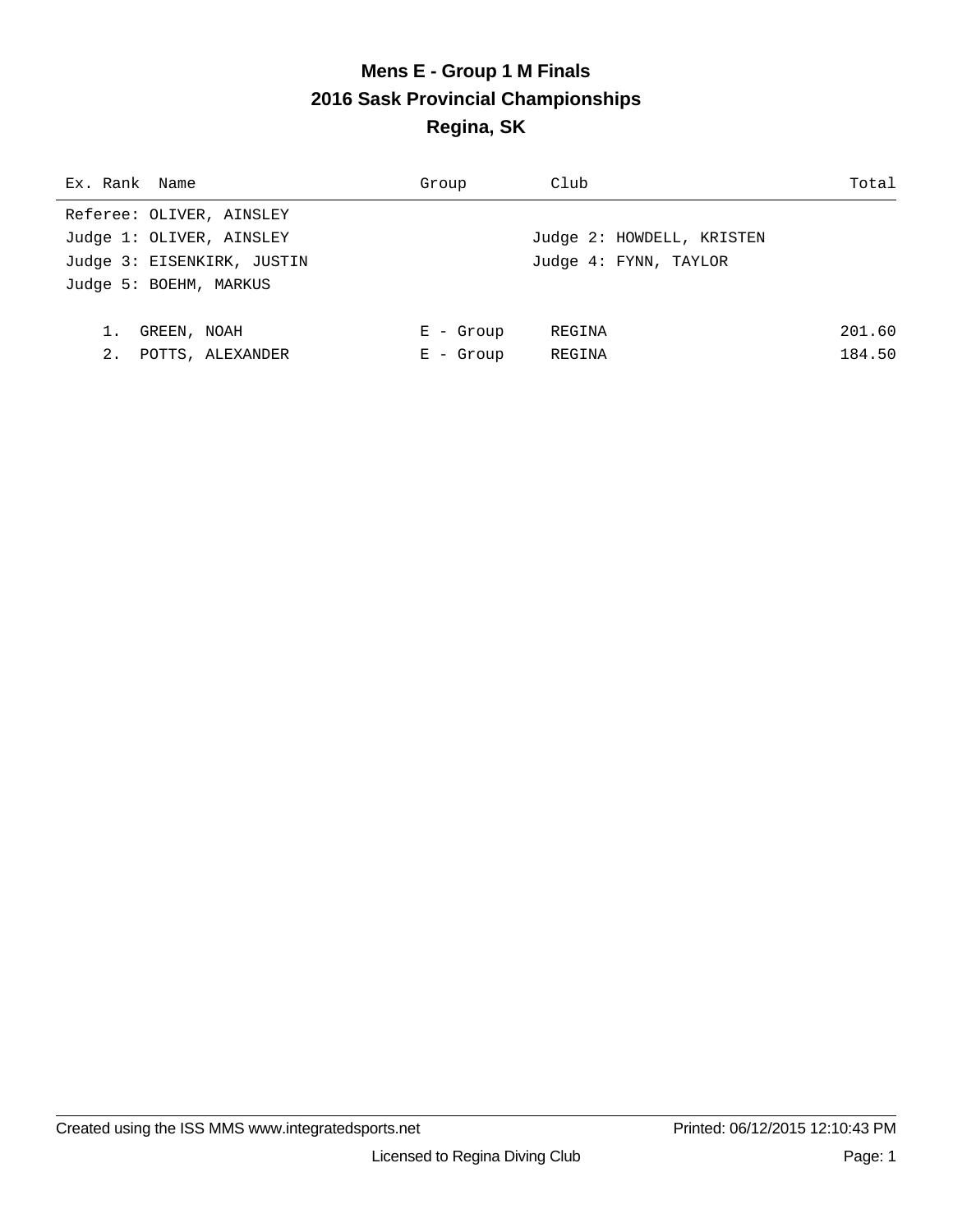# Mens E - Group 1 M Finals
## 2016 Sask Provincial Championships
## Regina, SK

| Ex. Rank | Name | Group | Club | Total |
|---|---|---|---|---|

Referee: OLIVER, AINSLEY
Judge 1: OLIVER, AINSLEY
Judge 2: HOWDELL, KRISTEN
Judge 3: EISENKIRK, JUSTIN
Judge 4: FYNN, TAYLOR
Judge 5: BOEHM, MARKUS

| Ex. Rank | Name | Group | Club | Total |
|---|---|---|---|---|
| 1. | GREEN, NOAH | E - Group | REGINA | 201.60 |
| 2. | POTTS, ALEXANDER | E - Group | REGINA | 184.50 |

Created using the ISS MMS www.integratedsports.net    Printed: 06/12/2015 12:10:43 PM

Licensed to Regina Diving Club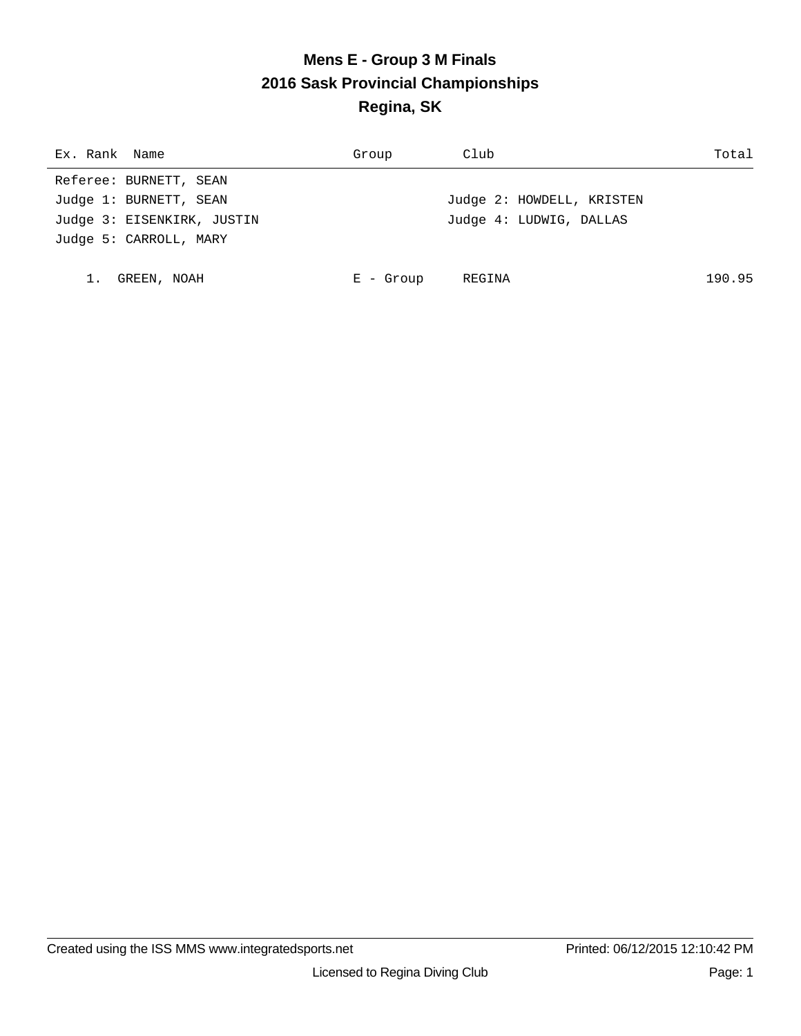# Mens E - Group 3 M Finals
## 2016 Sask Provincial Championships
## Regina, SK

| Ex. | Rank | Name | Group | Club | Total |
|---|---|---|---|---|---|
| | | | | | |

Referee: BURNETT, SEAN

Judge 1: BURNETT, SEAN

Judge 2: HOWDELL, KRISTEN

Judge 3: EISENKIRK, JUSTIN

Judge 4: LUDWIG, DALLAS

Judge 5: CARROLL, MARY

| Ex. | Rank | Name | Group | Club | Total |
|---|---|---|---|---|---|
| | 1. | GREEN, NOAH | E - Group | REGINA | 190.95 |

Created using the ISS MMS www.integratedsports.net | Printed: 06/12/2015 12:10:42 PM

Licensed to Regina Diving Club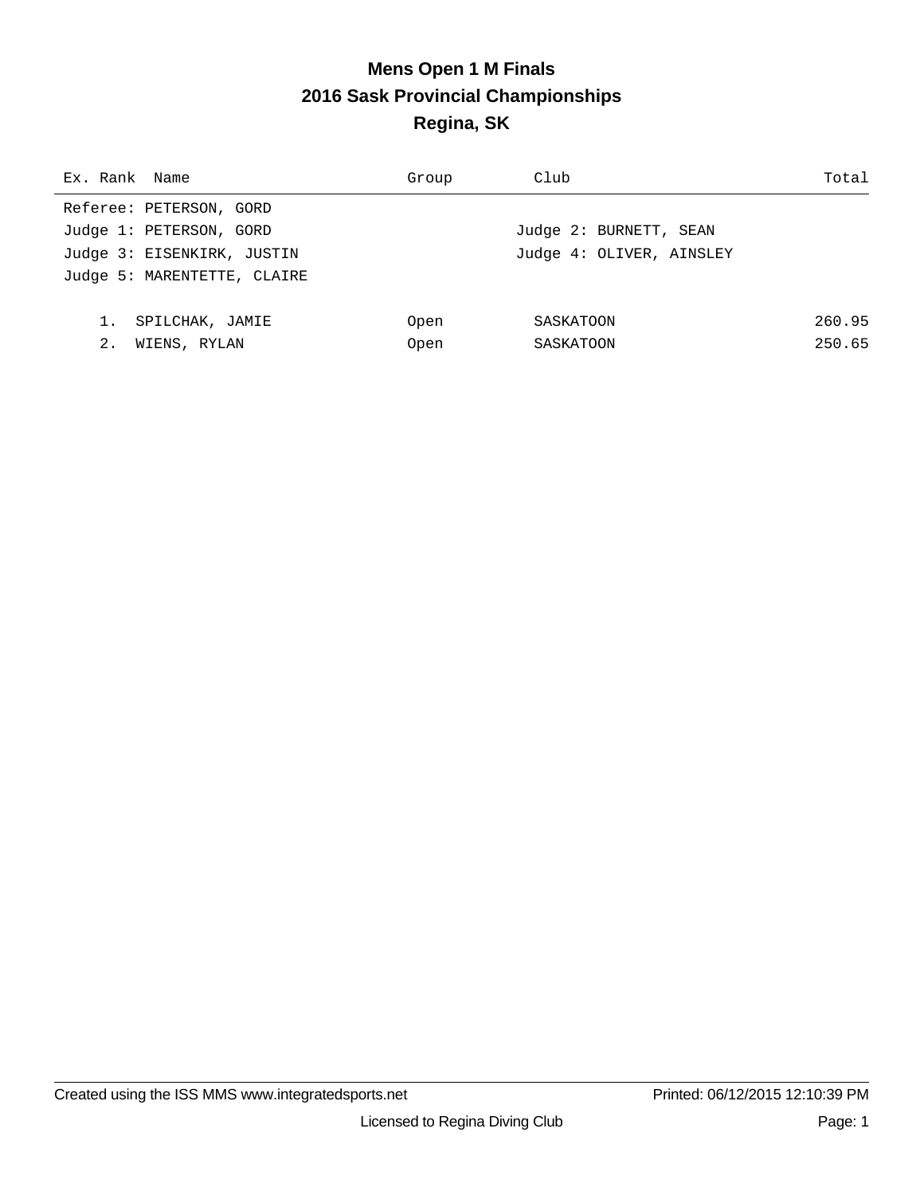# Mens Open 1 M Finals
## 2016 Sask Provincial Championships
## Regina, SK

| Ex. Rank | Name | Group | Club | Total |
|---|---|---|---|---|

Referee: PETERSON, GORD

Judge 1: PETERSON, GORD

Judge 2: BURNETT, SEAN

Judge 3: EISENKIRK, JUSTIN

Judge 4: OLIVER, AINSLEY

Judge 5: MARENTETTE, CLAIRE

| Ex. Rank | Name | Group | Club | Total |
|---|---|---|---|---|
| 1. | SPILCHAK, JAMIE | Open | SASKATOON | 260.95 |
| 2. | WIENS, RYLAN | Open | SASKATOON | 250.65 |

Created using the ISS MMS www.integratedsports.net

Printed: 06/12/2015 12:10:39 PM

Licensed to Regina Diving Club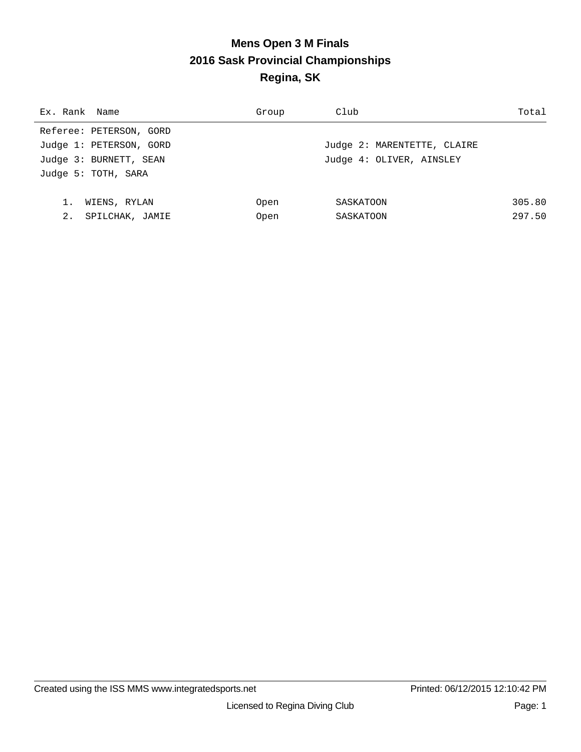# Mens Open 3 M Finals
## 2016 Sask Provincial Championships
## Regina, SK

| Ex. Rank | Name | Group | Club | Total |
|---|---|---|---|---|

Referee: PETERSON, GORD

Judge 1: PETERSON, GORD

Judge 2: MARENTETTE, CLAIRE

Judge 3: BURNETT, SEAN

Judge 4: OLIVER, AINSLEY

Judge 5: TOTH, SARA

| Ex. Rank | Name | Group | Club | Total |
|---|---|---|---|---|
| 1. | WIENS, RYLAN | Open | SASKATOON | 305.80 |
| 2. | SPILCHAK, JAMIE | Open | SASKATOON | 297.50 |

Created using the ISS MMS www.integratedsports.net

Printed: 06/12/2015 12:10:42 PM

Licensed to Regina Diving Club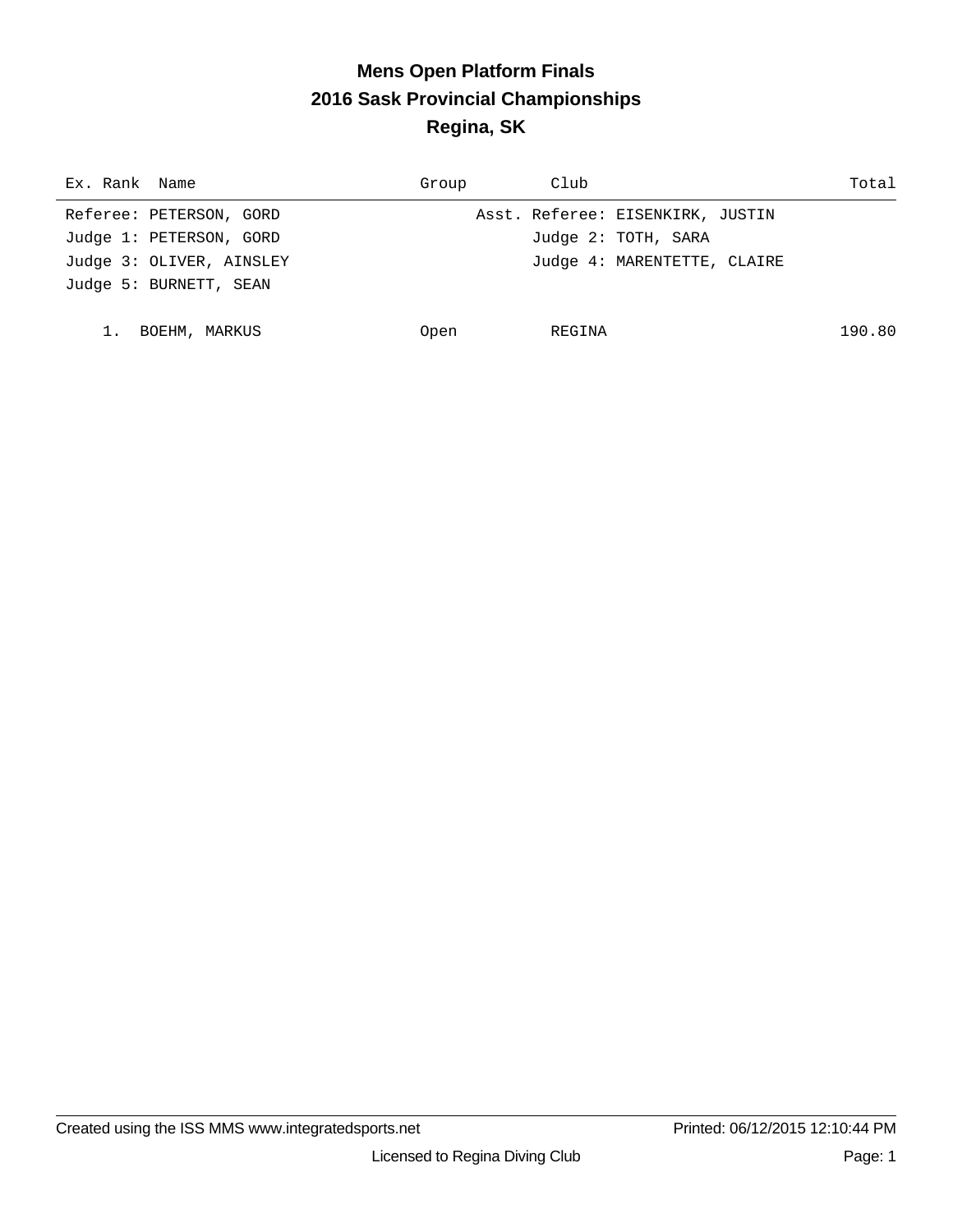# Mens Open Platform Finals
## 2016 Sask Provincial Championships
## Regina, SK

| Ex. Rank | Name | Group | Club | Total |
|---|---|---|---|---|

Referee: PETERSON, GORD — Asst. Referee: EISENKIRK, JUSTIN

Judge 1: PETERSON, GORD — Judge 2: TOTH, SARA

Judge 3: OLIVER, AINSLEY — Judge 4: MARENTETTE, CLAIRE

Judge 5: BURNETT, SEAN

| Ex. Rank | Name | Group | Club | Total |
|---|---|---|---|---|
| 1. | BOEHM, MARKUS | Open | REGINA | 190.80 |

Created using the ISS MMS www.integratedsports.net — Printed: 06/12/2015 12:10:44 PM

Licensed to Regina Diving Club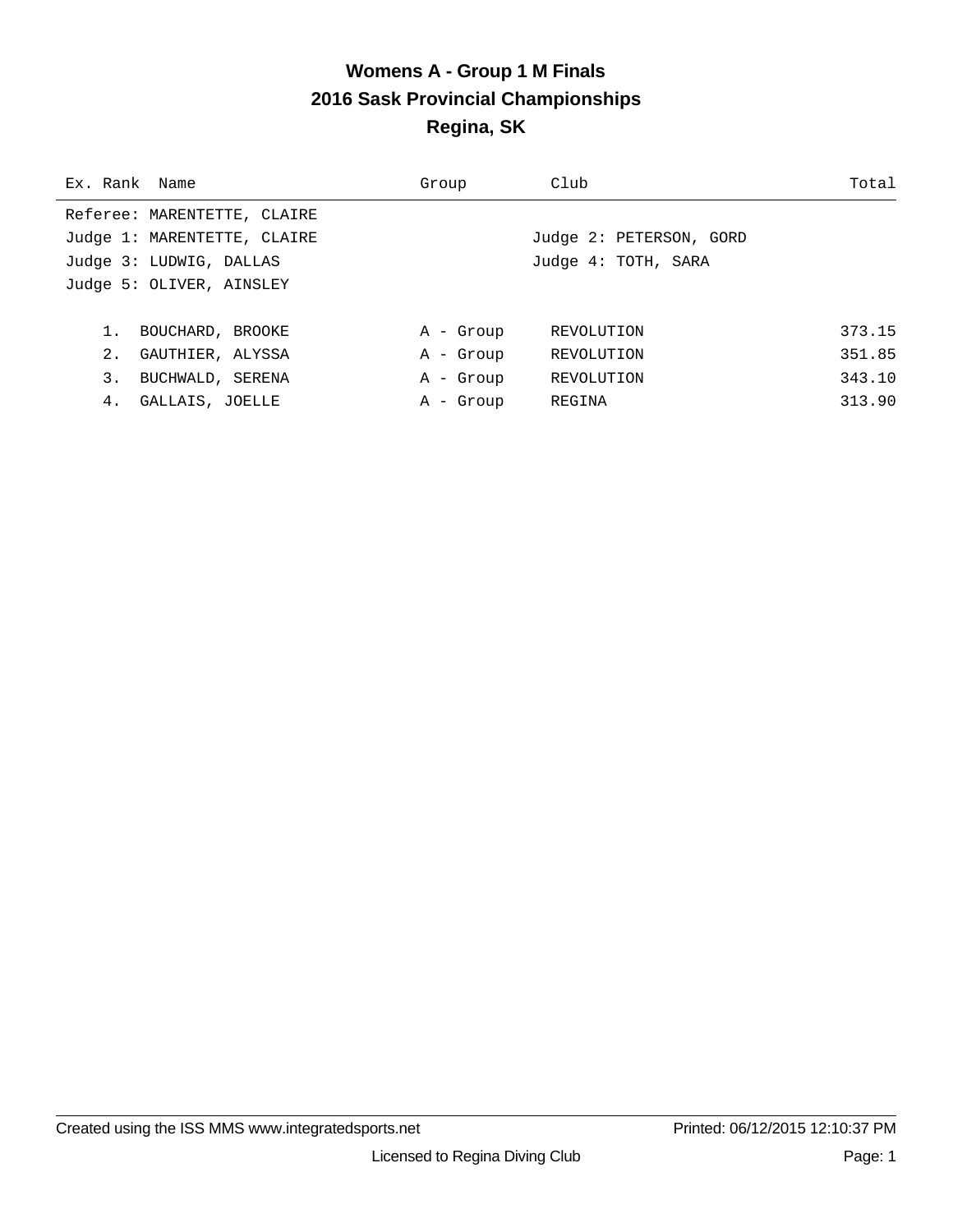# Womens A - Group 1 M Finals
## 2016 Sask Provincial Championships
## Regina, SK

Referee: MARENTETTE, CLAIRE

Judge 1: MARENTETTE, CLAIRE — Judge 2: PETERSON, GORD

Judge 3: LUDWIG, DALLAS — Judge 4: TOTH, SARA

Judge 5: OLIVER, AINSLEY

| Ex. | Rank | Name | Group | Club | Total |
|---|---|---|---|---|---|
| | 1. | BOUCHARD, BROOKE | A - Group | REVOLUTION | 373.15 |
| | 2. | GAUTHIER, ALYSSA | A - Group | REVOLUTION | 351.85 |
| | 3. | BUCHWALD, SERENA | A - Group | REVOLUTION | 343.10 |
| | 4. | GALLAIS, JOELLE | A - Group | REGINA | 313.90 |

Created using the ISS MMS www.integratedsports.net — Printed: 06/12/2015 12:10:37 PM

Licensed to Regina Diving Club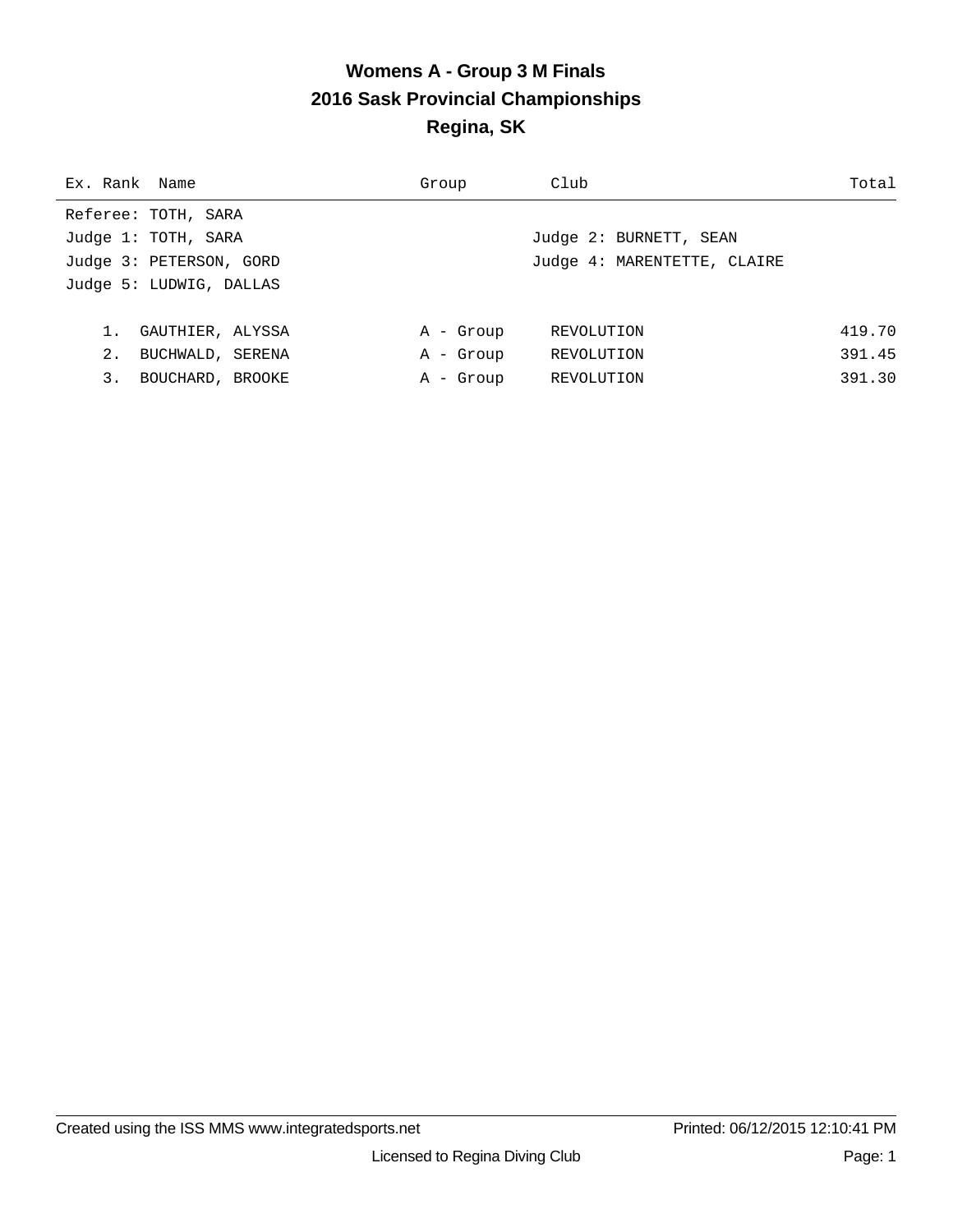# Womens A - Group 3 M Finals
## 2016 Sask Provincial Championships
## Regina, SK

Referee: TOTH, SARA

Judge 1: TOTH, SARA — Judge 2: BURNETT, SEAN

Judge 3: PETERSON, GORD — Judge 4: MARENTETTE, CLAIRE

Judge 5: LUDWIG, DALLAS

| Ex. | Rank | Name | Group | Club | Total |
|---|---|---|---|---|---|
| | 1. | GAUTHIER, ALYSSA | A - Group | REVOLUTION | 419.70 |
| | 2. | BUCHWALD, SERENA | A - Group | REVOLUTION | 391.45 |
| | 3. | BOUCHARD, BROOKE | A - Group | REVOLUTION | 391.30 |

Created using the ISS MMS www.integratedsports.net — Printed: 06/12/2015 12:10:41 PM

Licensed to Regina Diving Club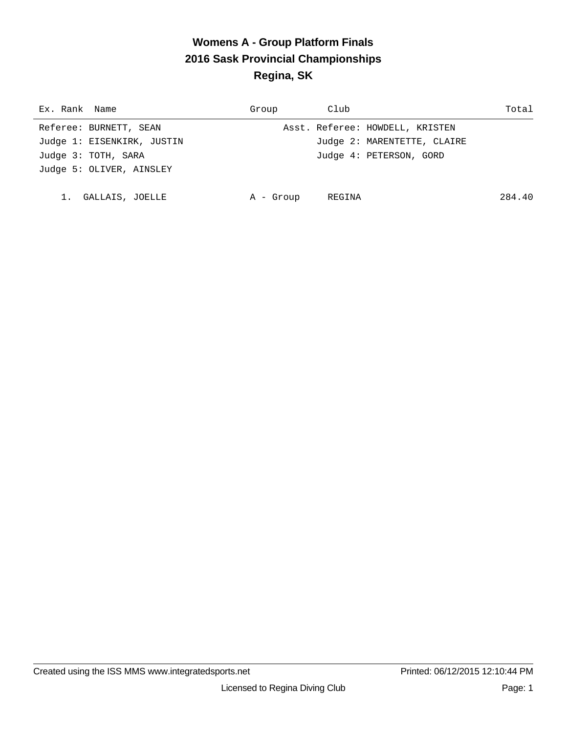# Womens A - Group Platform Finals
## 2016 Sask Provincial Championships
## Regina, SK

| Ex. Rank | Name | Group | Club | Total |
|---|---|---|---|---|

Referee: BURNETT, SEAN — Asst. Referee: HOWDELL, KRISTEN

Judge 1: EISENKIRK, JUSTIN — Judge 2: MARENTETTE, CLAIRE

Judge 3: TOTH, SARA — Judge 4: PETERSON, GORD

Judge 5: OLIVER, AINSLEY

| Ex. Rank | Name | Group | Club | Total |
|---|---|---|---|---|
| 1. | GALLAIS, JOELLE | A - Group | REGINA | 284.40 |

Created using the ISS MMS www.integratedsports.net — Printed: 06/12/2015 12:10:44 PM

Licensed to Regina Diving Club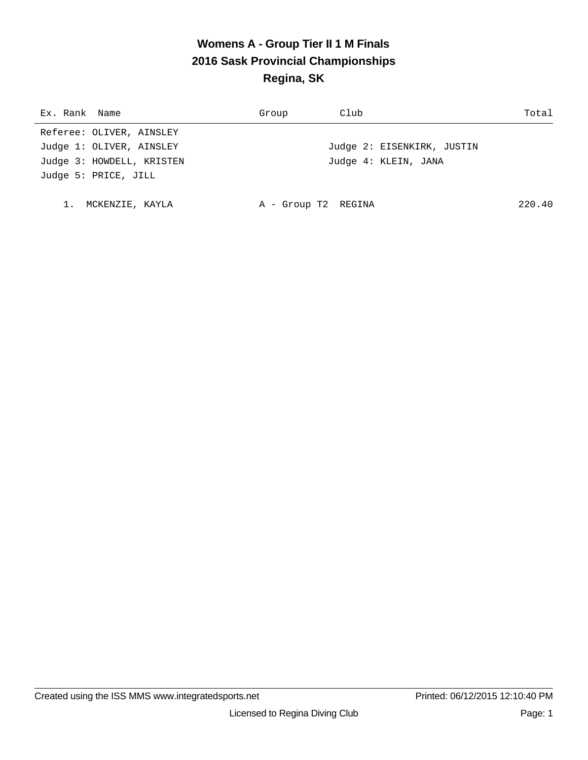# Womens A - Group Tier II 1 M Finals
## 2016 Sask Provincial Championships
## Regina, SK

| Ex. | Rank | Name | Group | Club | Total |
|---|---|---|---|---|---|

Referee: OLIVER, AINSLEY
Judge 1: OLIVER, AINSLEY
Judge 2: EISENKIRK, JUSTIN
Judge 3: HOWDELL, KRISTEN
Judge 4: KLEIN, JANA
Judge 5: PRICE, JILL

| Ex. | Rank | Name | Group | Club | Total |
|---|---|---|---|---|---|
| | 1. | MCKENZIE, KAYLA | A - Group T2 | REGINA | 220.40 |

Created using the ISS MMS www.integratedsports.net Printed: 06/12/2015 12:10:40 PM

Licensed to Regina Diving Club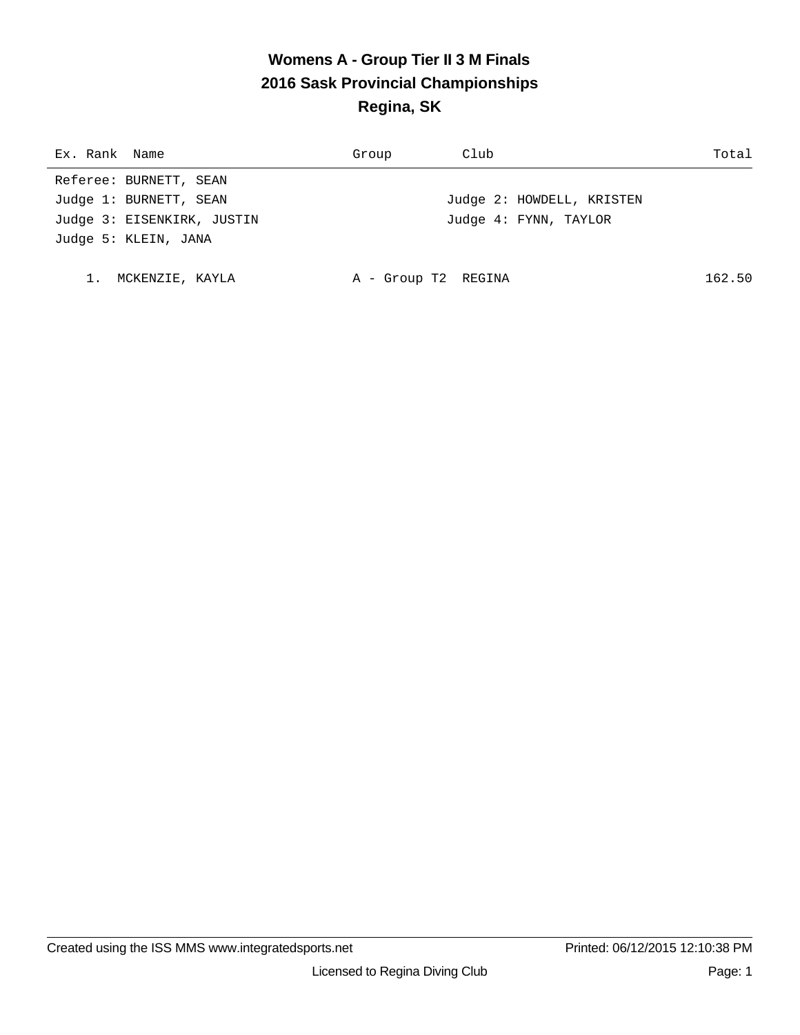# Womens A - Group Tier II 3 M Finals
## 2016 Sask Provincial Championships
## Regina, SK

| Ex. Rank | Name | Group | Club | Total |
|---|---|---|---|---|

Referee: BURNETT, SEAN

Judge 1: BURNETT, SEAN

Judge 2: HOWDELL, KRISTEN

Judge 3: EISENKIRK, JUSTIN

Judge 4: FYNN, TAYLOR

Judge 5: KLEIN, JANA

| Ex. Rank | Name | Group | Club | Total |
|---|---|---|---|---|
| 1. | MCKENZIE, KAYLA | A - Group T2 | REGINA | 162.50 |

Created using the ISS MMS www.integratedsports.net

Printed: 06/12/2015 12:10:38 PM

Licensed to Regina Diving Club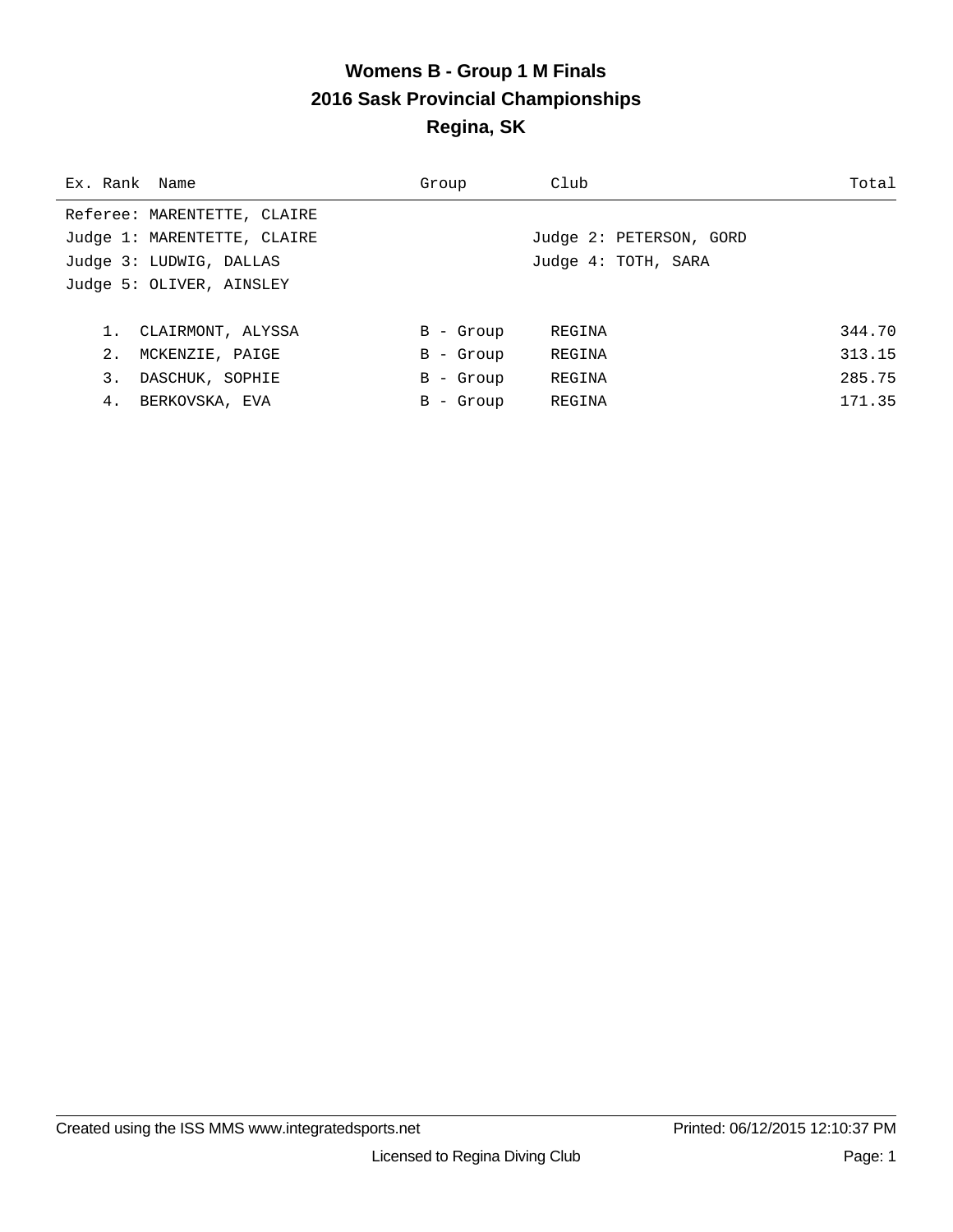# Womens B - Group 1 M Finals
## 2016 Sask Provincial Championships
## Regina, SK

| Ex. | Rank | Name | Group | Club | Total |
|---|---|---|---|---|---|

Referee: MARENTETTE, CLAIRE
Judge 1: MARENTETTE, CLAIRE — Judge 2: PETERSON, GORD
Judge 3: LUDWIG, DALLAS — Judge 4: TOTH, SARA
Judge 5: OLIVER, AINSLEY

| Ex. | Rank | Name | Group | Club | Total |
|---|---|---|---|---|---|
| | 1. | CLAIRMONT, ALYSSA | B - Group | REGINA | 344.70 |
| | 2. | MCKENZIE, PAIGE | B - Group | REGINA | 313.15 |
| | 3. | DASCHUK, SOPHIE | B - Group | REGINA | 285.75 |
| | 4. | BERKOVSKA, EVA | B - Group | REGINA | 171.35 |

Created using the ISS MMS www.integratedsports.net — Printed: 06/12/2015 12:10:37 PM

Licensed to Regina Diving Club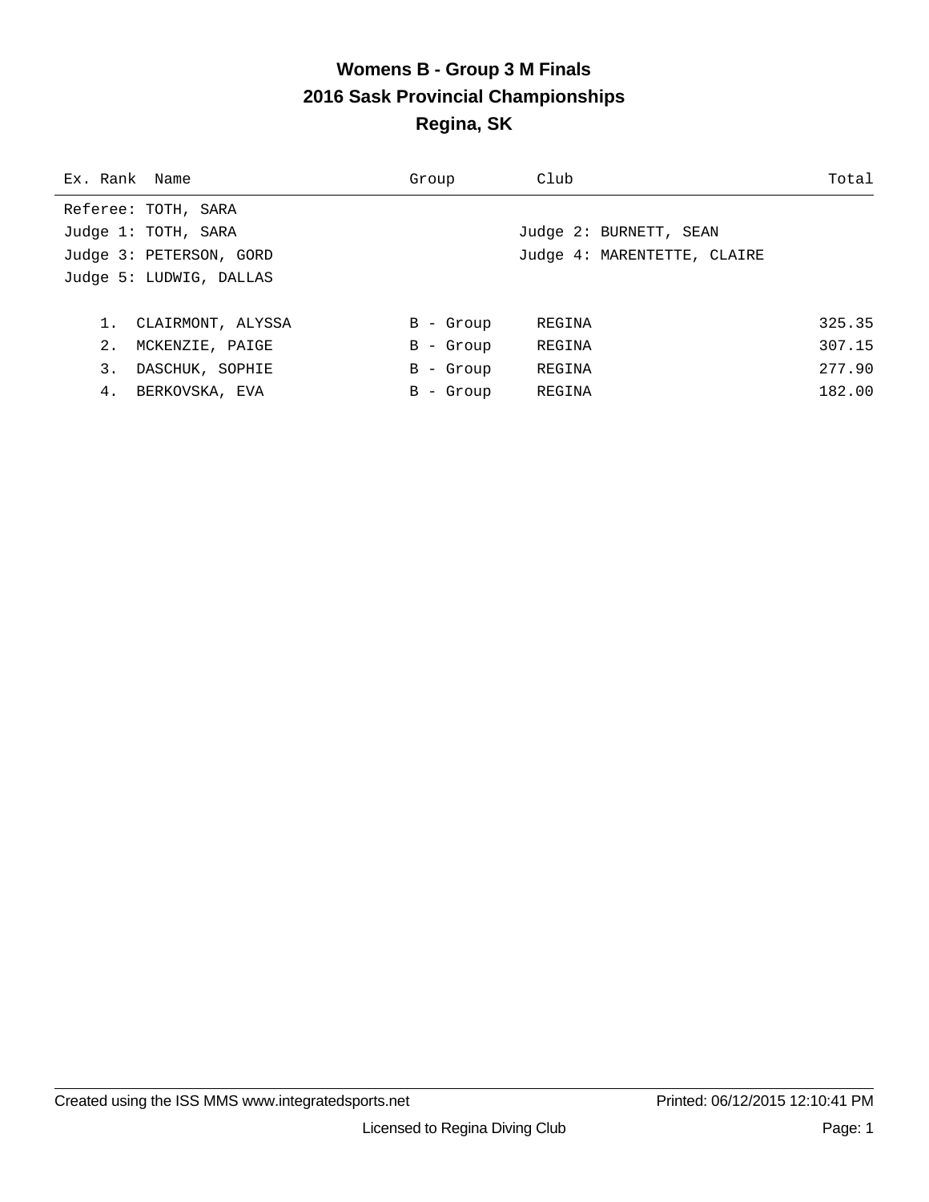# Womens B - Group 3 M Finals
## 2016 Sask Provincial Championships
## Regina, SK

Referee: TOTH, SARA
Judge 1: TOTH, SARA — Judge 2: BURNETT, SEAN
Judge 3: PETERSON, GORD — Judge 4: MARENTETTE, CLAIRE
Judge 5: LUDWIG, DALLAS

| Ex. | Rank | Name | Group | Club | Total |
|---|---|---|---|---|---|
| | 1. | CLAIRMONT, ALYSSA | B - Group | REGINA | 325.35 |
| | 2. | MCKENZIE, PAIGE | B - Group | REGINA | 307.15 |
| | 3. | DASCHUK, SOPHIE | B - Group | REGINA | 277.90 |
| | 4. | BERKOVSKA, EVA | B - Group | REGINA | 182.00 |

Created using the ISS MMS www.integratedsports.net — Printed: 06/12/2015 12:10:41 PM

Licensed to Regina Diving Club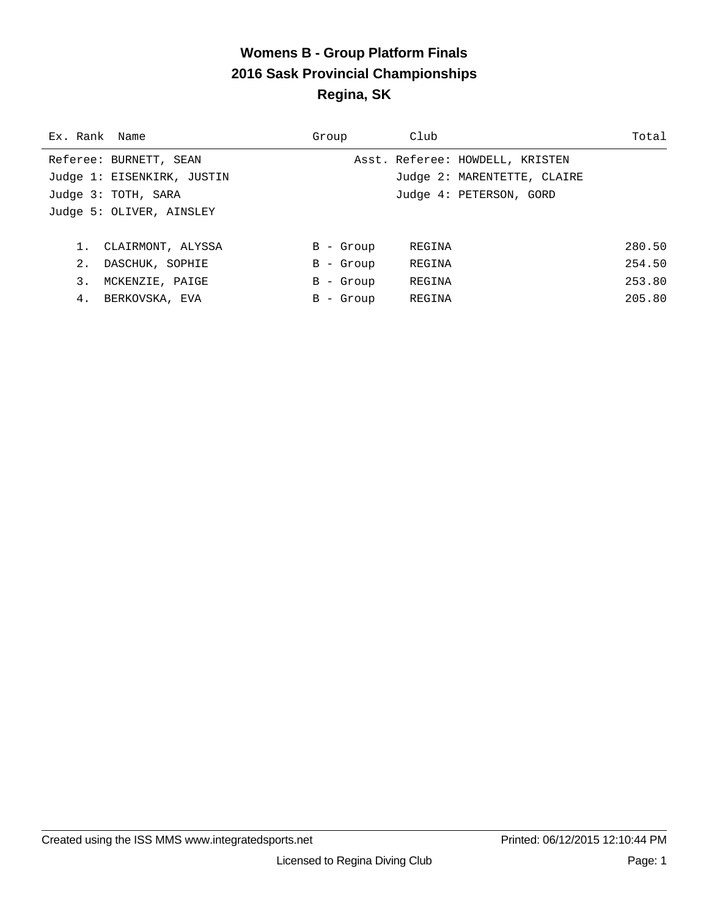# Womens B - Group Platform Finals
## 2016 Sask Provincial Championships
## Regina, SK

| Ex. | Rank | Name | Group | Club | Total |
|---|---|---|---|---|---|

Referee: BURNETT, SEAN — Asst. Referee: HOWDELL, KRISTEN

Judge 1: EISENKIRK, JUSTIN — Judge 2: MARENTETTE, CLAIRE

Judge 3: TOTH, SARA — Judge 4: PETERSON, GORD

Judge 5: OLIVER, AINSLEY

| Ex. | Rank | Name | Group | Club | Total |
|---|---|---|---|---|---|
| | 1. | CLAIRMONT, ALYSSA | B - Group | REGINA | 280.50 |
| | 2. | DASCHUK, SOPHIE | B - Group | REGINA | 254.50 |
| | 3. | MCKENZIE, PAIGE | B - Group | REGINA | 253.80 |
| | 4. | BERKOVSKA, EVA | B - Group | REGINA | 205.80 |

Created using the ISS MMS www.integratedsports.net — Printed: 06/12/2015 12:10:44 PM

Licensed to Regina Diving Club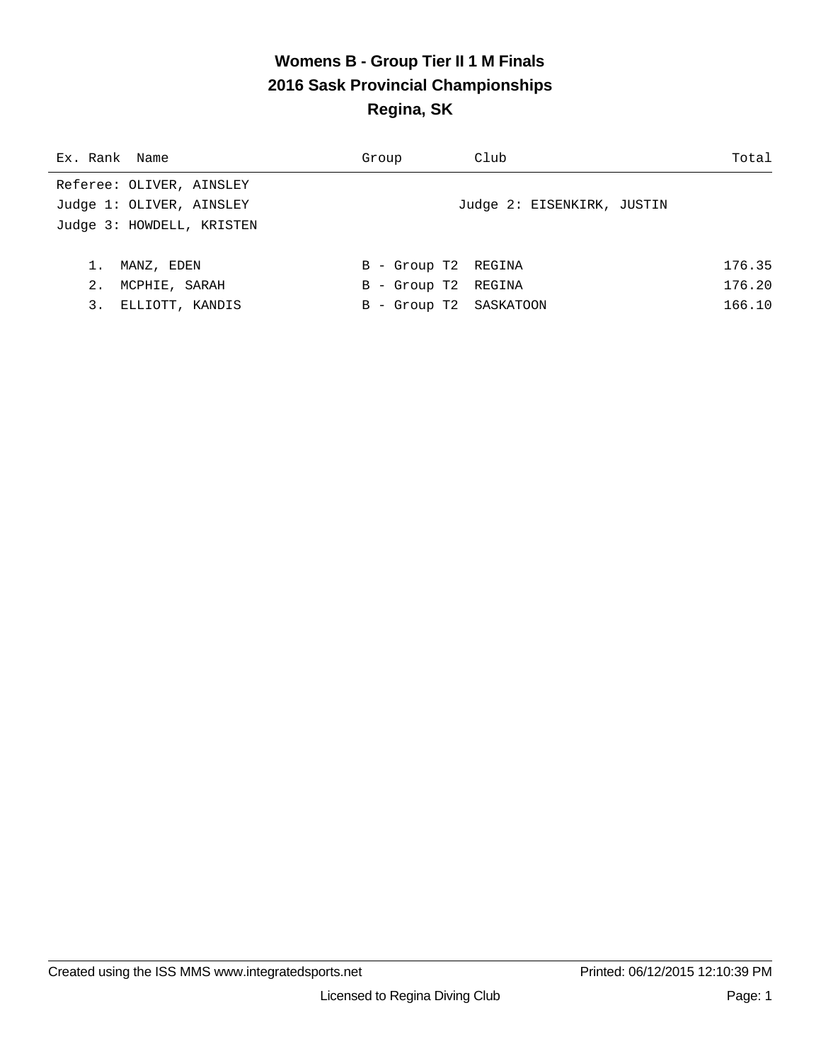# Womens B - Group Tier II 1 M Finals
## 2016 Sask Provincial Championships
## Regina, SK

| Ex. | Rank | Name | Group | Club | Total |
|---|---|---|---|---|---|

Referee: OLIVER, AINSLEY
Judge 1: OLIVER, AINSLEY
Judge 2: EISENKIRK, JUSTIN
Judge 3: HOWDELL, KRISTEN

| Ex. | Rank | Name | Group | Club | Total |
|---|---|---|---|---|---|
| | 1. | MANZ, EDEN | B - Group T2 | REGINA | 176.35 |
| | 2. | MCPHIE, SARAH | B - Group T2 | REGINA | 176.20 |
| | 3. | ELLIOTT, KANDIS | B - Group T2 | SASKATOON | 166.10 |

Created using the ISS MMS www.integratedsports.net
Printed: 06/12/2015 12:10:39 PM
Licensed to Regina Diving Club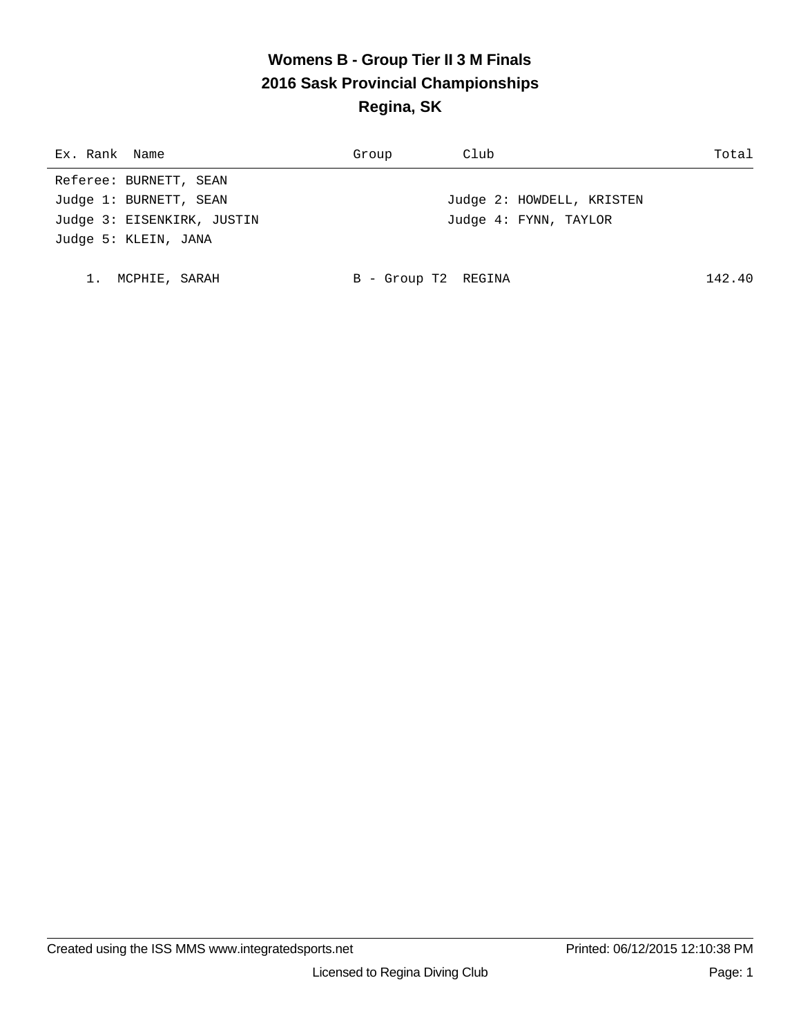# Womens B - Group Tier II 3 M Finals
## 2016 Sask Provincial Championships
## Regina, SK

| Ex. Rank | Name | Group | Club | Total |
|---|---|---|---|---|

Referee: BURNETT, SEAN
Judge 1: BURNETT, SEAN
Judge 2: HOWDELL, KRISTEN
Judge 3: EISENKIRK, JUSTIN
Judge 4: FYNN, TAYLOR
Judge 5: KLEIN, JANA

| Ex. Rank | Name | Group | Club | Total |
|---|---|---|---|---|
| 1. | MCPHIE, SARAH | B - Group T2 | REGINA | 142.40 |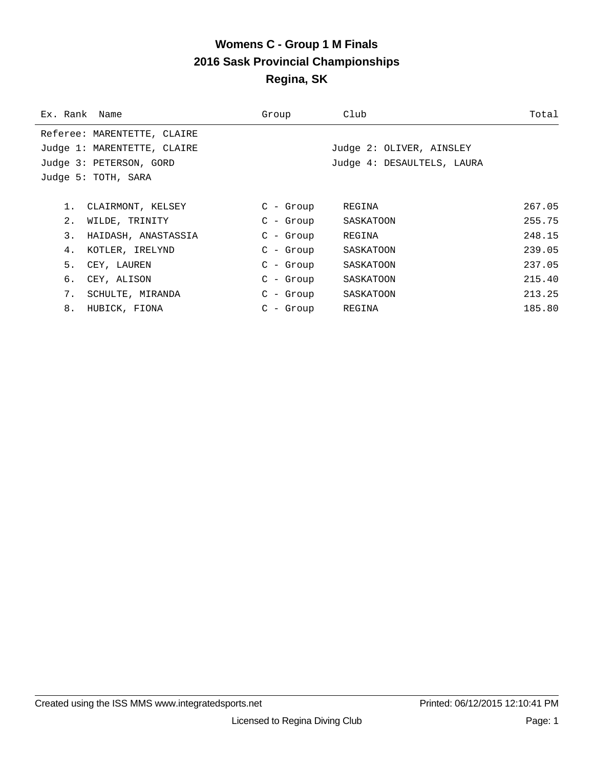# Womens C - Group 1 M Finals
## 2016 Sask Provincial Championships
## Regina, SK

Referee: MARENTETTE, CLAIRE
Judge 1: MARENTETTE, CLAIRE
Judge 2: OLIVER, AINSLEY
Judge 3: PETERSON, GORD
Judge 4: DESAULTELS, LAURA
Judge 5: TOTH, SARA

| Ex. | Rank | Name | Group | Club | Total |
|---|---|---|---|---|---|
| | 1. | CLAIRMONT, KELSEY | C - Group | REGINA | 267.05 |
| | 2. | WILDE, TRINITY | C - Group | SASKATOON | 255.75 |
| | 3. | HAIDASH, ANASTASSIA | C - Group | REGINA | 248.15 |
| | 4. | KOTLER, IRELYND | C - Group | SASKATOON | 239.05 |
| | 5. | CEY, LAUREN | C - Group | SASKATOON | 237.05 |
| | 6. | CEY, ALISON | C - Group | SASKATOON | 215.40 |
| | 7. | SCHULTE, MIRANDA | C - Group | SASKATOON | 213.25 |
| | 8. | HUBICK, FIONA | C - Group | REGINA | 185.80 |

Created using the ISS MMS www.integratedsports.net    Printed: 06/12/2015 12:10:41 PM

Licensed to Regina Diving Club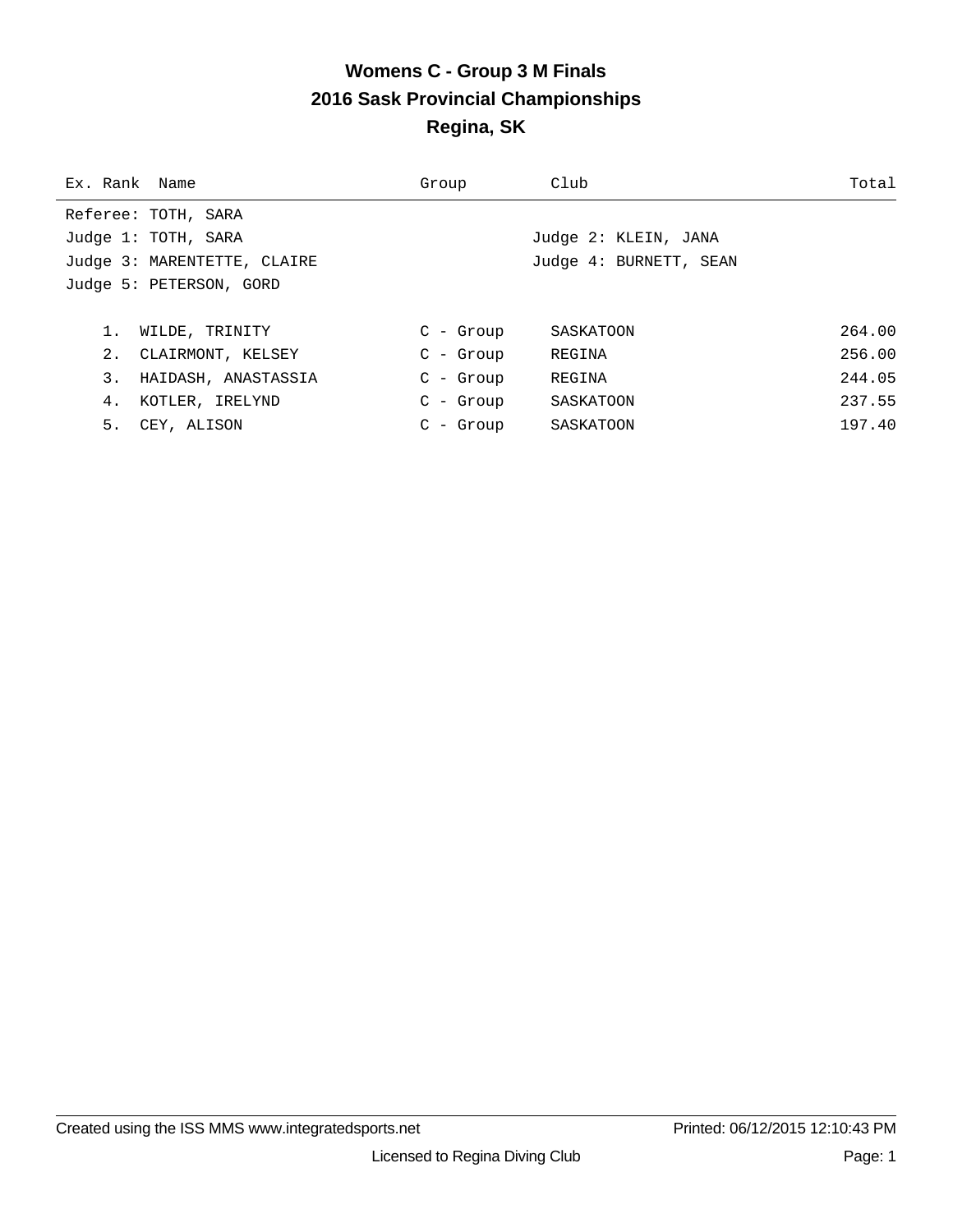# Womens C - Group 3 M Finals
## 2016 Sask Provincial Championships
## Regina, SK

Referee: TOTH, SARA
Judge 1: TOTH, SARA
Judge 2: KLEIN, JANA
Judge 3: MARENTETTE, CLAIRE
Judge 4: BURNETT, SEAN
Judge 5: PETERSON, GORD

| Ex. | Rank | Name | Group | Club | Total |
|---|---|---|---|---|---|
| | 1. | WILDE, TRINITY | C - Group | SASKATOON | 264.00 |
| | 2. | CLAIRMONT, KELSEY | C - Group | REGINA | 256.00 |
| | 3. | HAIDASH, ANASTASSIA | C - Group | REGINA | 244.05 |
| | 4. | KOTLER, IRELYND | C - Group | SASKATOON | 237.55 |
| | 5. | CEY, ALISON | C - Group | SASKATOON | 197.40 |

Created using the ISS MMS www.integratedsports.net | Printed: 06/12/2015 12:10:43 PM

Licensed to Regina Diving Club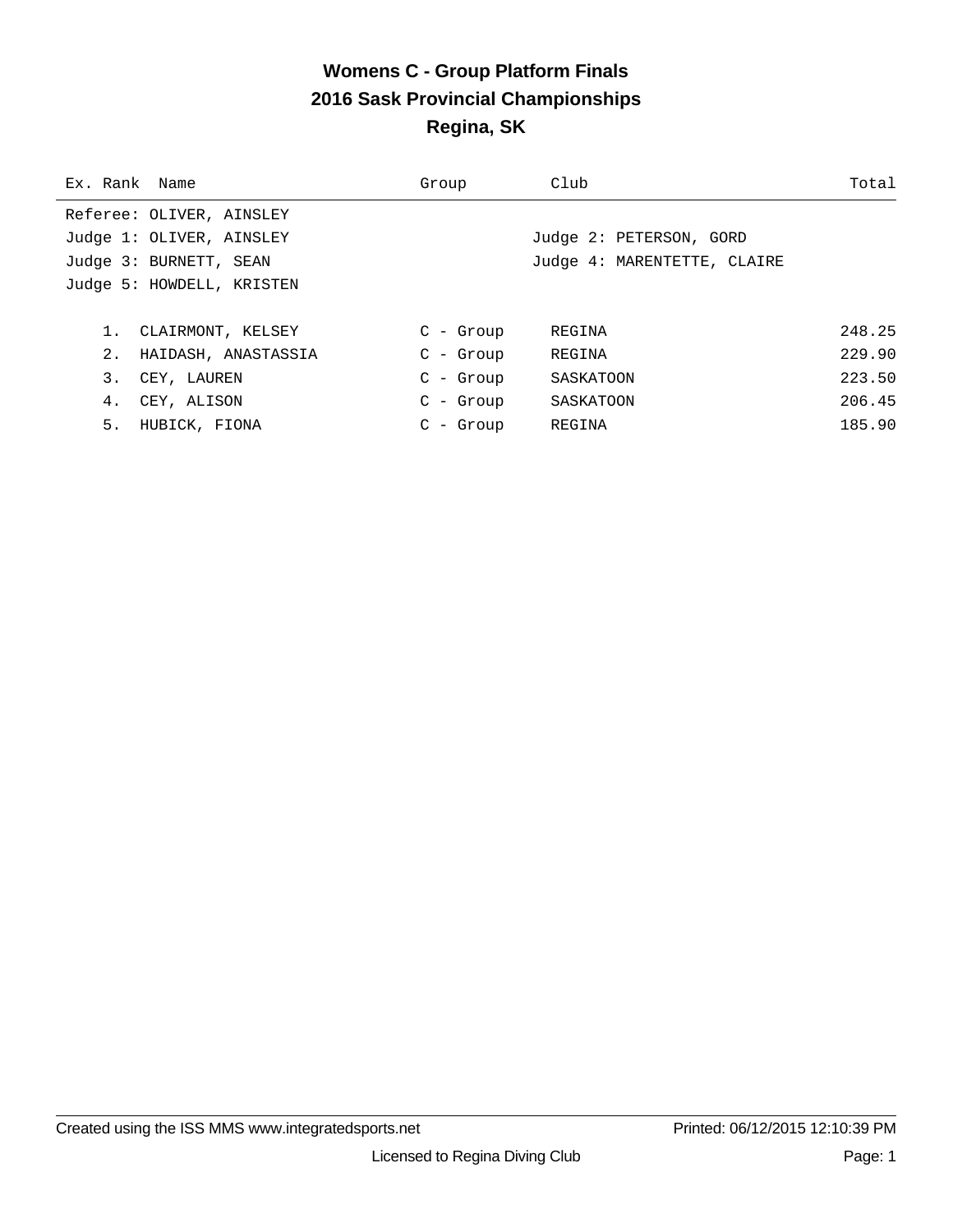# Womens C - Group Platform Finals
## 2016 Sask Provincial Championships
## Regina, SK

| Ex. | Rank | Name | Group | Club | Total |
|---|---|---|---|---|---|

Referee: OLIVER, AINSLEY
Judge 1: OLIVER, AINSLEY
Judge 2: PETERSON, GORD
Judge 3: BURNETT, SEAN
Judge 4: MARENTETTE, CLAIRE
Judge 5: HOWDELL, KRISTEN

| Ex. | Rank | Name | Group | Club | Total |
|---|---|---|---|---|---|
| | 1. | CLAIRMONT, KELSEY | C - Group | REGINA | 248.25 |
| | 2. | HAIDASH, ANASTASSIA | C - Group | REGINA | 229.90 |
| | 3. | CEY, LAUREN | C - Group | SASKATOON | 223.50 |
| | 4. | CEY, ALISON | C - Group | SASKATOON | 206.45 |
| | 5. | HUBICK, FIONA | C - Group | REGINA | 185.90 |

Created using the ISS MMS www.integratedsports.net
Printed: 06/12/2015 12:10:39 PM
Licensed to Regina Diving Club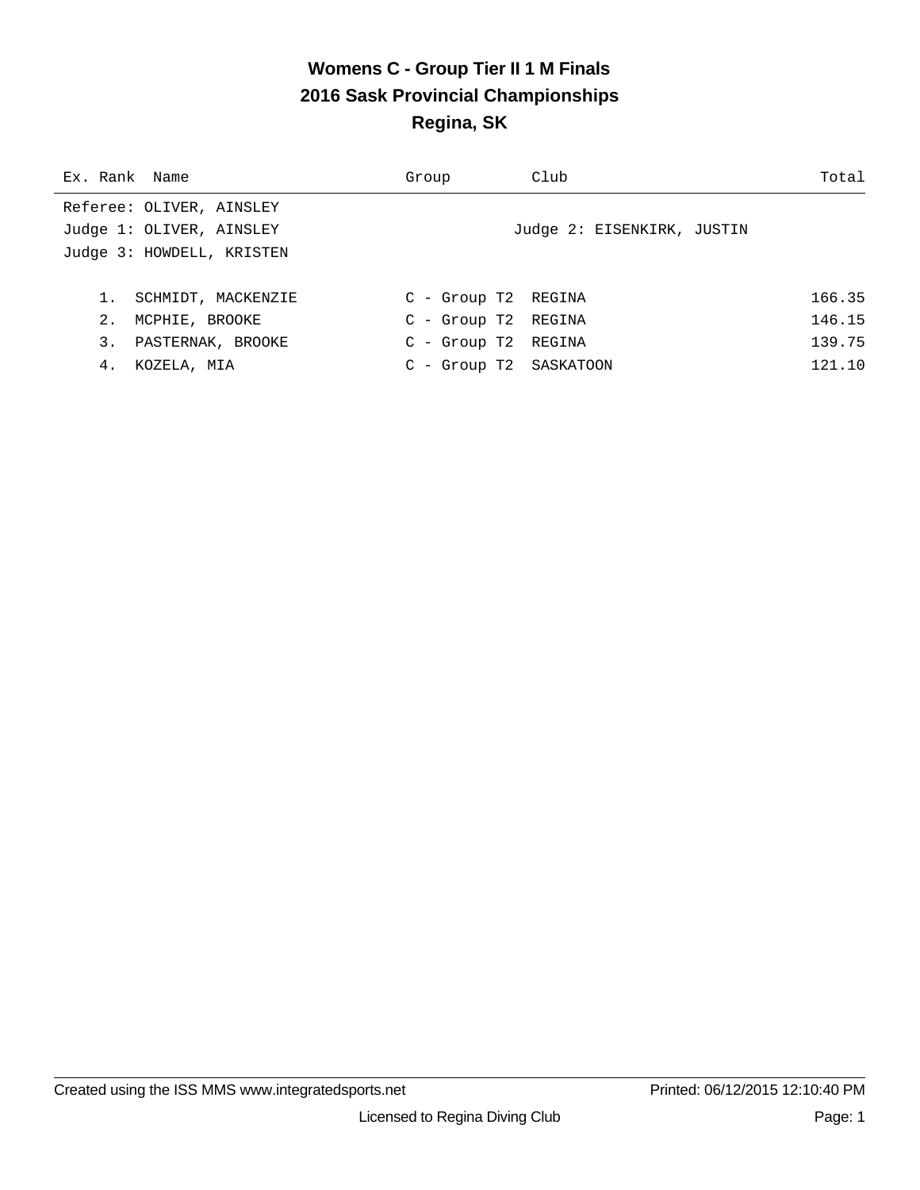# Womens C - Group Tier II 1 M Finals
## 2016 Sask Provincial Championships
## Regina, SK

Referee: OLIVER, AINSLEY
Judge 1: OLIVER, AINSLEY
Judge 2: EISENKIRK, JUSTIN
Judge 3: HOWDELL, KRISTEN

| Ex. Rank | Name | Group | Club | Total |
|---|---|---|---|---|
| 1. | SCHMIDT, MACKENZIE | C - Group T2 | REGINA | 166.35 |
| 2. | MCPHIE, BROOKE | C - Group T2 | REGINA | 146.15 |
| 3. | PASTERNAK, BROOKE | C - Group T2 | REGINA | 139.75 |
| 4. | KOZELA, MIA | C - Group T2 | SASKATOON | 121.10 |

Created using the ISS MMS www.integratedsports.net — Printed: 06/12/2015 12:10:40 PM

Licensed to Regina Diving Club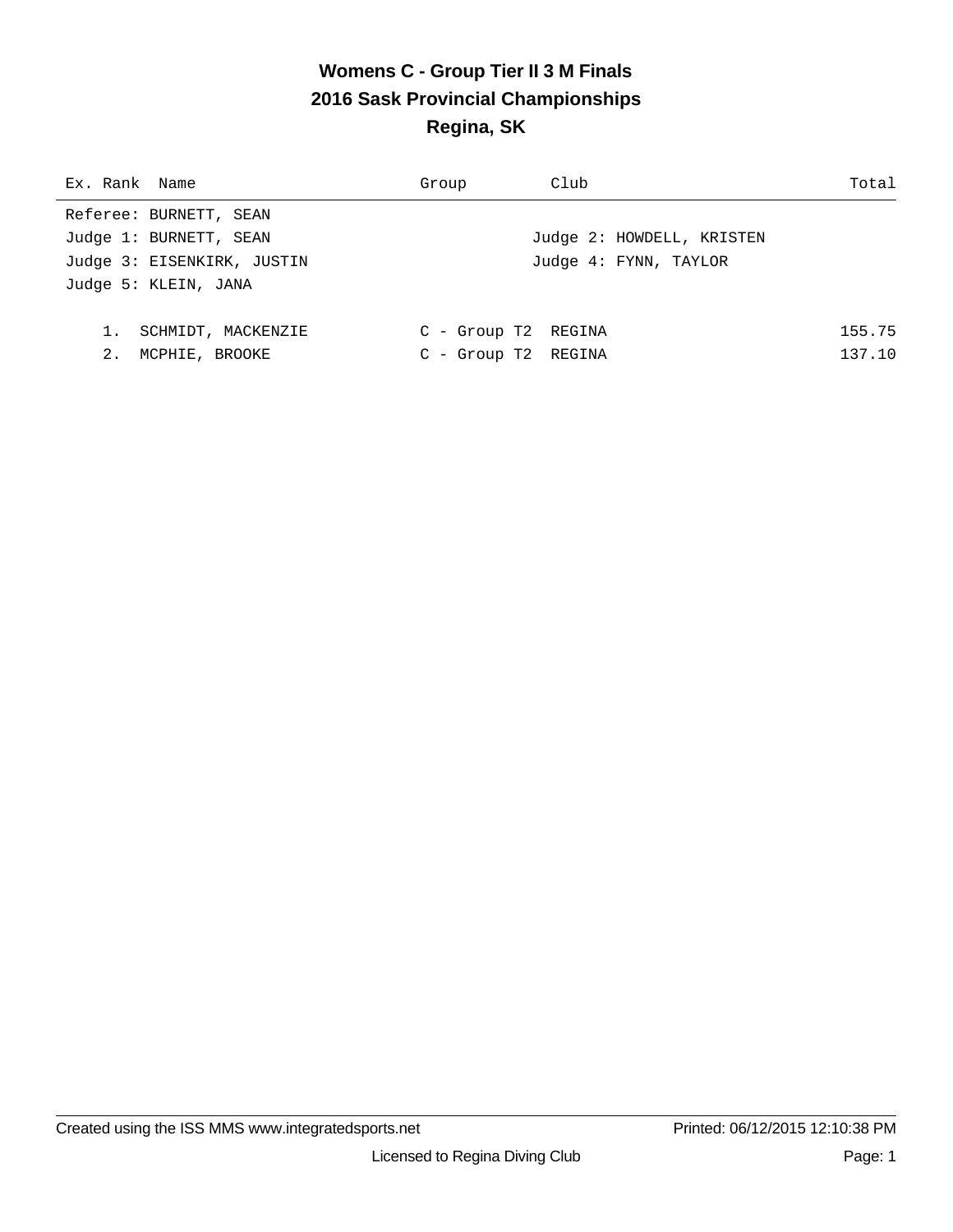# Womens C - Group Tier II 3 M Finals
## 2016 Sask Provincial Championships
## Regina, SK

Referee: BURNETT, SEAN

Judge 1: BURNETT, SEAN — Judge 2: HOWDELL, KRISTEN

Judge 3: EISENKIRK, JUSTIN — Judge 4: FYNN, TAYLOR

Judge 5: KLEIN, JANA

| Ex. | Rank | Name | Group | Club | Total |
|---|---|---|---|---|---|
| | 1. | SCHMIDT, MACKENZIE | C - Group T2 | REGINA | 155.75 |
| | 2. | MCPHIE, BROOKE | C - Group T2 | REGINA | 137.10 |

Created using the ISS MMS www.integratedsports.net — Printed: 06/12/2015 12:10:38 PM

Licensed to Regina Diving Club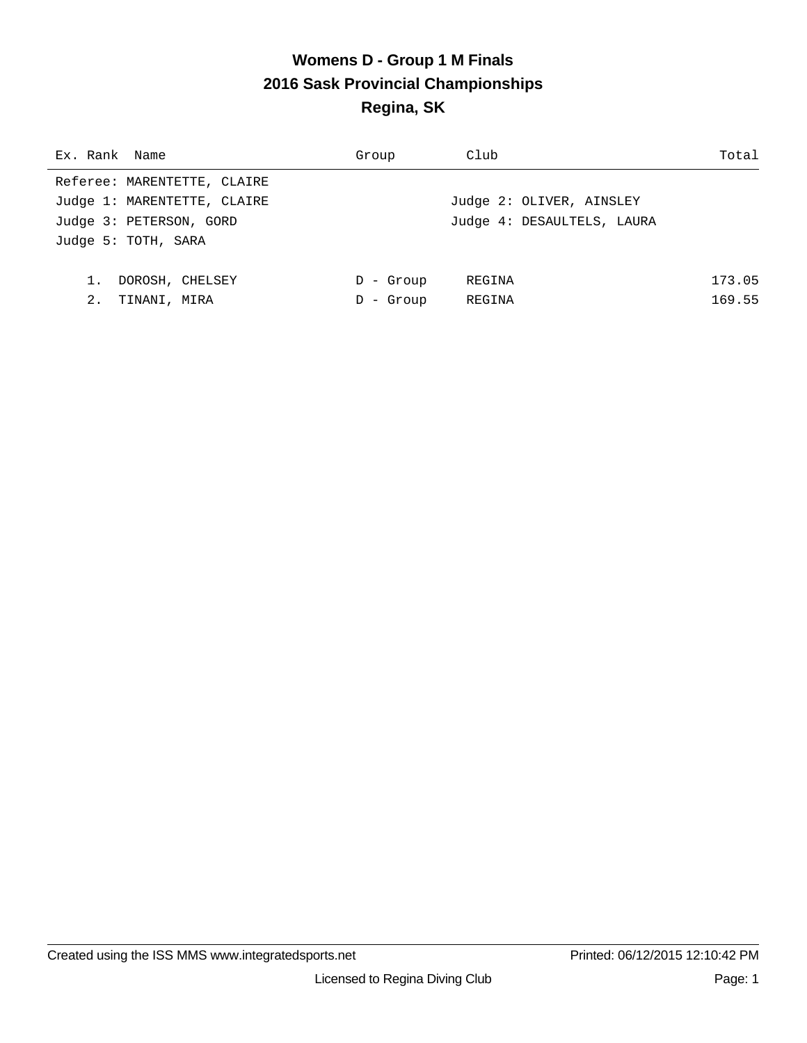# Womens D - Group 1 M Finals
## 2016 Sask Provincial Championships
## Regina, SK

| Ex. Rank | Name | Group | Club | Total |
|---|---|---|---|---|

Referee: MARENTETTE, CLAIRE

Judge 1: MARENTETTE, CLAIRE    Judge 2: OLIVER, AINSLEY

Judge 3: PETERSON, GORD    Judge 4: DESAULTELS, LAURA

Judge 5: TOTH, SARA

| Ex. Rank | Name | Group | Club | Total |
|---|---|---|---|---|
| 1. | DOROSH, CHELSEY | D - Group | REGINA | 173.05 |
| 2. | TINANI, MIRA | D - Group | REGINA | 169.55 |

Created using the ISS MMS www.integratedsports.net    Printed: 06/12/2015 12:10:42 PM

Licensed to Regina Diving Club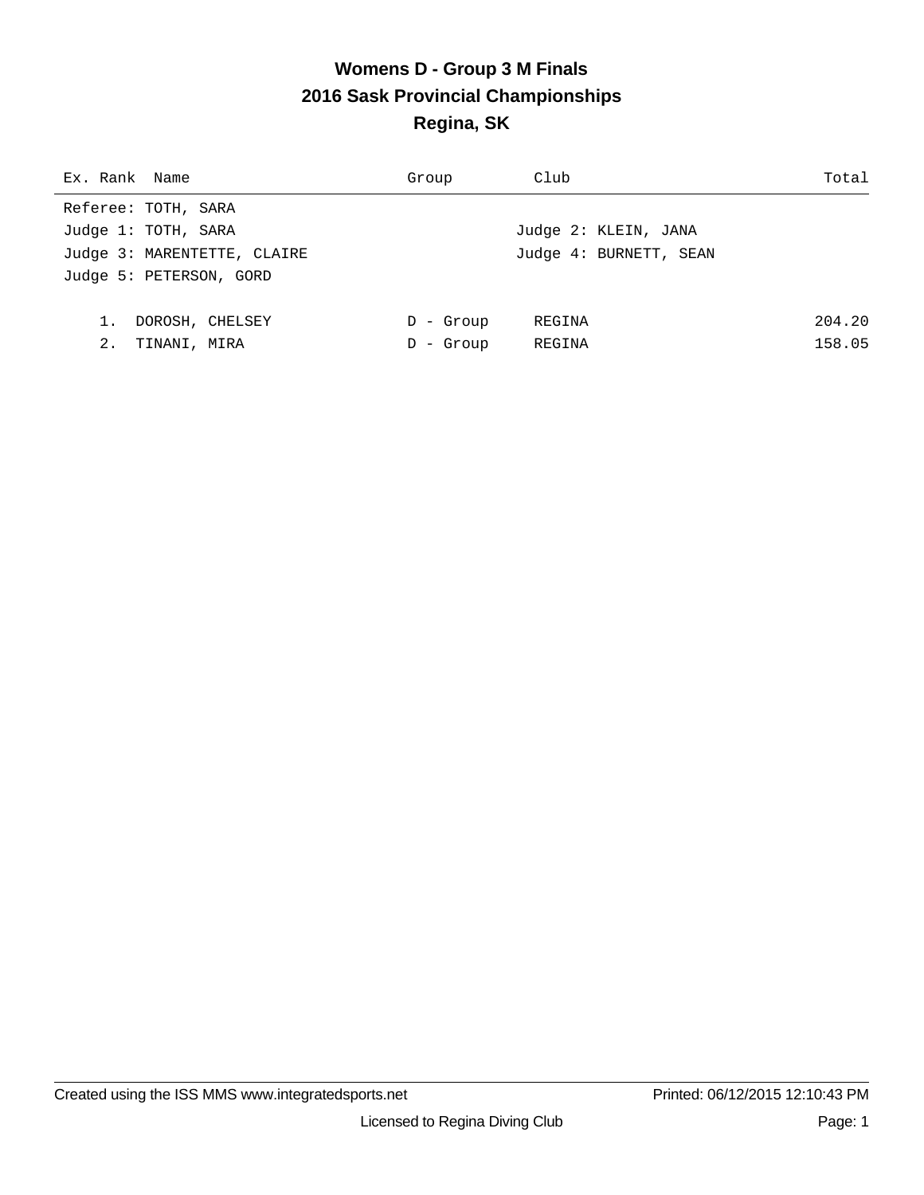# Womens D - Group 3 M Finals
## 2016 Sask Provincial Championships
## Regina, SK

| Ex. | Rank | Name | Group | Club | Total |
|---|---|---|---|---|---|

Referee: TOTH, SARA

Judge 1: TOTH, SARA

Judge 2: KLEIN, JANA

Judge 3: MARENTETTE, CLAIRE

Judge 4: BURNETT, SEAN

Judge 5: PETERSON, GORD

| Ex. | Rank | Name | Group | Club | Total |
|---|---|---|---|---|---|
| | 1. | DOROSH, CHELSEY | D - Group | REGINA | 204.20 |
| | 2. | TINANI, MIRA | D - Group | REGINA | 158.05 |

Created using the ISS MMS www.integratedsports.net

Printed: 06/12/2015 12:10:43 PM

Licensed to Regina Diving Club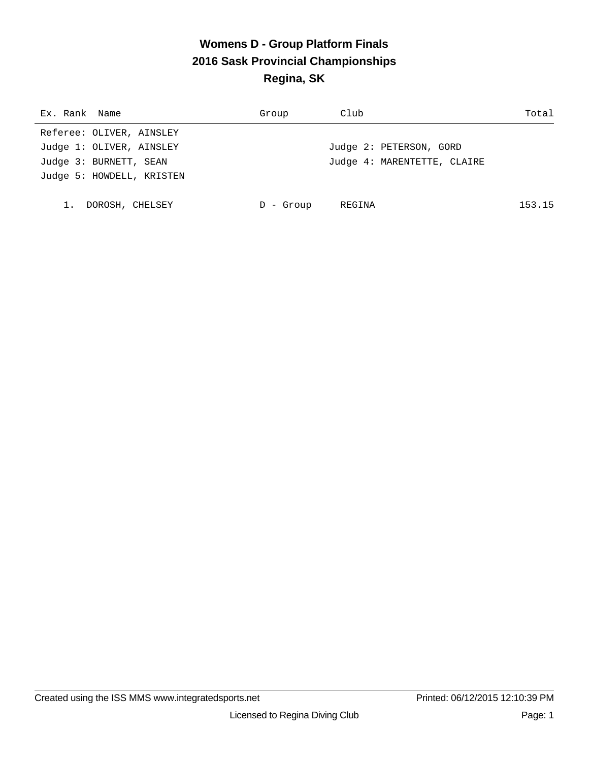# Womens D - Group Platform Finals
## 2016 Sask Provincial Championships
## Regina, SK

| Ex. Rank | Name | Group | Club | Total |
|---|---|---|---|---|

Referee: OLIVER, AINSLEY
Judge 1: OLIVER, AINSLEY
Judge 2: PETERSON, GORD
Judge 3: BURNETT, SEAN
Judge 4: MARENTETTE, CLAIRE
Judge 5: HOWDELL, KRISTEN

| Ex. Rank | Name | Group | Club | Total |
|---|---|---|---|---|
| 1. | DOROSH, CHELSEY | D - Group | REGINA | 153.15 |

Created using the ISS MMS www.integratedsports.net — Printed: 06/12/2015 12:10:39 PM

Licensed to Regina Diving Club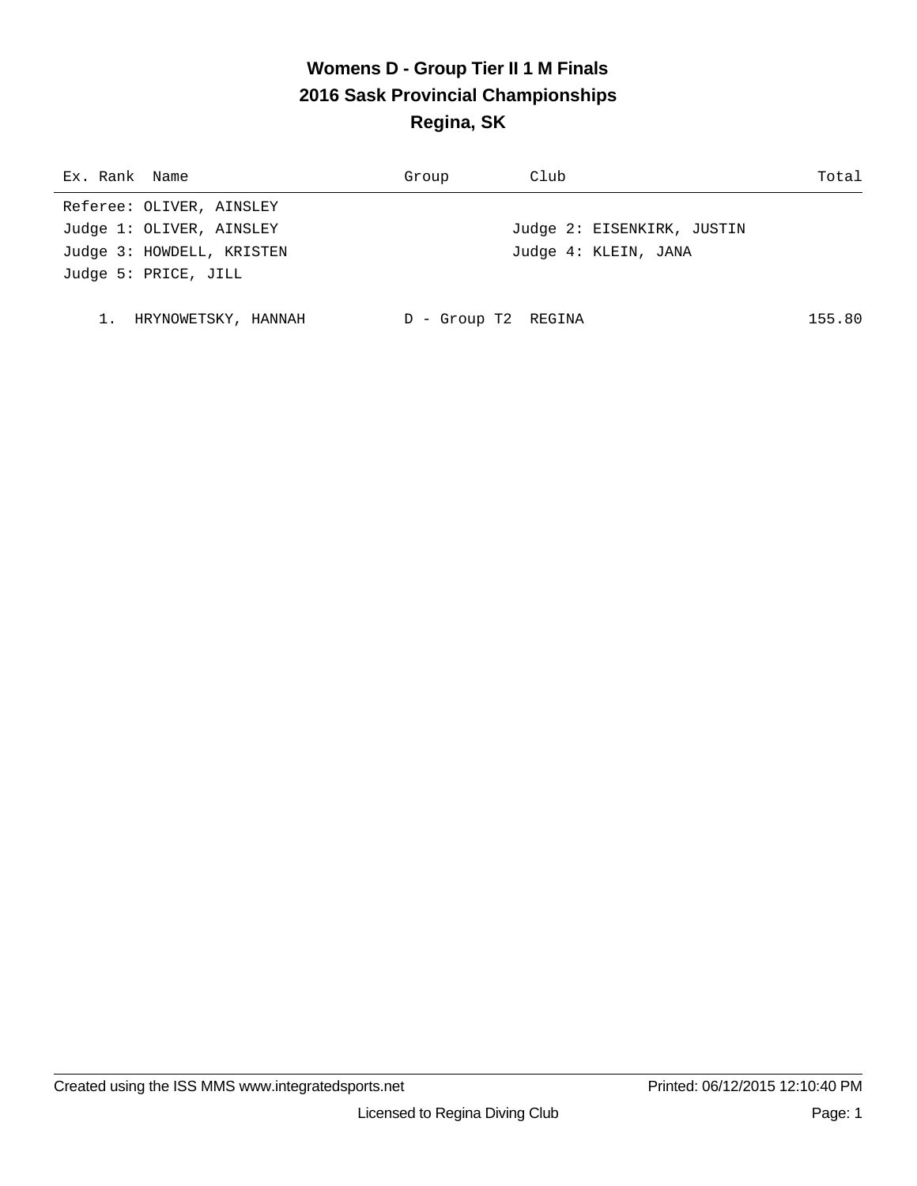# Womens D - Group Tier II 1 M Finals
## 2016 Sask Provincial Championships
## Regina, SK

| Ex. Rank | Name | Group | Club | Total |
|---|---|---|---|---|

Referee: OLIVER, AINSLEY
Judge 1: OLIVER, AINSLEY
Judge 2: EISENKIRK, JUSTIN
Judge 3: HOWDELL, KRISTEN
Judge 4: KLEIN, JANA
Judge 5: PRICE, JILL

| Ex. Rank | Name | Group | Club | Total |
|---|---|---|---|---|
| 1. | HRYNOWETSKY, HANNAH | D - Group T2 | REGINA | 155.80 |

Created using the ISS MMS www.integratedsports.net
Printed: 06/12/2015 12:10:40 PM
Licensed to Regina Diving Club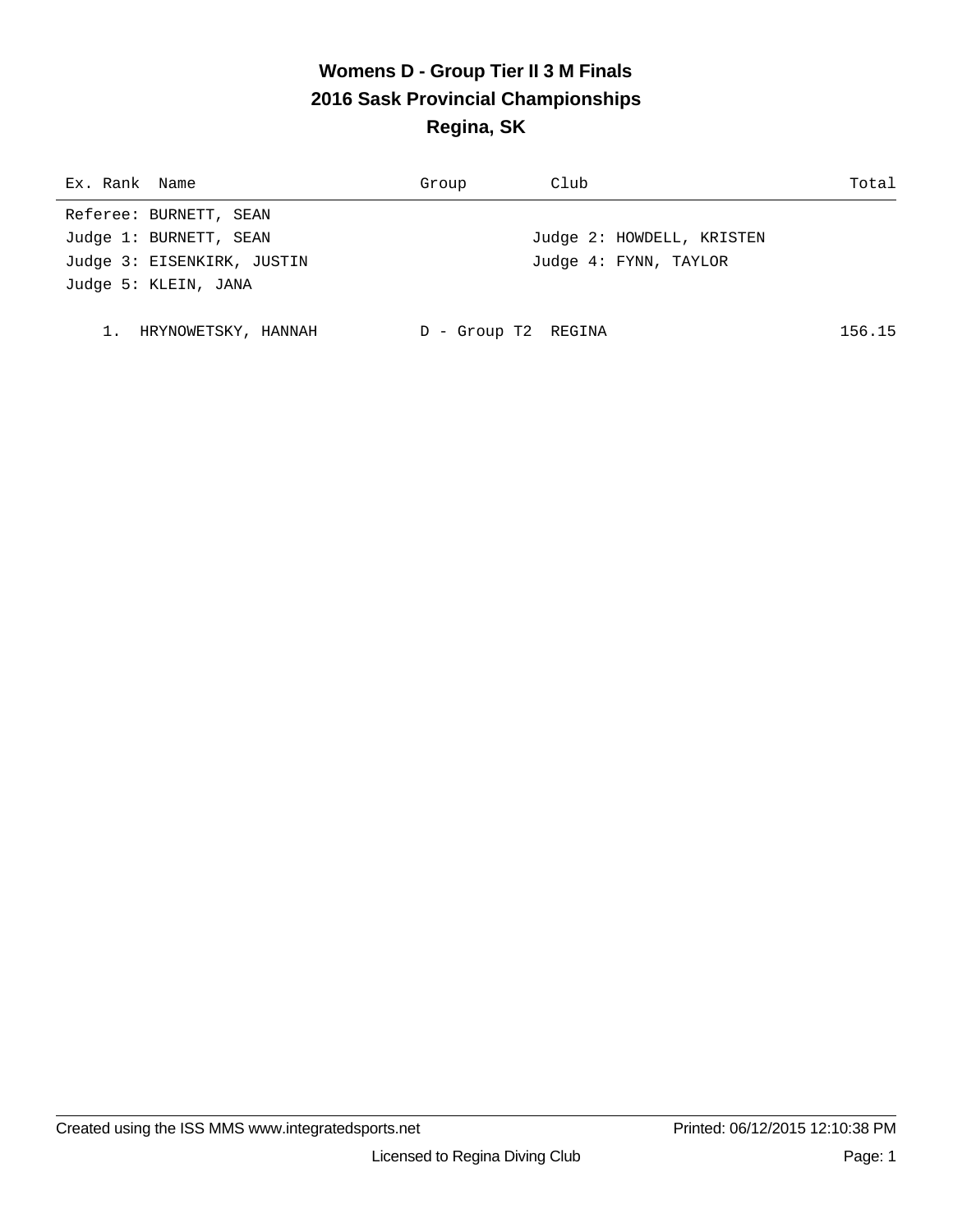# Womens D - Group Tier II 3 M Finals
## 2016 Sask Provincial Championships
## Regina, SK

| Ex. Rank | Name | Group | Club | Total |
|---|---|---|---|---|

Referee: BURNETT, SEAN

Judge 1: BURNETT, SEAN — Judge 2: HOWDELL, KRISTEN

Judge 3: EISENKIRK, JUSTIN — Judge 4: FYNN, TAYLOR

Judge 5: KLEIN, JANA

| Ex. Rank | Name | Group | Club | Total |
|---|---|---|---|---|
| 1. | HRYNOWETSKY, HANNAH | D - Group T2 | REGINA | 156.15 |

Created using the ISS MMS www.integratedsports.net — Printed: 06/12/2015 12:10:38 PM

Licensed to Regina Diving Club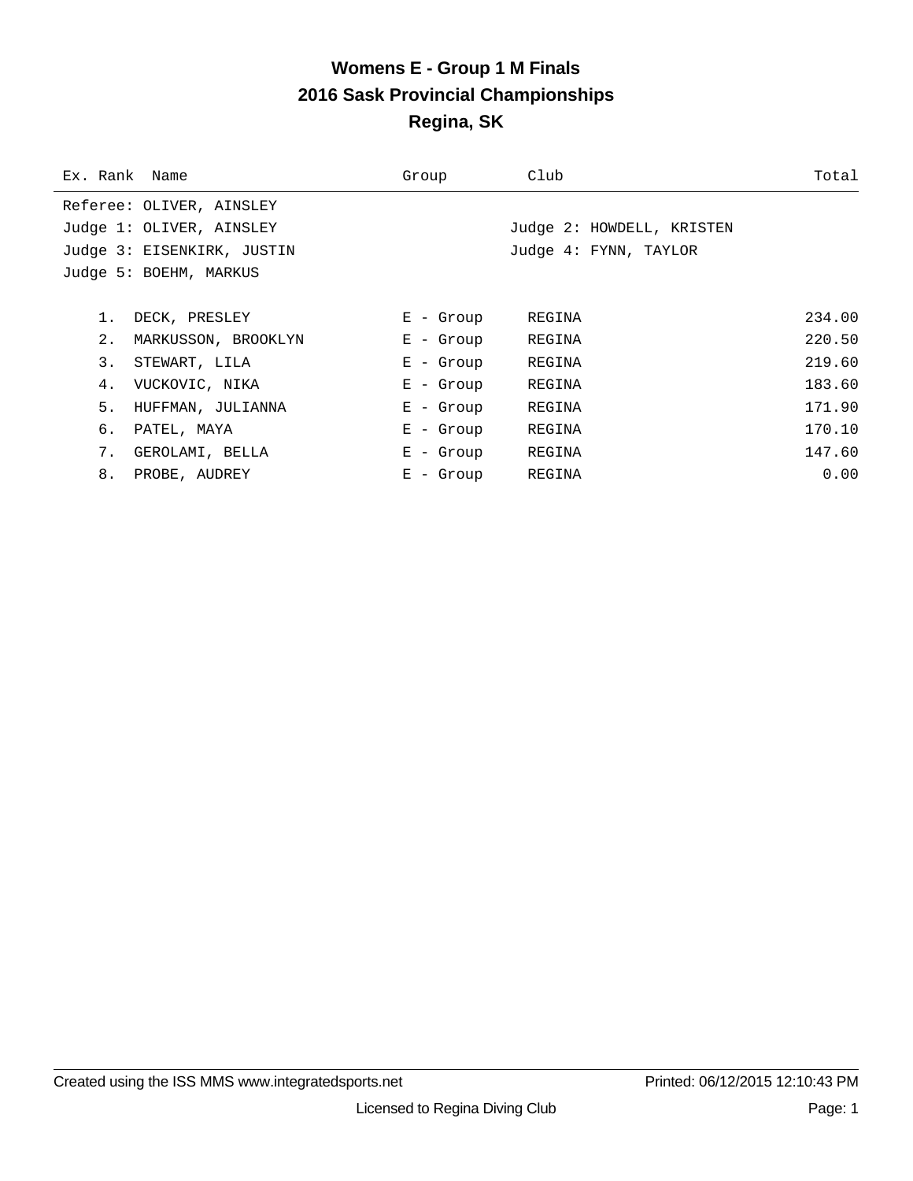# Womens E - Group 1 M Finals
# 2016 Sask Provincial Championships
# Regina, SK

Referee: OLIVER, AINSLEY
Judge 1: OLIVER, AINSLEY
Judge 2: HOWDELL, KRISTEN
Judge 3: EISENKIRK, JUSTIN
Judge 4: FYNN, TAYLOR
Judge 5: BOEHM, MARKUS

| Ex. | Rank | Name | Group | Club | Total |
|---|---|---|---|---|---|
| | 1. | DECK, PRESLEY | E - Group | REGINA | 234.00 |
| | 2. | MARKUSSON, BROOKLYN | E - Group | REGINA | 220.50 |
| | 3. | STEWART, LILA | E - Group | REGINA | 219.60 |
| | 4. | VUCKOVIC, NIKA | E - Group | REGINA | 183.60 |
| | 5. | HUFFMAN, JULIANNA | E - Group | REGINA | 171.90 |
| | 6. | PATEL, MAYA | E - Group | REGINA | 170.10 |
| | 7. | GEROLAMI, BELLA | E - Group | REGINA | 147.60 |
| | 8. | PROBE, AUDREY | E - Group | REGINA | 0.00 |

Created using the ISS MMS www.integratedsports.net Printed: 06/12/2015 12:10:43 PM

Licensed to Regina Diving Club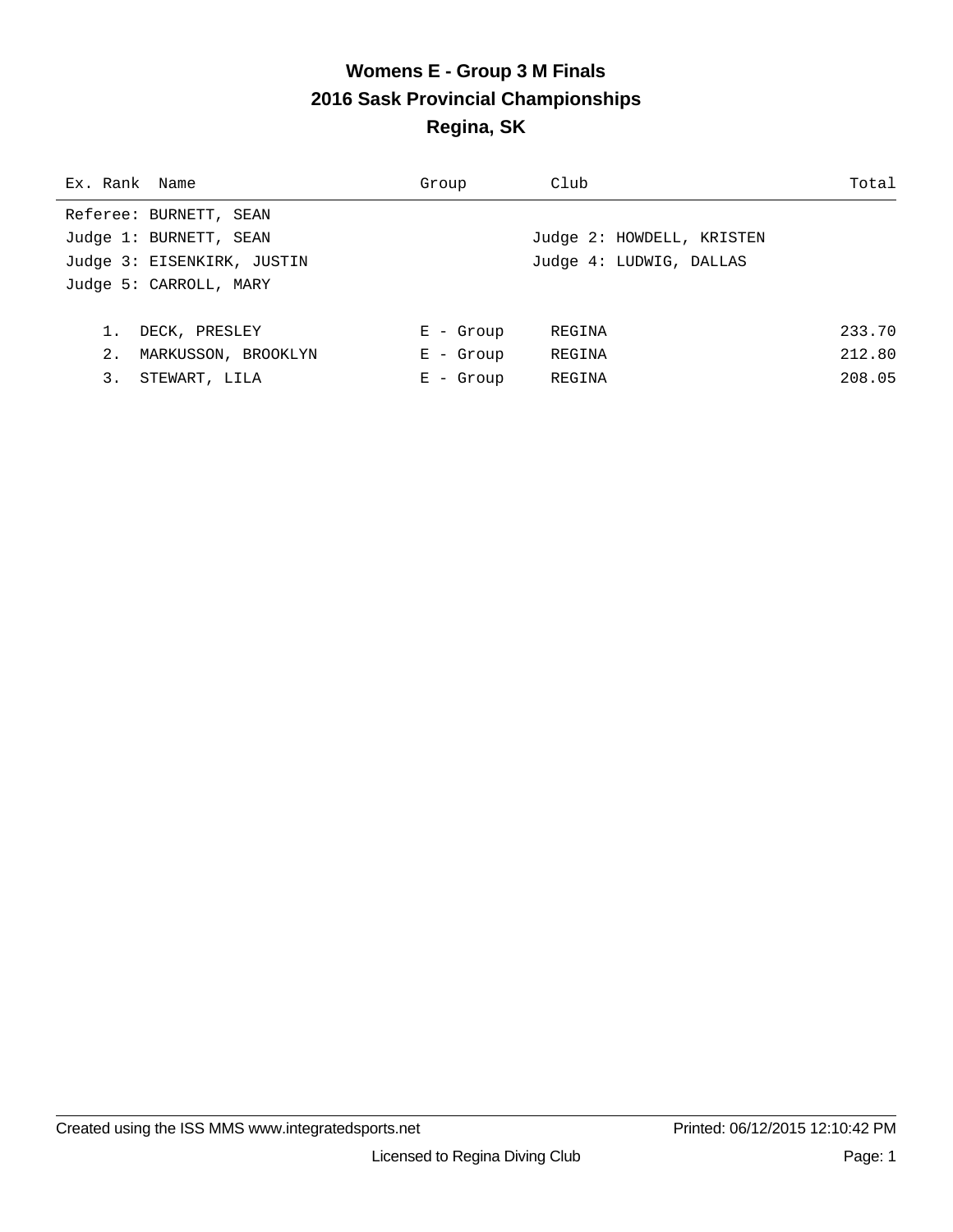# Womens E - Group 3 M Finals
## 2016 Sask Provincial Championships
## Regina, SK

| Ex. | Rank | Name | Group | Club | Total |
|---|---|---|---|---|---|

Referee: BURNETT, SEAN

Judge 1: BURNETT, SEAN

Judge 2: HOWDELL, KRISTEN

Judge 3: EISENKIRK, JUSTIN

Judge 4: LUDWIG, DALLAS

Judge 5: CARROLL, MARY

| Ex. | Rank | Name | Group | Club | Total |
|---|---|---|---|---|---|
| | 1. | DECK, PRESLEY | E - Group | REGINA | 233.70 |
| | 2. | MARKUSSON, BROOKLYN | E - Group | REGINA | 212.80 |
| | 3. | STEWART, LILA | E - Group | REGINA | 208.05 |

Created using the ISS MMS www.integratedsports.net

Printed: 06/12/2015 12:10:42 PM

Licensed to Regina Diving Club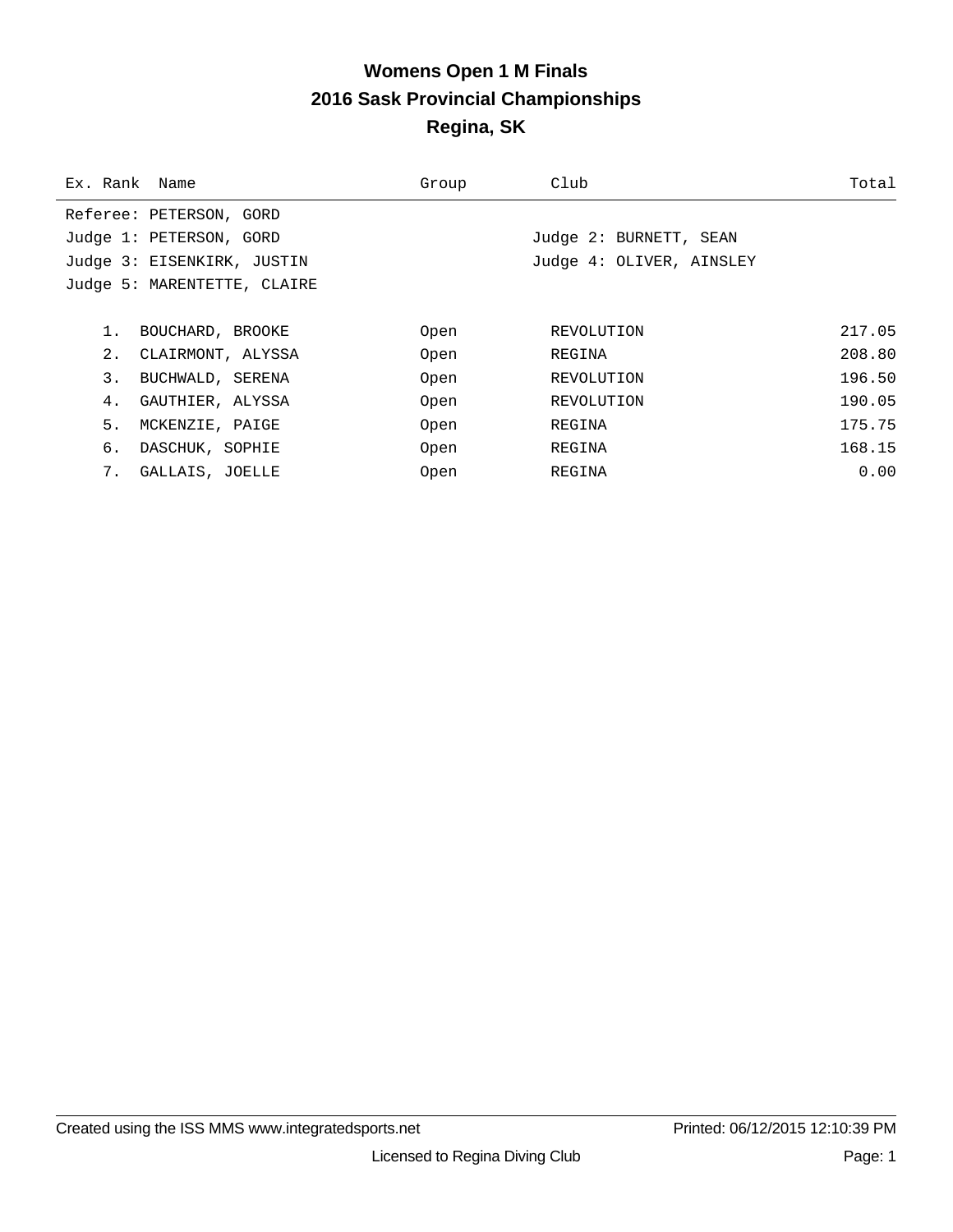# Womens Open 1 M Finals
## 2016 Sask Provincial Championships
## Regina, SK

Referee: PETERSON, GORD

Judge 1: PETERSON, GORD
Judge 2: BURNETT, SEAN
Judge 3: EISENKIRK, JUSTIN
Judge 4: OLIVER, AINSLEY
Judge 5: MARENTETTE, CLAIRE

| Ex. Rank | Name | Group | Club | Total |
|---|---|---|---|---|
| 1. | BOUCHARD, BROOKE | Open | REVOLUTION | 217.05 |
| 2. | CLAIRMONT, ALYSSA | Open | REGINA | 208.80 |
| 3. | BUCHWALD, SERENA | Open | REVOLUTION | 196.50 |
| 4. | GAUTHIER, ALYSSA | Open | REVOLUTION | 190.05 |
| 5. | MCKENZIE, PAIGE | Open | REGINA | 175.75 |
| 6. | DASCHUK, SOPHIE | Open | REGINA | 168.15 |
| 7. | GALLAIS, JOELLE | Open | REGINA | 0.00 |

Created using the ISS MMS www.integratedsports.net
Printed: 06/12/2015 12:10:39 PM

Licensed to Regina Diving Club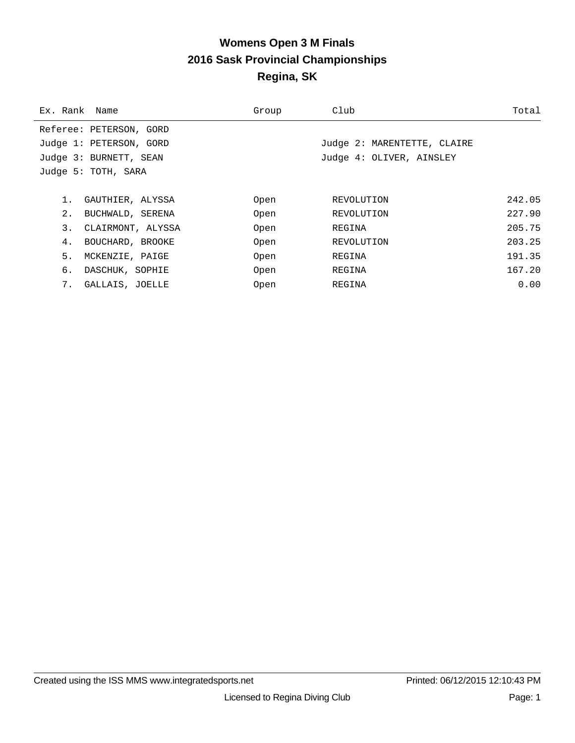# Womens Open 3 M Finals
## 2016 Sask Provincial Championships
## Regina, SK

Referee: PETERSON, GORD
Judge 1: PETERSON, GORD
Judge 2: MARENTETTE, CLAIRE
Judge 3: BURNETT, SEAN
Judge 4: OLIVER, AINSLEY
Judge 5: TOTH, SARA

| Ex. | Rank | Name | Group | Club | Total |
|---|---|---|---|---|---|
| | 1. | GAUTHIER, ALYSSA | Open | REVOLUTION | 242.05 |
| | 2. | BUCHWALD, SERENA | Open | REVOLUTION | 227.90 |
| | 3. | CLAIRMONT, ALYSSA | Open | REGINA | 205.75 |
| | 4. | BOUCHARD, BROOKE | Open | REVOLUTION | 203.25 |
| | 5. | MCKENZIE, PAIGE | Open | REGINA | 191.35 |
| | 6. | DASCHUK, SOPHIE | Open | REGINA | 167.20 |
| | 7. | GALLAIS, JOELLE | Open | REGINA | 0.00 |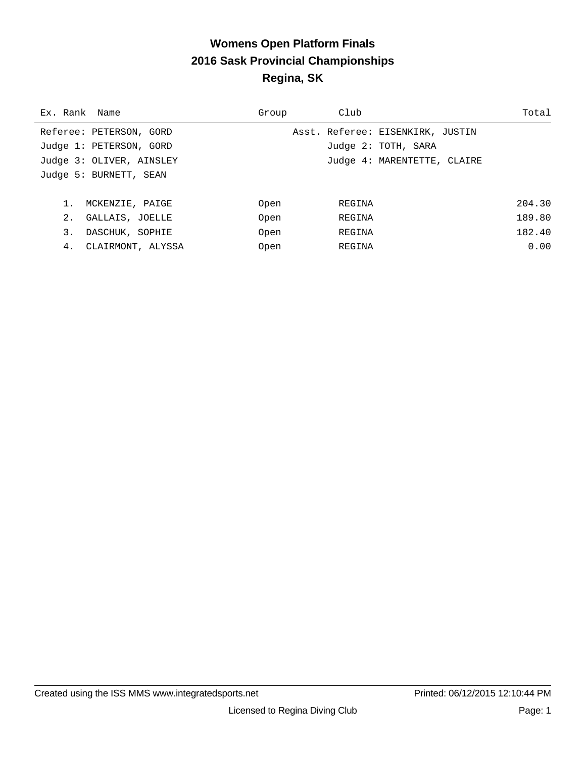# Womens Open Platform Finals
## 2016 Sask Provincial Championships
## Regina, SK

| Ex. Rank | Name | Group | Club | Total |
|---|---|---|---|---|

Referee: PETERSON, GORD — Asst. Referee: EISENKIRK, JUSTIN
Judge 1: PETERSON, GORD — Judge 2: TOTH, SARA
Judge 3: OLIVER, AINSLEY — Judge 4: MARENTETTE, CLAIRE
Judge 5: BURNETT, SEAN

| Ex. Rank | Name | Group | Club | Total |
|---|---|---|---|---|
| 1. | MCKENZIE, PAIGE | Open | REGINA | 204.30 |
| 2. | GALLAIS, JOELLE | Open | REGINA | 189.80 |
| 3. | DASCHUK, SOPHIE | Open | REGINA | 182.40 |
| 4. | CLAIRMONT, ALYSSA | Open | REGINA | 0.00 |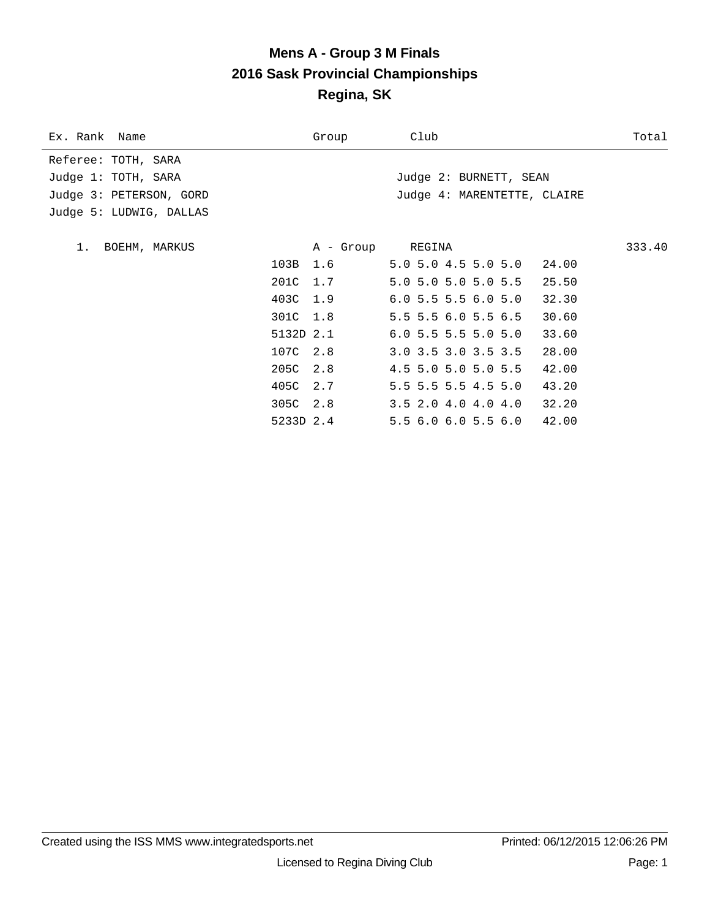# Mens A - Group 3 M Finals
## 2016 Sask Provincial Championships
## Regina, SK

| Ex. Rank | Name | Group | Club | Total |
|---|---|---|---|---|

Referee: TOTH, SARA
Judge 1: TOTH, SARA
Judge 2: BURNETT, SEAN
Judge 3: PETERSON, GORD
Judge 4: MARENTETTE, CLAIRE
Judge 5: LUDWIG, DALLAS

| Rank | Name | Group | Club | Total |
|---|---|---|---|---|
| 1. | BOEHM, MARKUS | A - Group | REGINA | 333.40 |

| Dive | DD | Scores | Points |
|---|---|---|---|
| 103B | 1.6 | 5.0 5.0 4.5 5.0 5.0 | 24.00 |
| 201C | 1.7 | 5.0 5.0 5.0 5.0 5.5 | 25.50 |
| 403C | 1.9 | 6.0 5.5 5.5 6.0 5.0 | 32.30 |
| 301C | 1.8 | 5.5 5.5 6.0 5.5 6.5 | 30.60 |
| 5132D | 2.1 | 6.0 5.5 5.5 5.0 5.0 | 33.60 |
| 107C | 2.8 | 3.0 3.5 3.0 3.5 3.5 | 28.00 |
| 205C | 2.8 | 4.5 5.0 5.0 5.0 5.5 | 42.00 |
| 405C | 2.7 | 5.5 5.5 5.5 4.5 5.0 | 43.20 |
| 305C | 2.8 | 3.5 2.0 4.0 4.0 4.0 | 32.20 |
| 5233D | 2.4 | 5.5 6.0 6.0 5.5 6.0 | 42.00 |

Created using the ISS MMS www.integratedsports.net    Printed: 06/12/2015 12:06:26 PM

Licensed to Regina Diving Club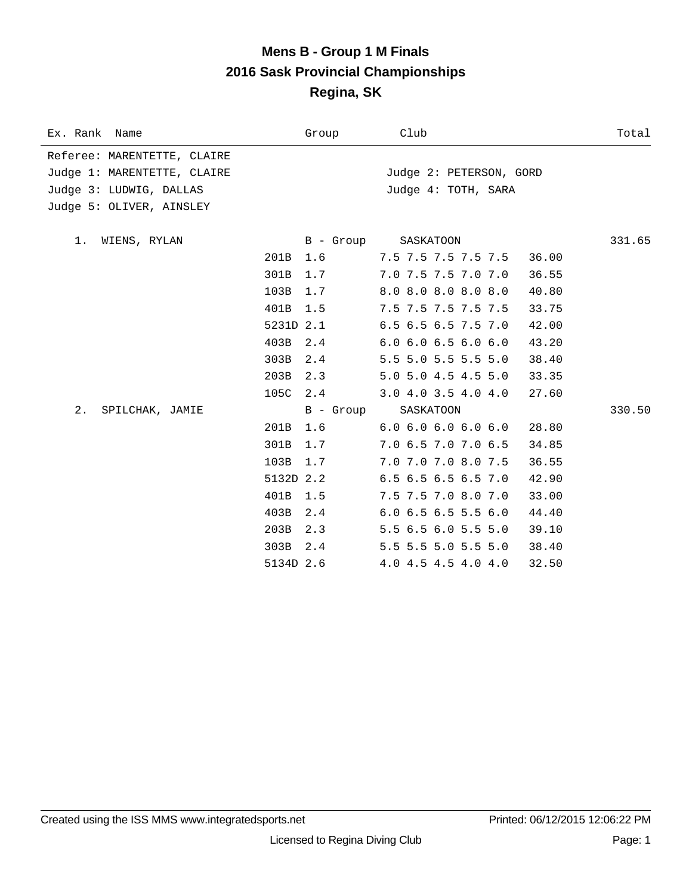# Mens B - Group 1 M Finals
## 2016 Sask Provincial Championships
## Regina, SK

| Ex. Rank | Name | Group | Club | | Total |
|---|---|---|---|---|---|
| Referee: MARENTETTE, CLAIRE | | | | | |
| Judge 1: MARENTETTE, CLAIRE | | | Judge 2: PETERSON, GORD | | |
| Judge 3: LUDWIG, DALLAS | | | Judge 4: TOTH, SARA | | |
| Judge 5: OLIVER, AINSLEY | | | | | |
| 1. | WIENS, RYLAN | B - Group | SASKATOON | | 331.65 |
| | 201B | 1.6 | 7.5 7.5 7.5 7.5 7.5 | 36.00 | |
| | 301B | 1.7 | 7.0 7.5 7.5 7.0 7.0 | 36.55 | |
| | 103B | 1.7 | 8.0 8.0 8.0 8.0 8.0 | 40.80 | |
| | 401B | 1.5 | 7.5 7.5 7.5 7.5 7.5 | 33.75 | |
| | 5231D | 2.1 | 6.5 6.5 6.5 7.5 7.0 | 42.00 | |
| | 403B | 2.4 | 6.0 6.0 6.5 6.0 6.0 | 43.20 | |
| | 303B | 2.4 | 5.5 5.0 5.5 5.5 5.0 | 38.40 | |
| | 203B | 2.3 | 5.0 5.0 4.5 4.5 5.0 | 33.35 | |
| | 105C | 2.4 | 3.0 4.0 3.5 4.0 4.0 | 27.60 | |
| 2. | SPILCHAK, JAMIE | B - Group | SASKATOON | | 330.50 |
| | 201B | 1.6 | 6.0 6.0 6.0 6.0 6.0 | 28.80 | |
| | 301B | 1.7 | 7.0 6.5 7.0 7.0 6.5 | 34.85 | |
| | 103B | 1.7 | 7.0 7.0 7.0 8.0 7.5 | 36.55 | |
| | 5132D | 2.2 | 6.5 6.5 6.5 6.5 7.0 | 42.90 | |
| | 401B | 1.5 | 7.5 7.5 7.0 8.0 7.0 | 33.00 | |
| | 403B | 2.4 | 6.0 6.5 6.5 5.5 6.0 | 44.40 | |
| | 203B | 2.3 | 5.5 6.5 6.0 5.5 5.0 | 39.10 | |
| | 303B | 2.4 | 5.5 5.5 5.0 5.5 5.0 | 38.40 | |
| | 5134D | 2.6 | 4.0 4.5 4.5 4.0 4.0 | 32.50 | |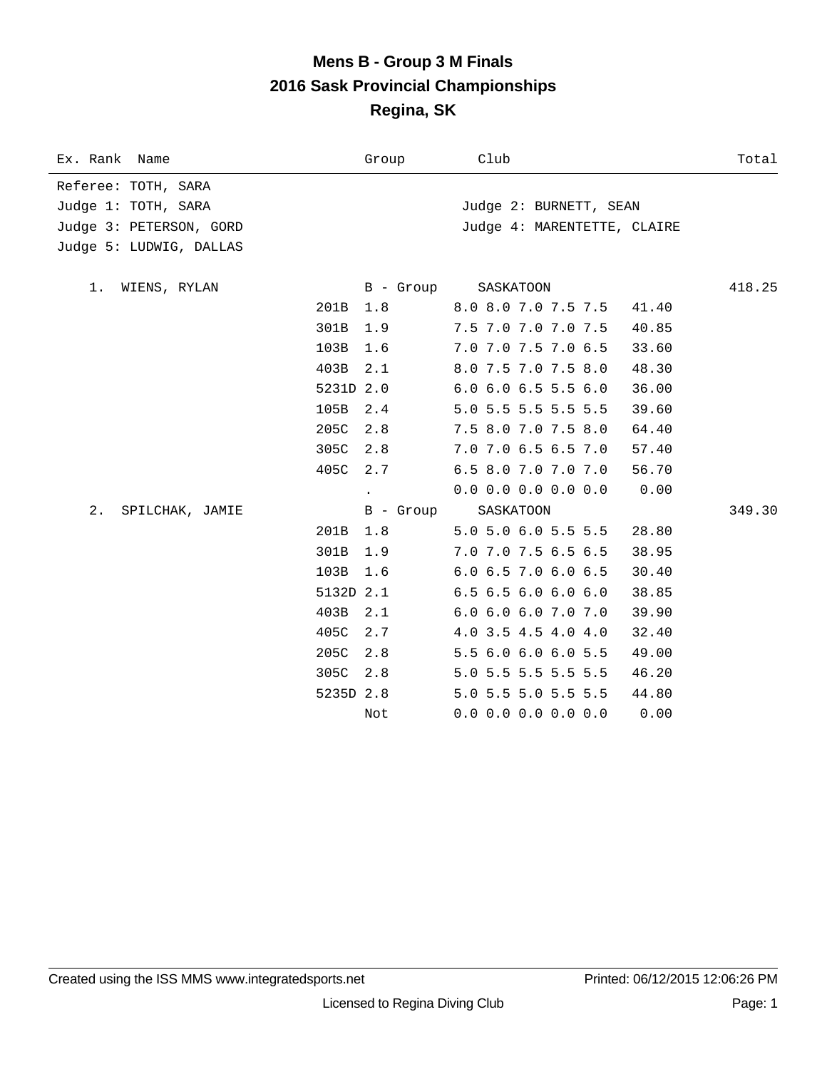# Mens B - Group 3 M Finals
## 2016 Sask Provincial Championships
## Regina, SK

| Ex. Rank | Name | Group | Club | Total |
|---|---|---|---|---|

Referee: TOTH, SARA
Judge 1: TOTH, SARA — Judge 2: BURNETT, SEAN
Judge 3: PETERSON, GORD — Judge 4: MARENTETTE, CLAIRE
Judge 5: LUDWIG, DALLAS

| Rank | Name | Dive | DD | Scores | Points | Total |
|---|---|---|---|---|---|---|
| 1. | WIENS, RYLAN | | B - Group | SASKATOON | | 418.25 |
| | | 201B | 1.8 | 8.0 8.0 7.0 7.5 7.5 | 41.40 | |
| | | 301B | 1.9 | 7.5 7.0 7.0 7.0 7.5 | 40.85 | |
| | | 103B | 1.6 | 7.0 7.0 7.5 7.0 6.5 | 33.60 | |
| | | 403B | 2.1 | 8.0 7.5 7.0 7.5 8.0 | 48.30 | |
| | | 5231D | 2.0 | 6.0 6.0 6.5 5.5 6.0 | 36.00 | |
| | | 105B | 2.4 | 5.0 5.5 5.5 5.5 5.5 | 39.60 | |
| | | 205C | 2.8 | 7.5 8.0 7.0 7.5 8.0 | 64.40 | |
| | | 305C | 2.8 | 7.0 7.0 6.5 6.5 7.0 | 57.40 | |
| | | 405C | 2.7 | 6.5 8.0 7.0 7.0 7.0 | 56.70 | |
| | | | . | 0.0 0.0 0.0 0.0 0.0 | 0.00 | |
| 2. | SPILCHAK, JAMIE | | B - Group | SASKATOON | | 349.30 |
| | | 201B | 1.8 | 5.0 5.0 6.0 5.5 5.5 | 28.80 | |
| | | 301B | 1.9 | 7.0 7.0 7.5 6.5 6.5 | 38.95 | |
| | | 103B | 1.6 | 6.0 6.5 7.0 6.0 6.5 | 30.40 | |
| | | 5132D | 2.1 | 6.5 6.5 6.0 6.0 6.0 | 38.85 | |
| | | 403B | 2.1 | 6.0 6.0 6.0 7.0 7.0 | 39.90 | |
| | | 405C | 2.7 | 4.0 3.5 4.5 4.0 4.0 | 32.40 | |
| | | 205C | 2.8 | 5.5 6.0 6.0 6.0 5.5 | 49.00 | |
| | | 305C | 2.8 | 5.0 5.5 5.5 5.5 5.5 | 46.20 | |
| | | 5235D | 2.8 | 5.0 5.5 5.0 5.5 5.5 | 44.80 | |
| | | | Not | 0.0 0.0 0.0 0.0 0.0 | 0.00 | |

Created using the ISS MMS www.integratedsports.net — Printed: 06/12/2015 12:06:26 PM

Licensed to Regina Diving Club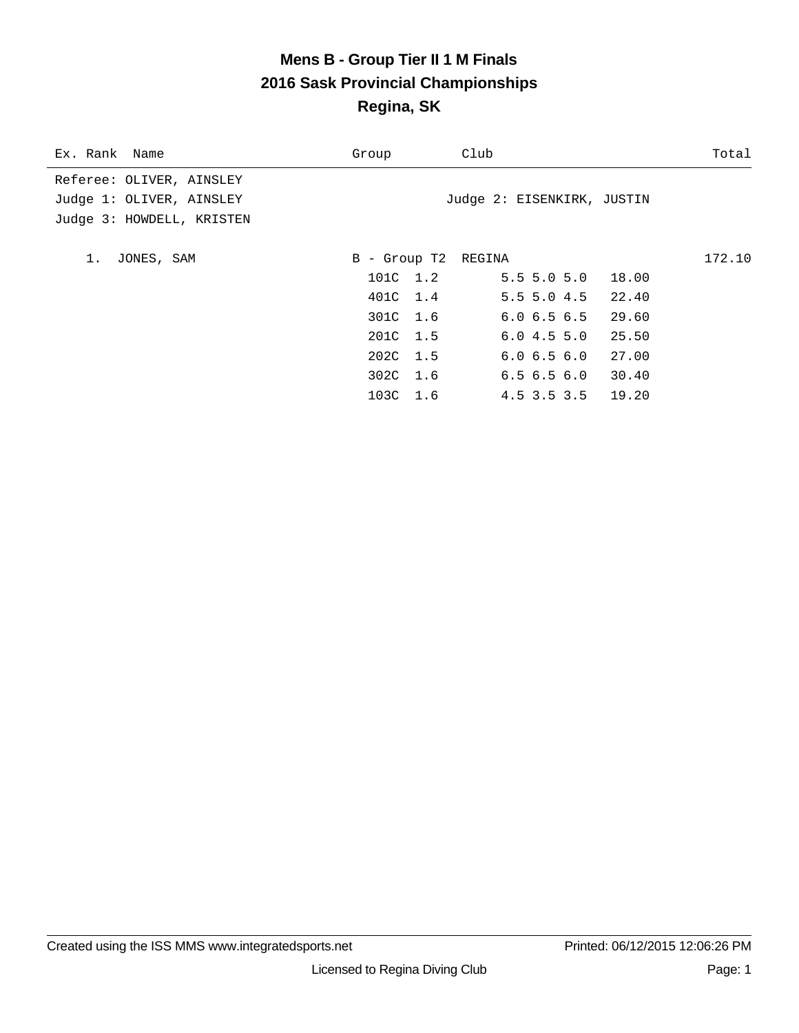# Mens B - Group Tier II 1 M Finals
## 2016 Sask Provincial Championships
## Regina, SK

| Ex. Rank | Name | Group | Club | Total |
|---|---|---|---|---|

Referee: OLIVER, AINSLEY
Judge 1: OLIVER, AINSLEY
Judge 2: EISENKIRK, JUSTIN
Judge 3: HOWDELL, KRISTEN

| Rank | Name | Group | Club | | | Total |
|---|---|---|---|---|---|---|
| 1. | JONES, SAM | B - Group T2 | REGINA | | | 172.10 |
| | | 101C | 1.2 | 5.5 5.0 5.0 | 18.00 | |
| | | 401C | 1.4 | 5.5 5.0 4.5 | 22.40 | |
| | | 301C | 1.6 | 6.0 6.5 6.5 | 29.60 | |
| | | 201C | 1.5 | 6.0 4.5 5.0 | 25.50 | |
| | | 202C | 1.5 | 6.0 6.5 6.0 | 27.00 | |
| | | 302C | 1.6 | 6.5 6.5 6.0 | 30.40 | |
| | | 103C | 1.6 | 4.5 3.5 3.5 | 19.20 | |

Created using the ISS MMS www.integratedsports.net    Printed: 06/12/2015 12:06:26 PM

Licensed to Regina Diving Club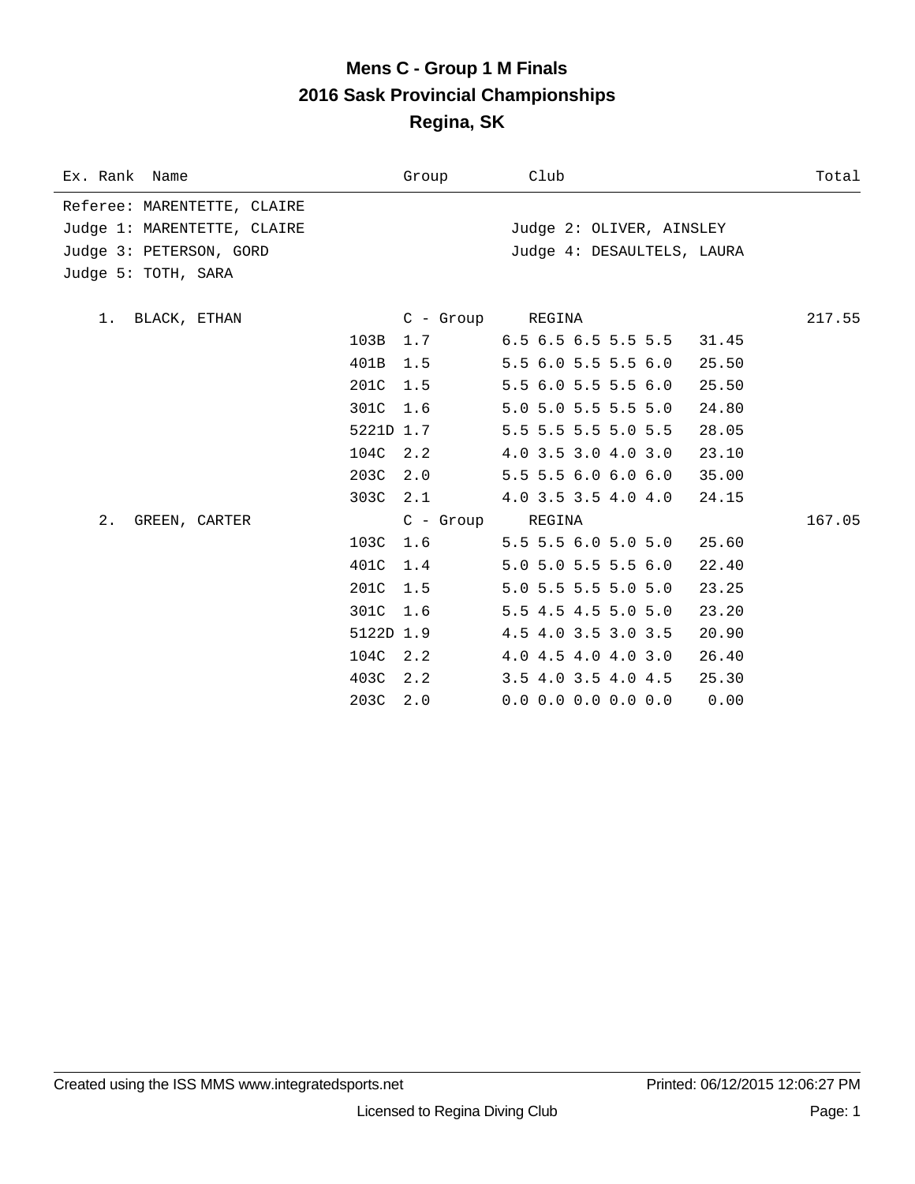# Mens C - Group 1 M Finals
## 2016 Sask Provincial Championships
## Regina, SK

| Ex. Rank | Name | Group | Club | Total |
|---|---|---|---|---|

Referee: MARENTETTE, CLAIRE
Judge 1: MARENTETTE, CLAIRE
Judge 2: OLIVER, AINSLEY
Judge 3: PETERSON, GORD
Judge 4: DESAULTELS, LAURA
Judge 5: TOTH, SARA

| Ex. Rank | Name | Dive | DD | Scores | Points | Group | Club | Total |
|---|---|---|---|---|---|---|---|---|
| 1. | BLACK, ETHAN | | | | | C - Group | REGINA | 217.55 |
| | | 103B | 1.7 | 6.5 6.5 6.5 5.5 5.5 | 31.45 | | | |
| | | 401B | 1.5 | 5.5 6.0 5.5 5.5 6.0 | 25.50 | | | |
| | | 201C | 1.5 | 5.5 6.0 5.5 5.5 6.0 | 25.50 | | | |
| | | 301C | 1.6 | 5.0 5.0 5.5 5.5 5.0 | 24.80 | | | |
| | | 5221D | 1.7 | 5.5 5.5 5.5 5.0 5.5 | 28.05 | | | |
| | | 104C | 2.2 | 4.0 3.5 3.0 4.0 3.0 | 23.10 | | | |
| | | 203C | 2.0 | 5.5 5.5 6.0 6.0 6.0 | 35.00 | | | |
| | | 303C | 2.1 | 4.0 3.5 3.5 4.0 4.0 | 24.15 | | | |
| 2. | GREEN, CARTER | | | | | C - Group | REGINA | 167.05 |
| | | 103C | 1.6 | 5.5 5.5 6.0 5.0 5.0 | 25.60 | | | |
| | | 401C | 1.4 | 5.0 5.0 5.5 5.5 6.0 | 22.40 | | | |
| | | 201C | 1.5 | 5.0 5.5 5.5 5.0 5.0 | 23.25 | | | |
| | | 301C | 1.6 | 5.5 4.5 4.5 5.0 5.0 | 23.20 | | | |
| | | 5122D | 1.9 | 4.5 4.0 3.5 3.0 3.5 | 20.90 | | | |
| | | 104C | 2.2 | 4.0 4.5 4.0 4.0 3.0 | 26.40 | | | |
| | | 403C | 2.2 | 3.5 4.0 3.5 4.0 4.5 | 25.30 | | | |
| | | 203C | 2.0 | 0.0 0.0 0.0 0.0 0.0 | 0.00 | | | |

Created using the ISS MMS www.integratedsports.net Printed: 06/12/2015 12:06:27 PM

Licensed to Regina Diving Club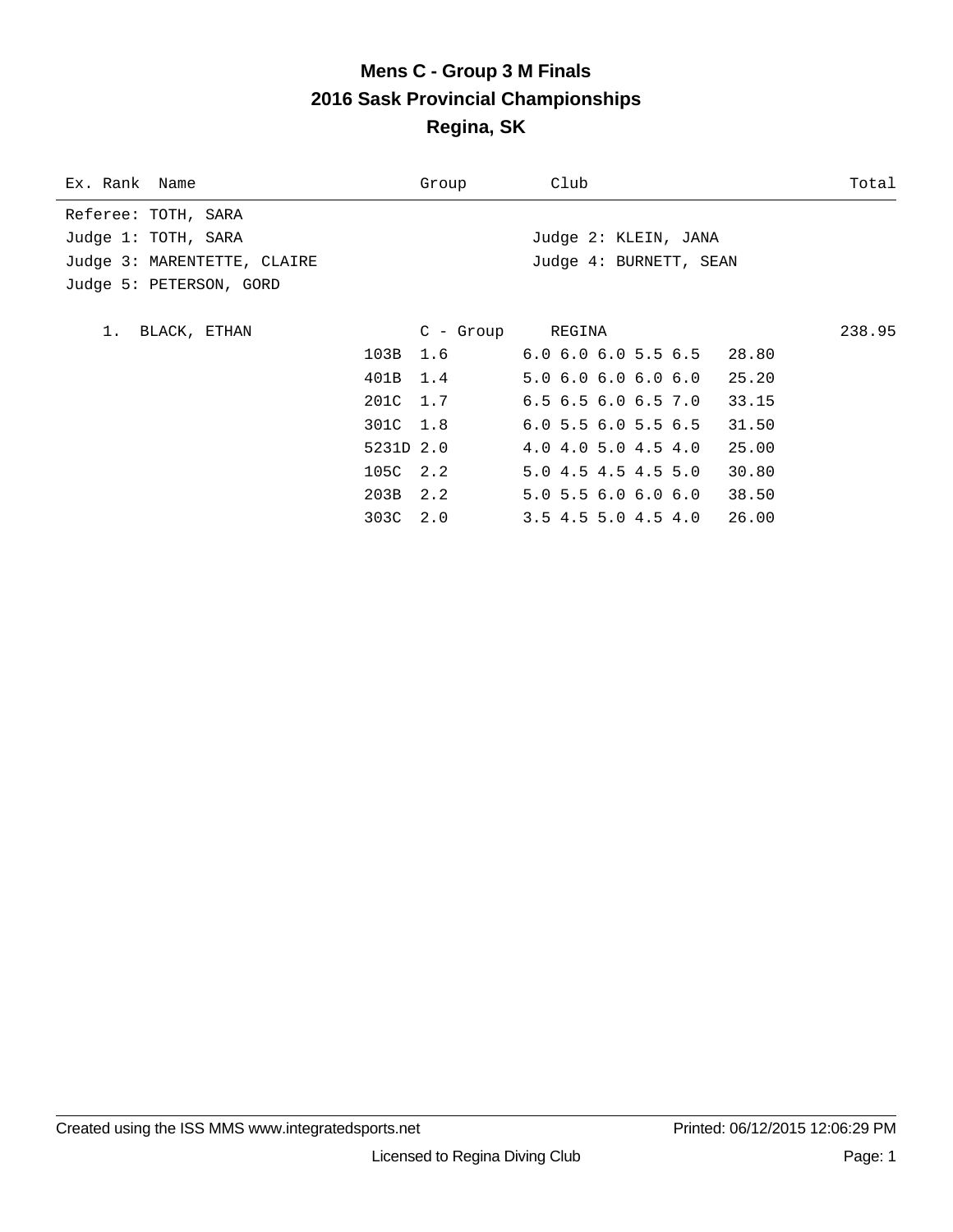# Mens C - Group 3 M Finals

## 2016 Sask Provincial Championships

## Regina, SK

| Ex. Rank | Name | Group | Club | Total |
|---|---|---|---|---|

Referee: TOTH, SARA

Judge 1: TOTH, SARA — Judge 2: KLEIN, JANA

Judge 3: MARENTETTE, CLAIRE — Judge 4: BURNETT, SEAN

Judge 5: PETERSON, GORD

| Rank | Name | Group | Club | Total |
|---|---|---|---|---|
| 1. | BLACK, ETHAN | C - Group | REGINA | 238.95 |

| Dive | DD | Scores | Points |
|---|---|---|---|
| 103B | 1.6 | 6.0 6.0 6.0 5.5 6.5 | 28.80 |
| 401B | 1.4 | 5.0 6.0 6.0 6.0 6.0 | 25.20 |
| 201C | 1.7 | 6.5 6.5 6.0 6.5 7.0 | 33.15 |
| 301C | 1.8 | 6.0 5.5 6.0 5.5 6.5 | 31.50 |
| 5231D | 2.0 | 4.0 4.0 5.0 4.5 4.0 | 25.00 |
| 105C | 2.2 | 5.0 4.5 4.5 4.5 5.0 | 30.80 |
| 203B | 2.2 | 5.0 5.5 6.0 6.0 6.0 | 38.50 |
| 303C | 2.0 | 3.5 4.5 5.0 4.5 4.0 | 26.00 |

Created using the ISS MMS www.integratedsports.net — Printed: 06/12/2015 12:06:29 PM

Licensed to Regina Diving Club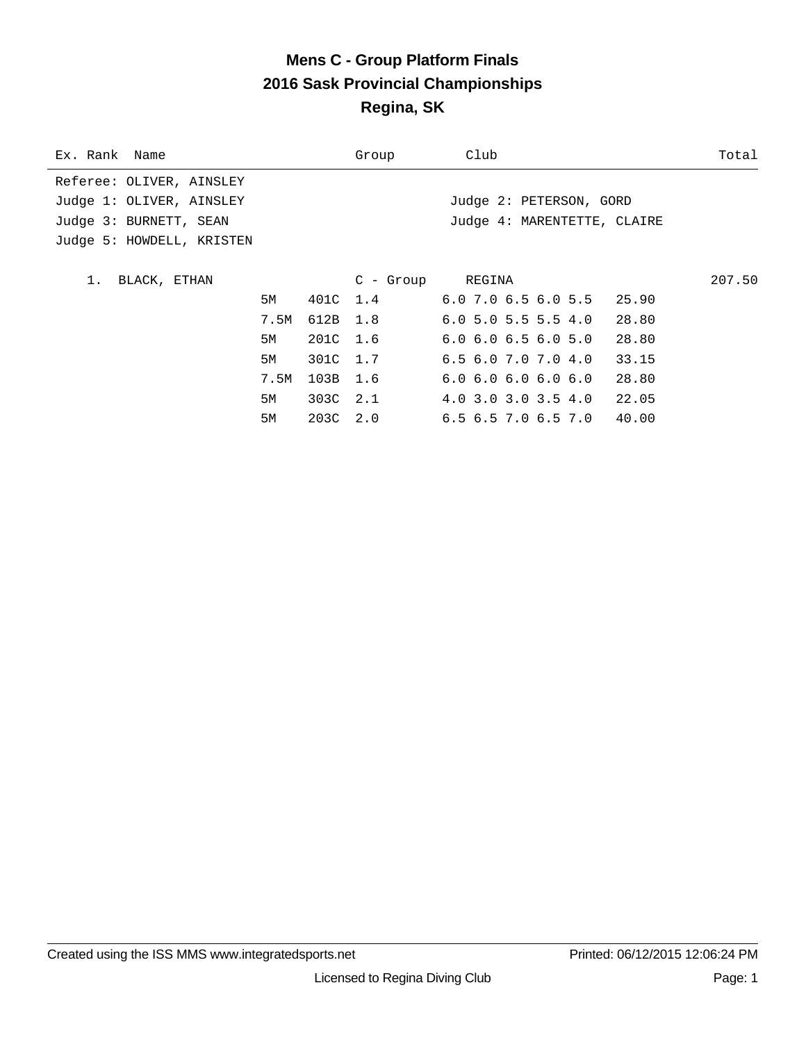# Mens C - Group Platform Finals
## 2016 Sask Provincial Championships
## Regina, SK

| Ex. Rank | Name | Group | Club | Total |
|---|---|---|---|---|

Referee: OLIVER, AINSLEY
Judge 1: OLIVER, AINSLEY
Judge 2: PETERSON, GORD
Judge 3: BURNETT, SEAN
Judge 4: MARENTETTE, CLAIRE
Judge 5: HOWDELL, KRISTEN

| Rank | Name | Height | Dive | DD | Scores | Points | Group | Club | Total |
|---|---|---|---|---|---|---|---|---|---|
| 1. | BLACK, ETHAN | | | | | | C - Group | REGINA | 207.50 |
| | | 5M | 401C | 1.4 | 6.0 7.0 6.5 6.0 5.5 | 25.90 | | | |
| | | 7.5M | 612B | 1.8 | 6.0 5.0 5.5 5.5 4.0 | 28.80 | | | |
| | | 5M | 201C | 1.6 | 6.0 6.0 6.5 6.0 5.0 | 28.80 | | | |
| | | 5M | 301C | 1.7 | 6.5 6.0 7.0 7.0 4.0 | 33.15 | | | |
| | | 7.5M | 103B | 1.6 | 6.0 6.0 6.0 6.0 6.0 | 28.80 | | | |
| | | 5M | 303C | 2.1 | 4.0 3.0 3.0 3.5 4.0 | 22.05 | | | |
| | | 5M | 203C | 2.0 | 6.5 6.5 7.0 6.5 7.0 | 40.00 | | | |

Created using the ISS MMS www.integratedsports.net
Printed: 06/12/2015 12:06:24 PM
Licensed to Regina Diving Club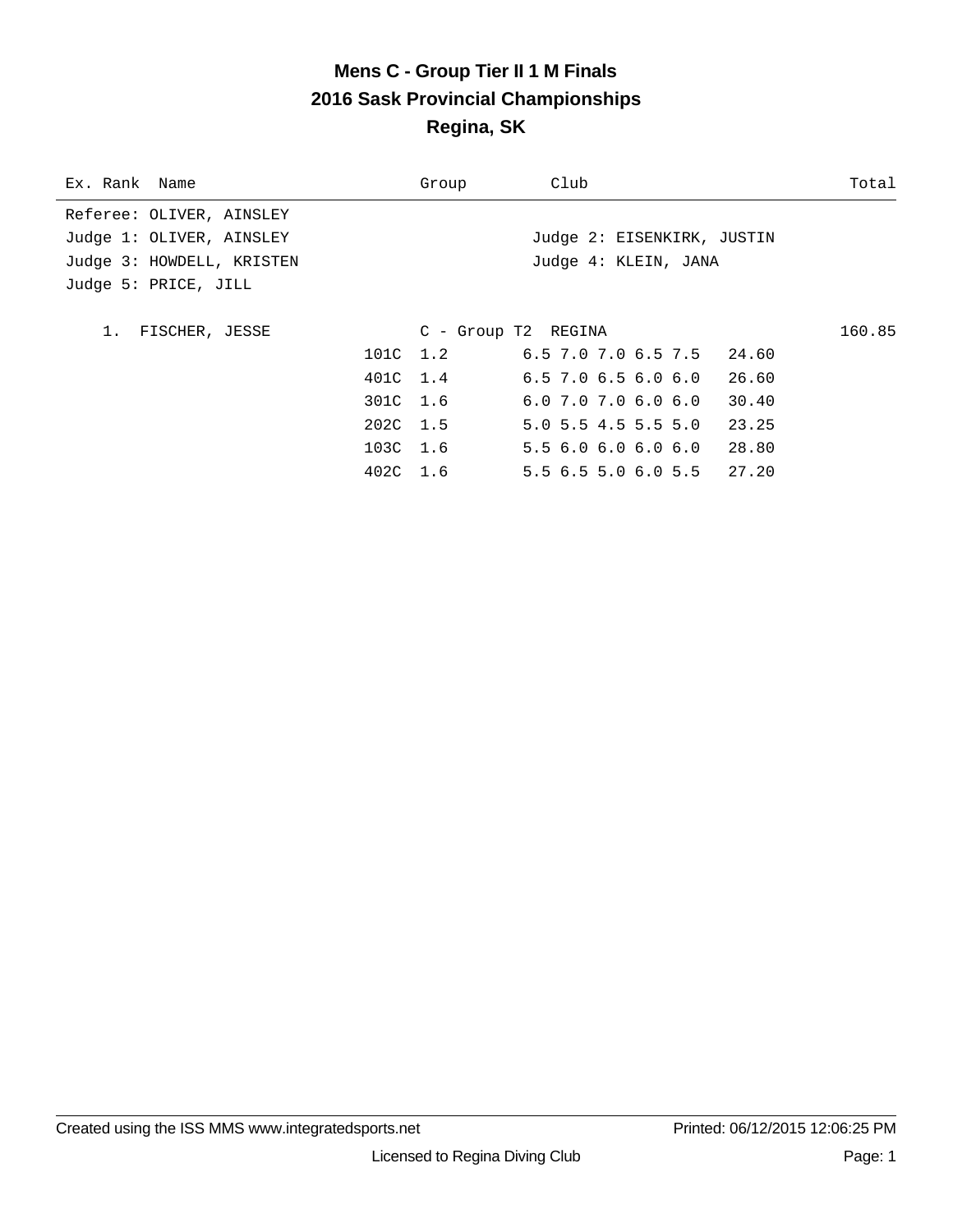# Mens C - Group Tier II 1 M Finals
## 2016 Sask Provincial Championships
## Regina, SK

| Ex. Rank | Name | Group | Club | Total |
|---|---|---|---|---|

Referee: OLIVER, AINSLEY
Judge 1: OLIVER, AINSLEY
Judge 2: EISENKIRK, JUSTIN
Judge 3: HOWDELL, KRISTEN
Judge 4: KLEIN, JANA
Judge 5: PRICE, JILL

| Rank | Name | Dive | DD | Group / Scores | Club | Points | Total |
|---|---|---|---|---|---|---|---|
| 1. | FISCHER, JESSE | | | C - Group T2 | REGINA | | 160.85 |
| | | 101C | 1.2 | 6.5 7.0 7.0 6.5 7.5 | | 24.60 | |
| | | 401C | 1.4 | 6.5 7.0 6.5 6.0 6.0 | | 26.60 | |
| | | 301C | 1.6 | 6.0 7.0 7.0 6.0 6.0 | | 30.40 | |
| | | 202C | 1.5 | 5.0 5.5 4.5 5.5 5.0 | | 23.25 | |
| | | 103C | 1.6 | 5.5 6.0 6.0 6.0 6.0 | | 28.80 | |
| | | 402C | 1.6 | 5.5 6.5 5.0 6.0 5.5 | | 27.20 | |

Created using the ISS MMS www.integratedsports.net — Printed: 06/12/2015 12:06:25 PM

Licensed to Regina Diving Club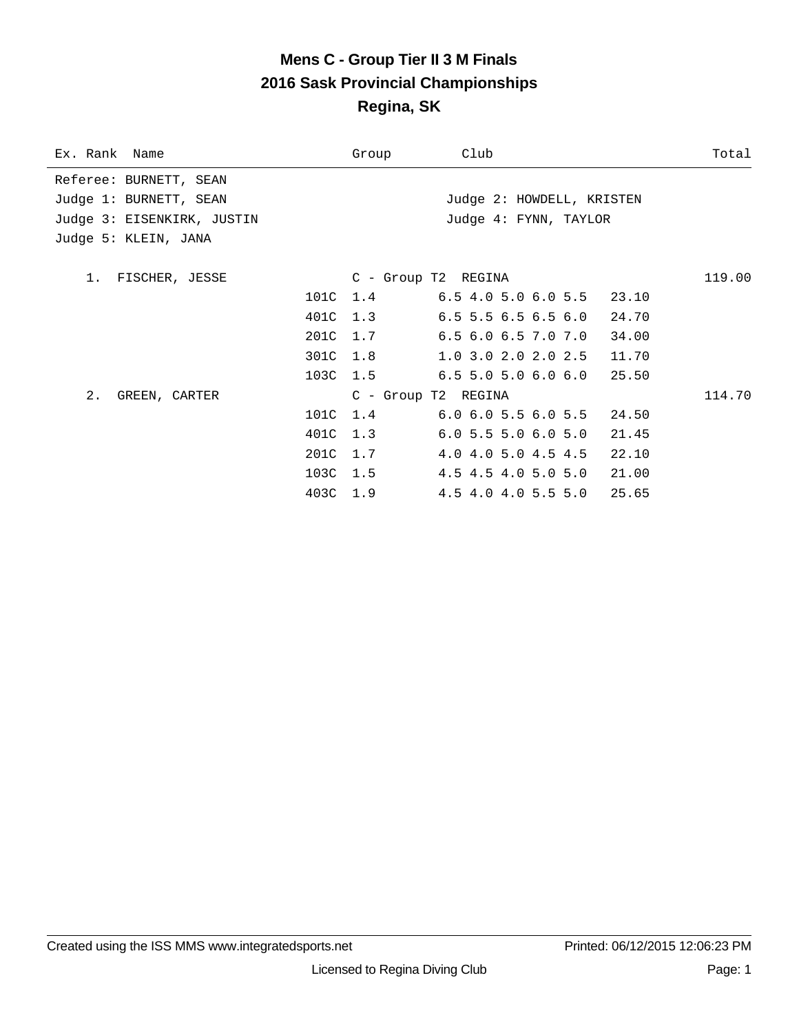# Mens C - Group Tier II 3 M Finals
## 2016 Sask Provincial Championships
## Regina, SK

| Ex. Rank | Name | | Group | Club | | Total |
|---|---|---|---|---|---|---|

Referee: BURNETT, SEAN
Judge 1: BURNETT, SEAN
Judge 2: HOWDELL, KRISTEN
Judge 3: EISENKIRK, JUSTIN
Judge 4: FYNN, TAYLOR
Judge 5: KLEIN, JANA

| Ex. Rank | Name | Dive | Group / DD | Club / Scores | Points | Total |
|---|---|---|---|---|---|---|
| 1. | FISCHER, JESSE | | C - Group T2 | REGINA | | 119.00 |
| | | 101C | 1.4 | 6.5 4.0 5.0 6.0 5.5 | 23.10 | |
| | | 401C | 1.3 | 6.5 5.5 6.5 6.5 6.0 | 24.70 | |
| | | 201C | 1.7 | 6.5 6.0 6.5 7.0 7.0 | 34.00 | |
| | | 301C | 1.8 | 1.0 3.0 2.0 2.0 2.5 | 11.70 | |
| | | 103C | 1.5 | 6.5 5.0 5.0 6.0 6.0 | 25.50 | |
| 2. | GREEN, CARTER | | C - Group T2 | REGINA | | 114.70 |
| | | 101C | 1.4 | 6.0 6.0 5.5 6.0 5.5 | 24.50 | |
| | | 401C | 1.3 | 6.0 5.5 5.0 6.0 5.0 | 21.45 | |
| | | 201C | 1.7 | 4.0 4.0 5.0 4.5 4.5 | 22.10 | |
| | | 103C | 1.5 | 4.5 4.5 4.0 5.0 5.0 | 21.00 | |
| | | 403C | 1.9 | 4.5 4.0 4.0 5.5 5.0 | 25.65 | |

Created using the ISS MMS www.integratedsports.net    Printed: 06/12/2015 12:06:23 PM

Licensed to Regina Diving Club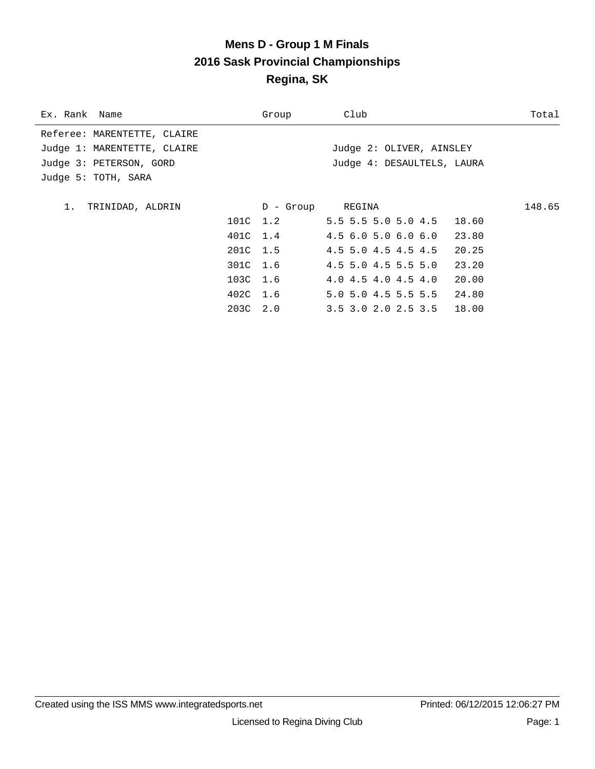# Mens D - Group 1 M Finals
## 2016 Sask Provincial Championships
## Regina, SK

| Ex. Rank | Name | Group | Club | Total |
|---|---|---|---|---|

Referee: MARENTETTE, CLAIRE

Judge 1: MARENTETTE, CLAIRE    Judge 2: OLIVER, AINSLEY

Judge 3: PETERSON, GORD    Judge 4: DESAULTELS, LAURA

Judge 5: TOTH, SARA

| Rank | Name | Group | Club | Total |
|---|---|---|---|---|
| 1. | TRINIDAD, ALDRIN | D - Group | REGINA | 148.65 |

| Dive | DD | Scores | Points |
|---|---|---|---|
| 101C | 1.2 | 5.5 5.5 5.0 5.0 4.5 | 18.60 |
| 401C | 1.4 | 4.5 6.0 5.0 6.0 6.0 | 23.80 |
| 201C | 1.5 | 4.5 5.0 4.5 4.5 4.5 | 20.25 |
| 301C | 1.6 | 4.5 5.0 4.5 5.5 5.0 | 23.20 |
| 103C | 1.6 | 4.0 4.5 4.0 4.5 4.0 | 20.00 |
| 402C | 1.6 | 5.0 5.0 4.5 5.5 5.5 | 24.80 |
| 203C | 2.0 | 3.5 3.0 2.0 2.5 3.5 | 18.00 |

Created using the ISS MMS www.integratedsports.net    Printed: 06/12/2015 12:06:27 PM

Licensed to Regina Diving Club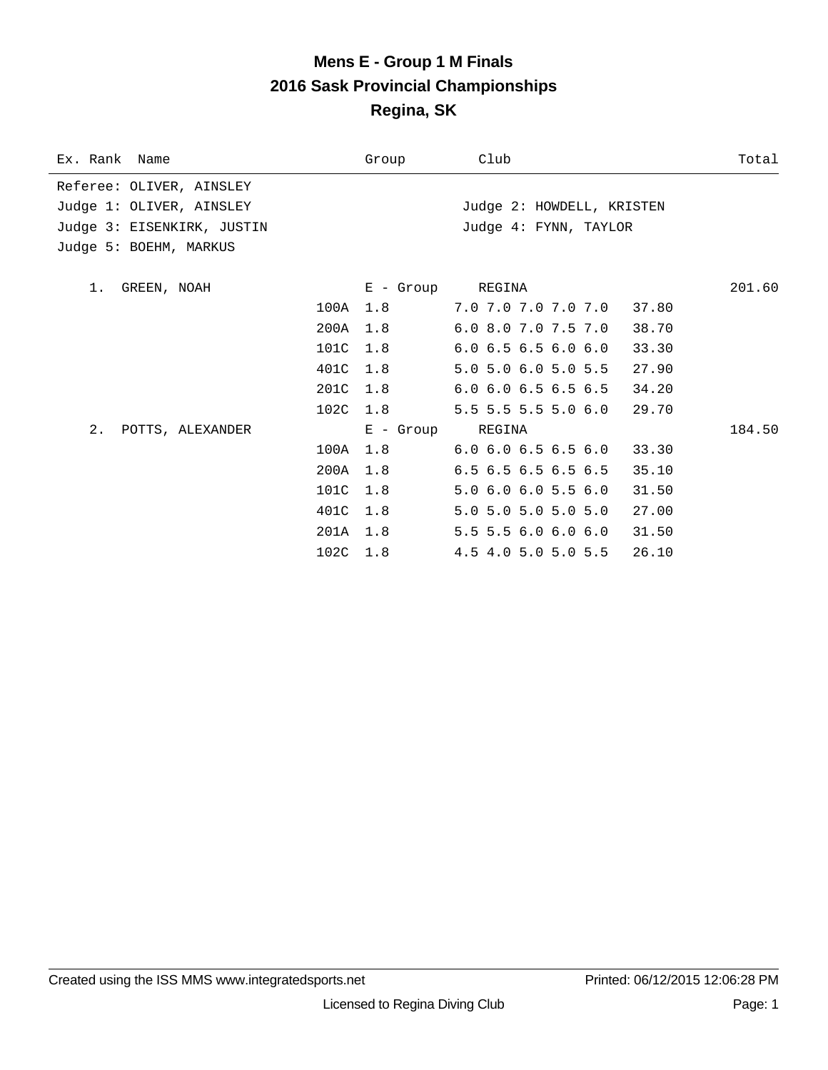# Mens E - Group 1 M Finals
## 2016 Sask Provincial Championships
## Regina, SK

| Ex. Rank | Name | | Group | Club | | Total |
|---|---|---|---|---|---|---|
| Referee: OLIVER, AINSLEY | | | | | | |
| Judge 1: OLIVER, AINSLEY | | | | Judge 2: HOWDELL, KRISTEN | | |
| Judge 3: EISENKIRK, JUSTIN | | | | Judge 4: FYNN, TAYLOR | | |
| Judge 5: BOEHM, MARKUS | | | | | | |
| 1. | GREEN, NOAH | | E - Group | REGINA | | 201.60 |
| | | 100A | 1.8 | 7.0 7.0 7.0 7.0 7.0 | 37.80 | |
| | | 200A | 1.8 | 6.0 8.0 7.0 7.5 7.0 | 38.70 | |
| | | 101C | 1.8 | 6.0 6.5 6.5 6.0 6.0 | 33.30 | |
| | | 401C | 1.8 | 5.0 5.0 6.0 5.0 5.5 | 27.90 | |
| | | 201C | 1.8 | 6.0 6.0 6.5 6.5 6.5 | 34.20 | |
| | | 102C | 1.8 | 5.5 5.5 5.5 5.0 6.0 | 29.70 | |
| 2. | POTTS, ALEXANDER | | E - Group | REGINA | | 184.50 |
| | | 100A | 1.8 | 6.0 6.0 6.5 6.5 6.0 | 33.30 | |
| | | 200A | 1.8 | 6.5 6.5 6.5 6.5 6.5 | 35.10 | |
| | | 101C | 1.8 | 5.0 6.0 6.0 5.5 6.0 | 31.50 | |
| | | 401C | 1.8 | 5.0 5.0 5.0 5.0 5.0 | 27.00 | |
| | | 201A | 1.8 | 5.5 5.5 6.0 6.0 6.0 | 31.50 | |
| | | 102C | 1.8 | 4.5 4.0 5.0 5.0 5.5 | 26.10 | |

Created using the ISS MMS www.integratedsports.net Printed: 06/12/2015 12:06:28 PM

Licensed to Regina Diving Club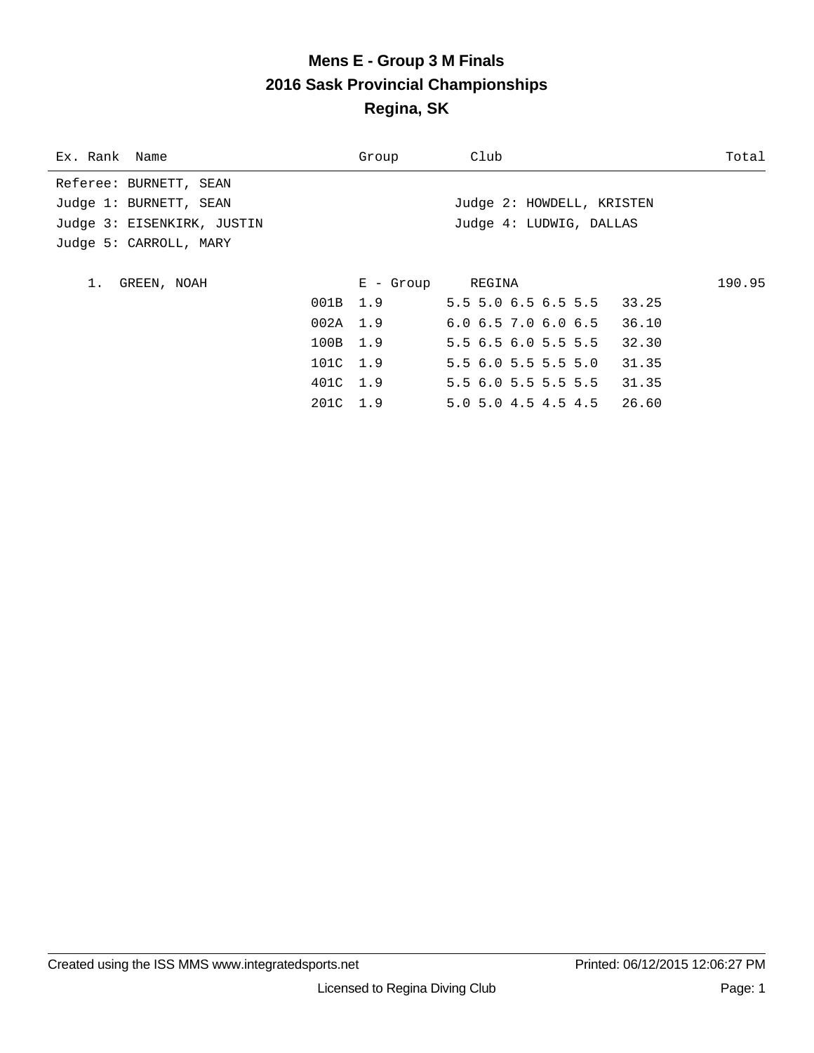# Mens E - Group 3 M Finals
## 2016 Sask Provincial Championships
## Regina, SK

| Ex. Rank | Name | | Group | Club | | Total |
|---|---|---|---|---|---|---|

Referee: BURNETT, SEAN
Judge 1: BURNETT, SEAN
Judge 2: HOWDELL, KRISTEN
Judge 3: EISENKIRK, JUSTIN
Judge 4: LUDWIG, DALLAS
Judge 5: CARROLL, MARY

| Ex. Rank | Name | Dive | Group / DD | Club / Scores | Points | Total |
|---|---|---|---|---|---|---|
| 1. | GREEN, NOAH | | E - Group | REGINA | | 190.95 |
| | | 001B | 1.9 | 5.5 5.0 6.5 6.5 5.5 | 33.25 | |
| | | 002A | 1.9 | 6.0 6.5 7.0 6.0 6.5 | 36.10 | |
| | | 100B | 1.9 | 5.5 6.5 6.0 5.5 5.5 | 32.30 | |
| | | 101C | 1.9 | 5.5 6.0 5.5 5.5 5.0 | 31.35 | |
| | | 401C | 1.9 | 5.5 6.0 5.5 5.5 5.5 | 31.35 | |
| | | 201C | 1.9 | 5.0 5.0 4.5 4.5 4.5 | 26.60 | |

Created using the ISS MMS www.integratedsports.net Printed: 06/12/2015 12:06:27 PM

Licensed to Regina Diving Club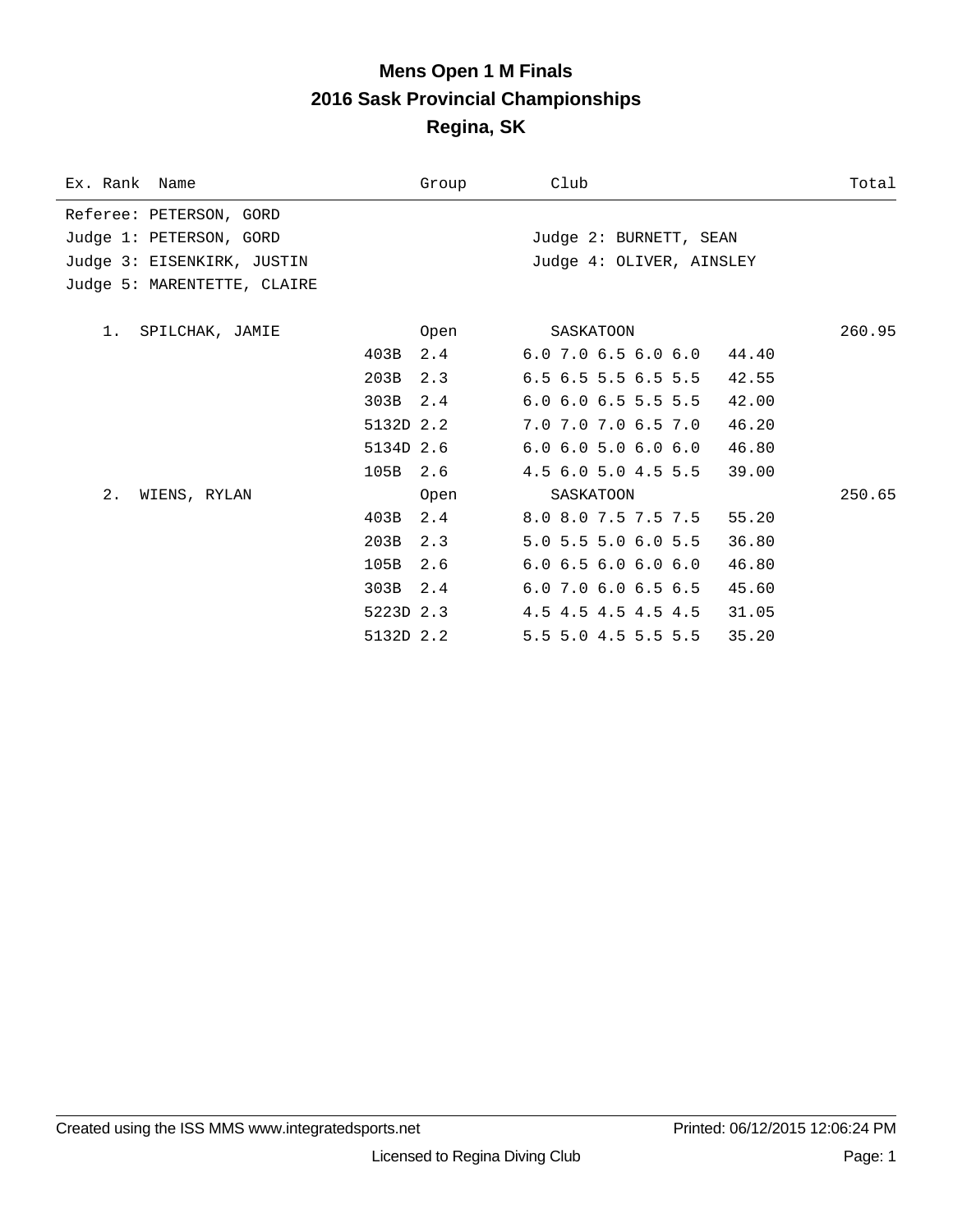# Mens Open 1 M Finals
## 2016 Sask Provincial Championships
## Regina, SK

| Ex. Rank | Name | Group | Club | | Total |
|---|---|---|---|---|---|
| Referee: PETERSON, GORD | | | | | |
| Judge 1: PETERSON, GORD | | | Judge 2: BURNETT, SEAN | | |
| Judge 3: EISENKIRK, JUSTIN | | | Judge 4: OLIVER, AINSLEY | | |
| Judge 5: MARENTETTE, CLAIRE | | | | | |
| 1. | SPILCHAK, JAMIE | Open | SASKATOON | | 260.95 |
| | 403B | 2.4 | 6.0 7.0 6.5 6.0 6.0 | 44.40 | |
| | 203B | 2.3 | 6.5 6.5 5.5 6.5 5.5 | 42.55 | |
| | 303B | 2.4 | 6.0 6.0 6.5 5.5 5.5 | 42.00 | |
| | 5132D | 2.2 | 7.0 7.0 7.0 6.5 7.0 | 46.20 | |
| | 5134D | 2.6 | 6.0 6.0 5.0 6.0 6.0 | 46.80 | |
| | 105B | 2.6 | 4.5 6.0 5.0 4.5 5.5 | 39.00 | |
| 2. | WIENS, RYLAN | Open | SASKATOON | | 250.65 |
| | 403B | 2.4 | 8.0 8.0 7.5 7.5 7.5 | 55.20 | |
| | 203B | 2.3 | 5.0 5.5 5.0 6.0 5.5 | 36.80 | |
| | 105B | 2.6 | 6.0 6.5 6.0 6.0 6.0 | 46.80 | |
| | 303B | 2.4 | 6.0 7.0 6.0 6.5 6.5 | 45.60 | |
| | 5223D | 2.3 | 4.5 4.5 4.5 4.5 4.5 | 31.05 | |
| | 5132D | 2.2 | 5.5 5.0 4.5 5.5 5.5 | 35.20 | |

Created using the ISS MMS www.integratedsports.net Printed: 06/12/2015 12:06:24 PM

Licensed to Regina Diving Club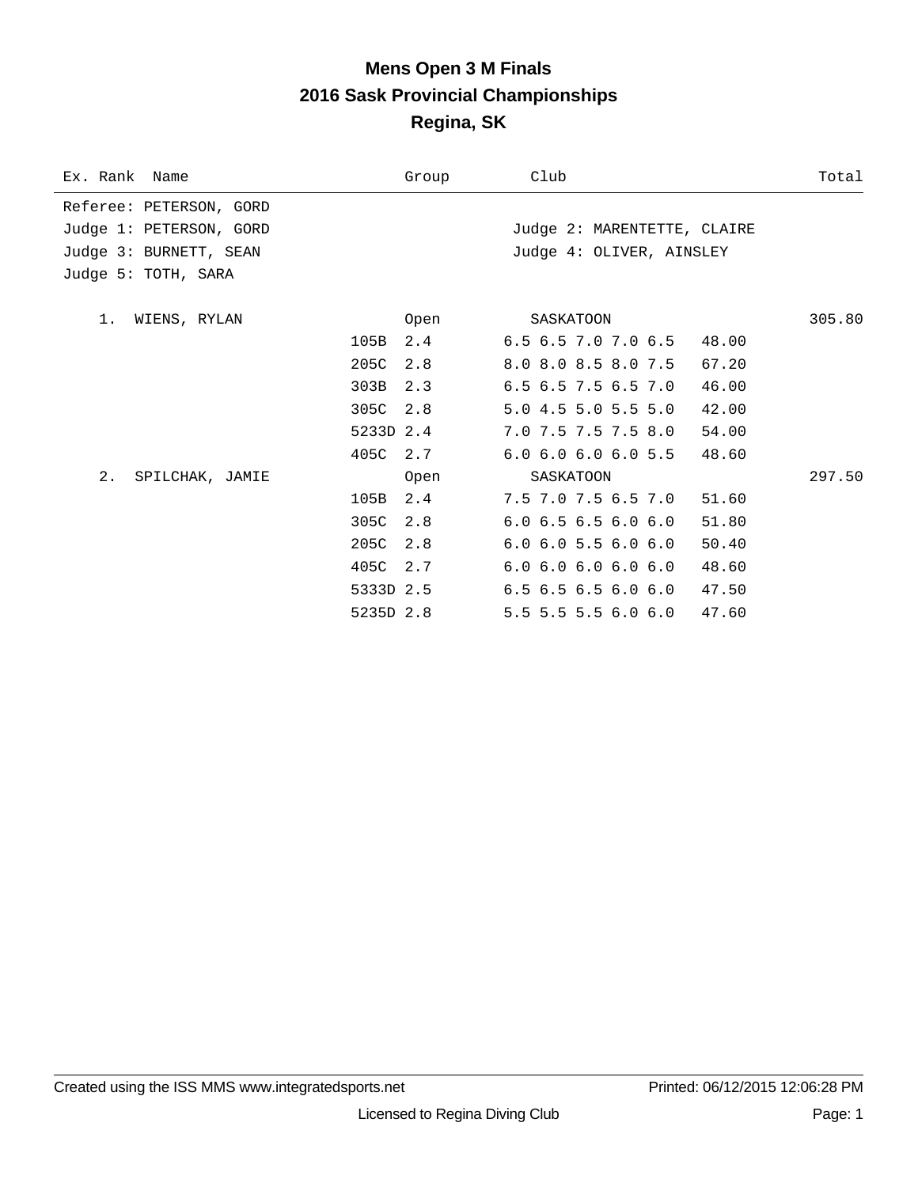# Mens Open 3 M Finals
## 2016 Sask Provincial Championships
## Regina, SK

| Ex. Rank | Name | | Group | Club | | Total |
|---|---|---|---|---|---|---|
| Referee: PETERSON, GORD | | | | | | |
| Judge 1: PETERSON, GORD | | | | Judge 2: MARENTETTE, CLAIRE | | |
| Judge 3: BURNETT, SEAN | | | | Judge 4: OLIVER, AINSLEY | | |
| Judge 5: TOTH, SARA | | | | | | |
| 1. | WIENS, RYLAN | | Open | SASKATOON | | 305.80 |
| | | 105B | 2.4 | 6.5 6.5 7.0 7.0 6.5 | 48.00 | |
| | | 205C | 2.8 | 8.0 8.0 8.5 8.0 7.5 | 67.20 | |
| | | 303B | 2.3 | 6.5 6.5 7.5 6.5 7.0 | 46.00 | |
| | | 305C | 2.8 | 5.0 4.5 5.0 5.5 5.0 | 42.00 | |
| | | 5233D | 2.4 | 7.0 7.5 7.5 7.5 8.0 | 54.00 | |
| | | 405C | 2.7 | 6.0 6.0 6.0 6.0 5.5 | 48.60 | |
| 2. | SPILCHAK, JAMIE | | Open | SASKATOON | | 297.50 |
| | | 105B | 2.4 | 7.5 7.0 7.5 6.5 7.0 | 51.60 | |
| | | 305C | 2.8 | 6.0 6.5 6.5 6.0 6.0 | 51.80 | |
| | | 205C | 2.8 | 6.0 6.0 5.5 6.0 6.0 | 50.40 | |
| | | 405C | 2.7 | 6.0 6.0 6.0 6.0 6.0 | 48.60 | |
| | | 5333D | 2.5 | 6.5 6.5 6.5 6.0 6.0 | 47.50 | |
| | | 5235D | 2.8 | 5.5 5.5 5.5 6.0 6.0 | 47.60 | |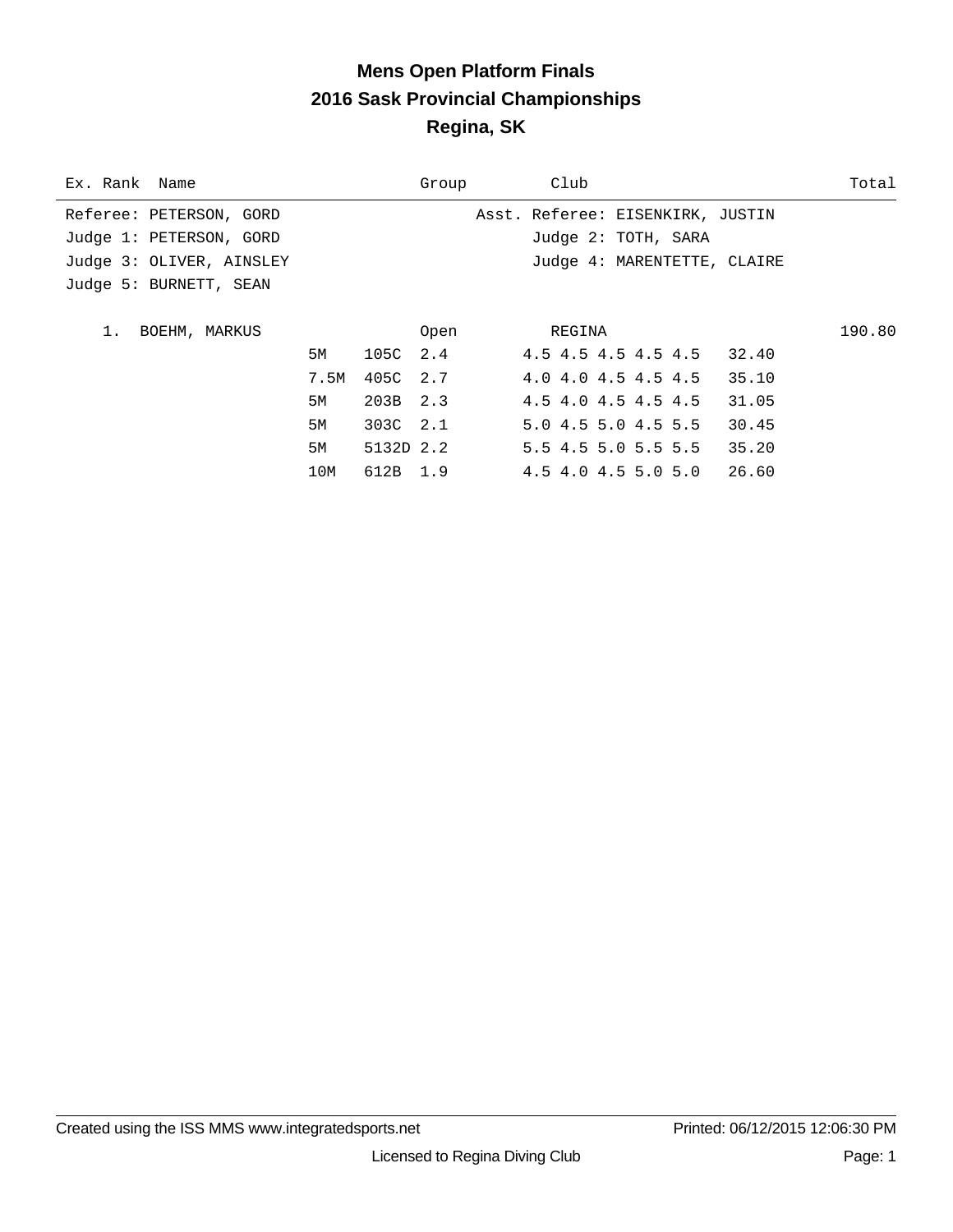# Mens Open Platform Finals
## 2016 Sask Provincial Championships
## Regina, SK

| Ex. Rank | Name | | | | Group | Club | | Total |
|---|---|---|---|---|---|---|---|---|

Referee: PETERSON, GORD — Asst. Referee: EISENKIRK, JUSTIN

Judge 1: PETERSON, GORD — Judge 2: TOTH, SARA

Judge 3: OLIVER, AINSLEY — Judge 4: MARENTETTE, CLAIRE

Judge 5: BURNETT, SEAN

| Ex. Rank | Name | Height | Dive | DD | Group | Club / Scores | Points | Total |
|---|---|---|---|---|---|---|---|---|
| 1. | BOEHM, MARKUS | | | | Open | REGINA | | 190.80 |
| | | 5M | 105C | 2.4 | | 4.5 4.5 4.5 4.5 4.5 | 32.40 | |
| | | 7.5M | 405C | 2.7 | | 4.0 4.0 4.5 4.5 4.5 | 35.10 | |
| | | 5M | 203B | 2.3 | | 4.5 4.0 4.5 4.5 4.5 | 31.05 | |
| | | 5M | 303C | 2.1 | | 5.0 4.5 5.0 4.5 5.5 | 30.45 | |
| | | 5M | 5132D | 2.2 | | 5.5 4.5 5.0 5.5 5.5 | 35.20 | |
| | | 10M | 612B | 1.9 | | 4.5 4.0 4.5 5.0 5.0 | 26.60 | |

Created using the ISS MMS www.integratedsports.net — Printed: 06/12/2015 12:06:30 PM

Licensed to Regina Diving Club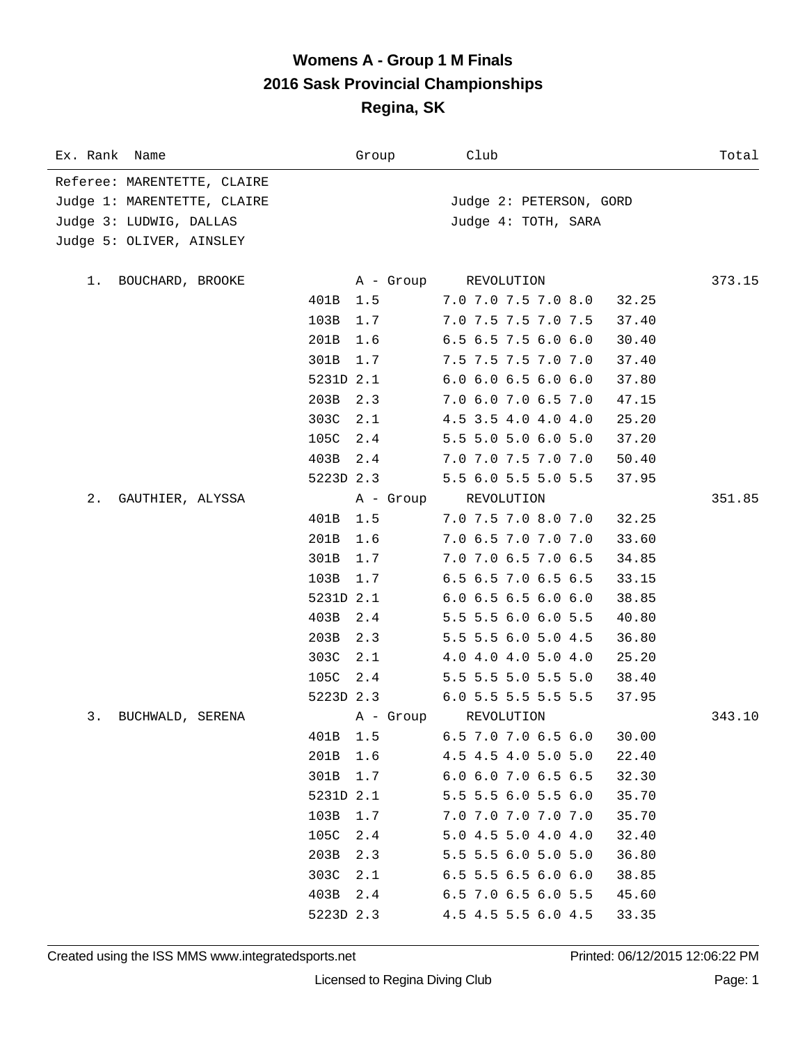# Womens A - Group 1 M Finals
## 2016 Sask Provincial Championships
## Regina, SK

| Ex. Rank | Name | Group | Club | Total |
|---|---|---|---|---|

Referee: MARENTETTE, CLAIRE
Judge 1: MARENTETTE, CLAIRE    Judge 2: PETERSON, GORD
Judge 3: LUDWIG, DALLAS    Judge 4: TOTH, SARA
Judge 5: OLIVER, AINSLEY

| Rank | Name | Dive | DD | Scores | Points | Total |
|---|---|---|---|---|---|---|
| 1. | BOUCHARD, BROOKE | A - Group | | REVOLUTION | | 373.15 |
| | | 401B | 1.5 | 7.0 7.0 7.5 7.0 8.0 | 32.25 | |
| | | 103B | 1.7 | 7.0 7.5 7.5 7.0 7.5 | 37.40 | |
| | | 201B | 1.6 | 6.5 6.5 7.5 6.0 6.0 | 30.40 | |
| | | 301B | 1.7 | 7.5 7.5 7.5 7.0 7.0 | 37.40 | |
| | | 5231D | 2.1 | 6.0 6.0 6.5 6.0 6.0 | 37.80 | |
| | | 203B | 2.3 | 7.0 6.0 7.0 6.5 7.0 | 47.15 | |
| | | 303C | 2.1 | 4.5 3.5 4.0 4.0 4.0 | 25.20 | |
| | | 105C | 2.4 | 5.5 5.0 5.0 6.0 5.0 | 37.20 | |
| | | 403B | 2.4 | 7.0 7.0 7.5 7.0 7.0 | 50.40 | |
| | | 5223D | 2.3 | 5.5 6.0 5.5 5.0 5.5 | 37.95 | |
| 2. | GAUTHIER, ALYSSA | A - Group | | REVOLUTION | | 351.85 |
| | | 401B | 1.5 | 7.0 7.5 7.0 8.0 7.0 | 32.25 | |
| | | 201B | 1.6 | 7.0 6.5 7.0 7.0 7.0 | 33.60 | |
| | | 301B | 1.7 | 7.0 7.0 6.5 7.0 6.5 | 34.85 | |
| | | 103B | 1.7 | 6.5 6.5 7.0 6.5 6.5 | 33.15 | |
| | | 5231D | 2.1 | 6.0 6.5 6.5 6.0 6.0 | 38.85 | |
| | | 403B | 2.4 | 5.5 5.5 6.0 6.0 5.5 | 40.80 | |
| | | 203B | 2.3 | 5.5 5.5 6.0 5.0 4.5 | 36.80 | |
| | | 303C | 2.1 | 4.0 4.0 4.0 5.0 4.0 | 25.20 | |
| | | 105C | 2.4 | 5.5 5.5 5.0 5.5 5.0 | 38.40 | |
| | | 5223D | 2.3 | 6.0 5.5 5.5 5.5 5.5 | 37.95 | |
| 3. | BUCHWALD, SERENA | A - Group | | REVOLUTION | | 343.10 |
| | | 401B | 1.5 | 6.5 7.0 7.0 6.5 6.0 | 30.00 | |
| | | 201B | 1.6 | 4.5 4.5 4.0 5.0 5.0 | 22.40 | |
| | | 301B | 1.7 | 6.0 6.0 7.0 6.5 6.5 | 32.30 | |
| | | 5231D | 2.1 | 5.5 5.5 6.0 5.5 6.0 | 35.70 | |
| | | 103B | 1.7 | 7.0 7.0 7.0 7.0 7.0 | 35.70 | |
| | | 105C | 2.4 | 5.0 4.5 5.0 4.0 4.0 | 32.40 | |
| | | 203B | 2.3 | 5.5 5.5 6.0 5.0 5.0 | 36.80 | |
| | | 303C | 2.1 | 6.5 5.5 6.5 6.0 6.0 | 38.85 | |
| | | 403B | 2.4 | 6.5 7.0 6.5 6.0 5.5 | 45.60 | |
| | | 5223D | 2.3 | 4.5 4.5 5.5 6.0 4.5 | 33.35 | |

Created using the ISS MMS www.integratedsports.net    Printed: 06/12/2015 12:06:22 PM

Licensed to Regina Diving Club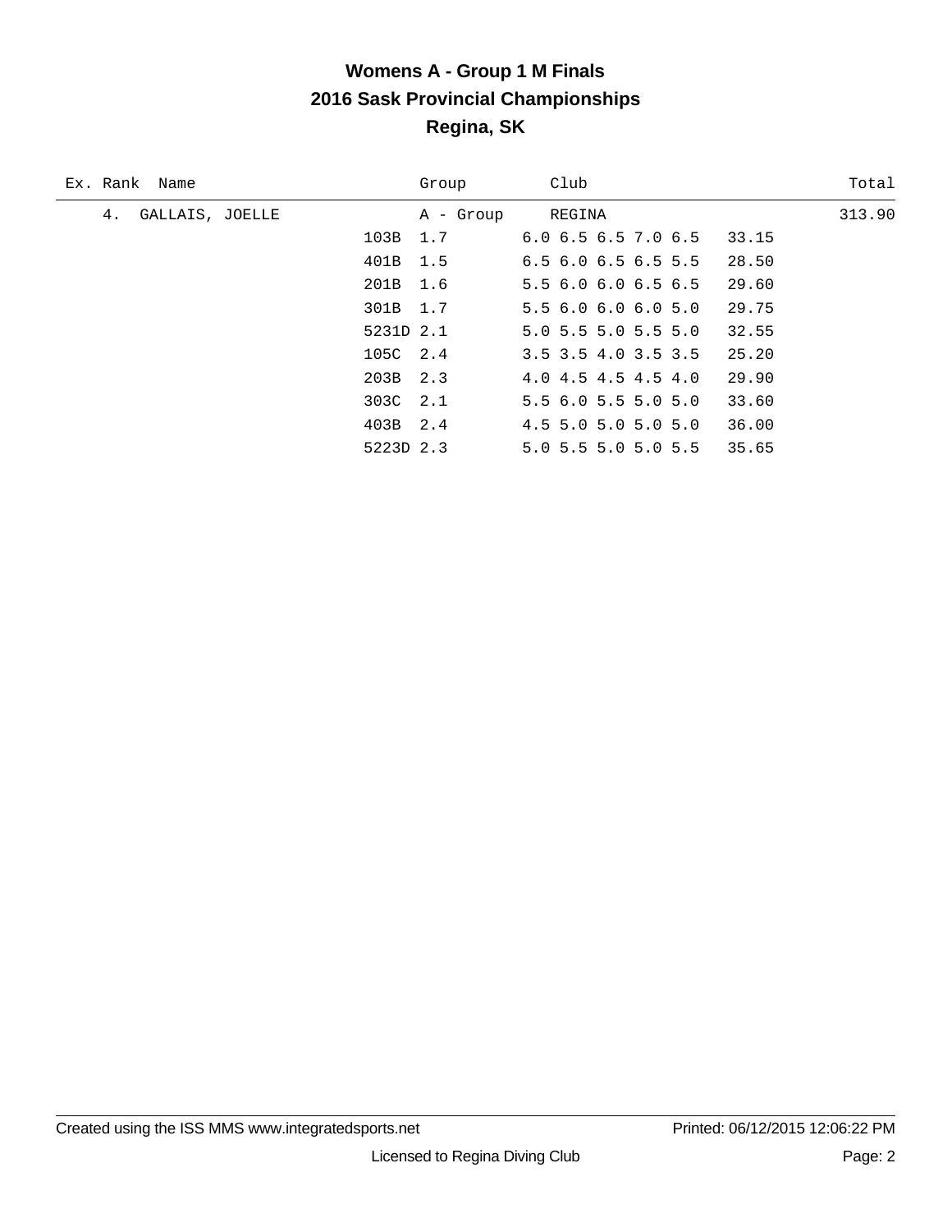# Womens A - Group 1 M Finals
## 2016 Sask Provincial Championships
## Regina, SK

| Ex. | Rank | Name | Group | Club | | Total |
|---|---|---|---|---|---|---|
| | 4. | GALLAIS, JOELLE | A - Group | REGINA | | 313.90 |
| | | 103B | 1.7 | 6.0 6.5 6.5 7.0 6.5 | 33.15 | |
| | | 401B | 1.5 | 6.5 6.0 6.5 6.5 5.5 | 28.50 | |
| | | 201B | 1.6 | 5.5 6.0 6.0 6.5 6.5 | 29.60 | |
| | | 301B | 1.7 | 5.5 6.0 6.0 6.0 5.0 | 29.75 | |
| | | 5231D | 2.1 | 5.0 5.5 5.0 5.5 5.0 | 32.55 | |
| | | 105C | 2.4 | 3.5 3.5 4.0 3.5 3.5 | 25.20 | |
| | | 203B | 2.3 | 4.0 4.5 4.5 4.5 4.0 | 29.90 | |
| | | 303C | 2.1 | 5.5 6.0 5.5 5.0 5.0 | 33.60 | |
| | | 403B | 2.4 | 4.5 5.0 5.0 5.0 5.0 | 36.00 | |
| | | 5223D | 2.3 | 5.0 5.5 5.0 5.0 5.5 | 35.65 | |

Created using the ISS MMS www.integratedsports.net Printed: 06/12/2015 12:06:22 PM

Licensed to Regina Diving Club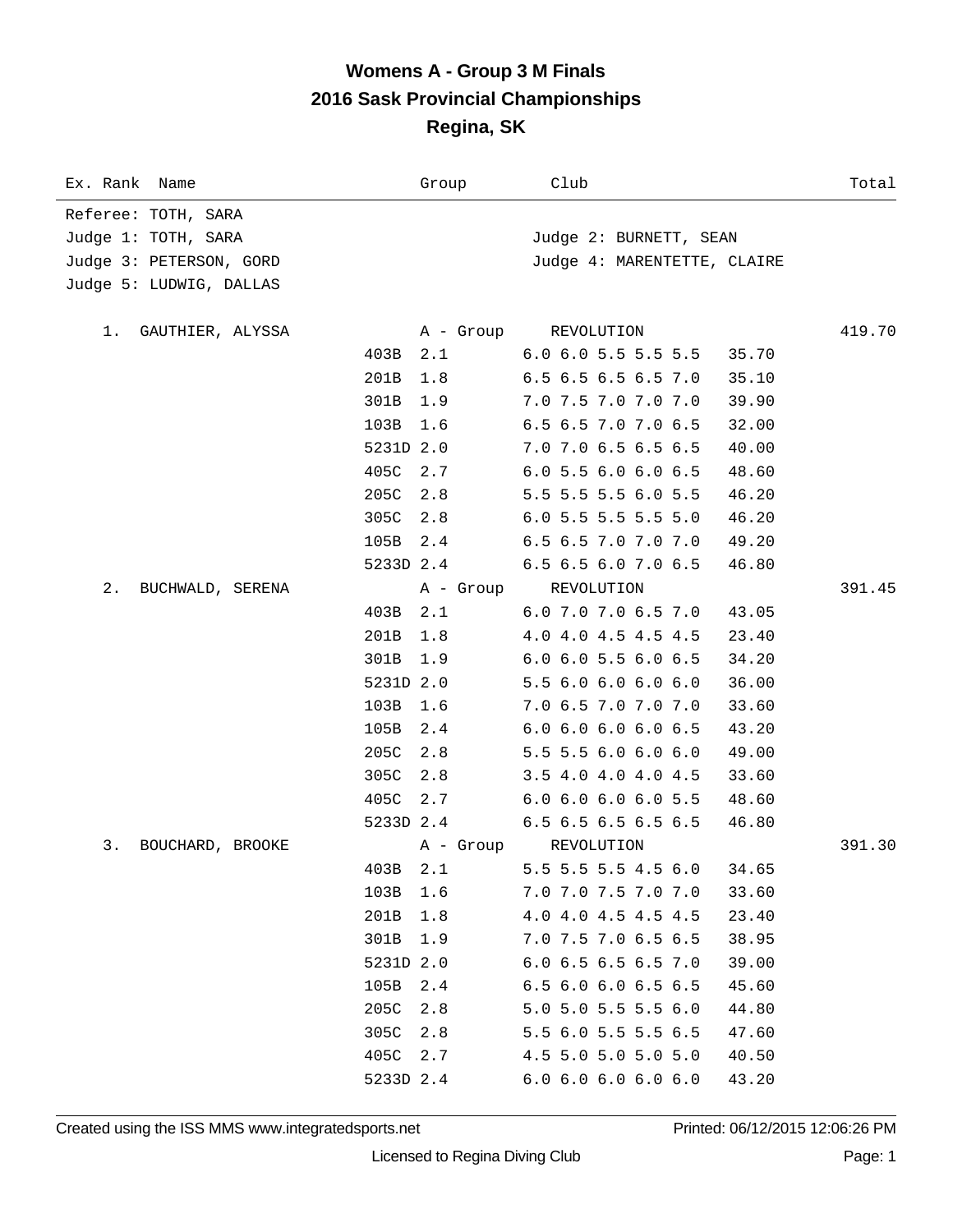# Womens A - Group 3 M Finals
## 2016 Sask Provincial Championships
## Regina, SK

Referee: TOTH, SARA
Judge 1: TOTH, SARA
Judge 2: BURNETT, SEAN
Judge 3: PETERSON, GORD
Judge 4: MARENTETTE, CLAIRE
Judge 5: LUDWIG, DALLAS

| Ex. Rank | Name | Dive | DD | Group / Scores | Club / Points | Total |
|---|---|---|---|---|---|---|
| 1. | GAUTHIER, ALYSSA | | | A - Group | REVOLUTION | 419.70 |
| | | 403B | 2.1 | 6.0 6.0 5.5 5.5 5.5 | 35.70 | |
| | | 201B | 1.8 | 6.5 6.5 6.5 6.5 7.0 | 35.10 | |
| | | 301B | 1.9 | 7.0 7.5 7.0 7.0 7.0 | 39.90 | |
| | | 103B | 1.6 | 6.5 6.5 7.0 7.0 6.5 | 32.00 | |
| | | 5231D | 2.0 | 7.0 7.0 6.5 6.5 6.5 | 40.00 | |
| | | 405C | 2.7 | 6.0 5.5 6.0 6.0 6.5 | 48.60 | |
| | | 205C | 2.8 | 5.5 5.5 5.5 6.0 5.5 | 46.20 | |
| | | 305C | 2.8 | 6.0 5.5 5.5 5.5 5.0 | 46.20 | |
| | | 105B | 2.4 | 6.5 6.5 7.0 7.0 7.0 | 49.20 | |
| | | 5233D | 2.4 | 6.5 6.5 6.0 7.0 6.5 | 46.80 | |
| 2. | BUCHWALD, SERENA | | | A - Group | REVOLUTION | 391.45 |
| | | 403B | 2.1 | 6.0 7.0 7.0 6.5 7.0 | 43.05 | |
| | | 201B | 1.8 | 4.0 4.0 4.5 4.5 4.5 | 23.40 | |
| | | 301B | 1.9 | 6.0 6.0 5.5 6.0 6.5 | 34.20 | |
| | | 5231D | 2.0 | 5.5 6.0 6.0 6.0 6.0 | 36.00 | |
| | | 103B | 1.6 | 7.0 6.5 7.0 7.0 7.0 | 33.60 | |
| | | 105B | 2.4 | 6.0 6.0 6.0 6.0 6.5 | 43.20 | |
| | | 205C | 2.8 | 5.5 5.5 6.0 6.0 6.0 | 49.00 | |
| | | 305C | 2.8 | 3.5 4.0 4.0 4.0 4.5 | 33.60 | |
| | | 405C | 2.7 | 6.0 6.0 6.0 6.0 5.5 | 48.60 | |
| | | 5233D | 2.4 | 6.5 6.5 6.5 6.5 6.5 | 46.80 | |
| 3. | BOUCHARD, BROOKE | | | A - Group | REVOLUTION | 391.30 |
| | | 403B | 2.1 | 5.5 5.5 5.5 4.5 6.0 | 34.65 | |
| | | 103B | 1.6 | 7.0 7.0 7.5 7.0 7.0 | 33.60 | |
| | | 201B | 1.8 | 4.0 4.0 4.5 4.5 4.5 | 23.40 | |
| | | 301B | 1.9 | 7.0 7.5 7.0 6.5 6.5 | 38.95 | |
| | | 5231D | 2.0 | 6.0 6.5 6.5 6.5 7.0 | 39.00 | |
| | | 105B | 2.4 | 6.5 6.0 6.0 6.5 6.5 | 45.60 | |
| | | 205C | 2.8 | 5.0 5.0 5.5 5.5 6.0 | 44.80 | |
| | | 305C | 2.8 | 5.5 6.0 5.5 5.5 6.5 | 47.60 | |
| | | 405C | 2.7 | 4.5 5.0 5.0 5.0 5.0 | 40.50 | |
| | | 5233D | 2.4 | 6.0 6.0 6.0 6.0 6.0 | 43.20 | |

Created using the ISS MMS www.integratedsports.net — Printed: 06/12/2015 12:06:26 PM

Licensed to Regina Diving Club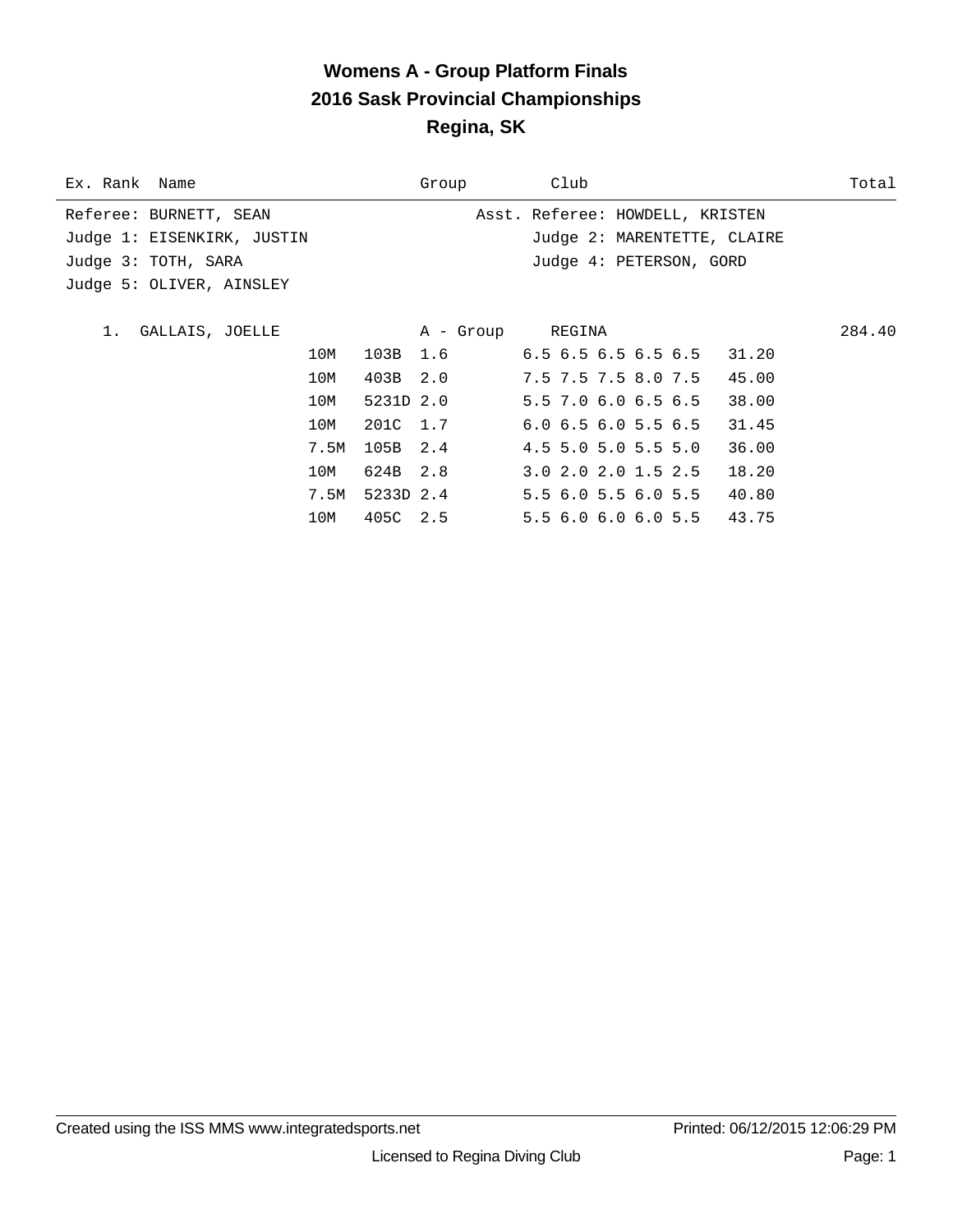# Womens A - Group Platform Finals
## 2016 Sask Provincial Championships
## Regina, SK

| Ex. Rank | Name | Group | Club | Total |
|---|---|---|---|---|

Referee: BURNETT, SEAN　　　　Asst. Referee: HOWDELL, KRISTEN
Judge 1: EISENKIRK, JUSTIN　　　　Judge 2: MARENTETTE, CLAIRE
Judge 3: TOTH, SARA　　　　Judge 4: PETERSON, GORD
Judge 5: OLIVER, AINSLEY

1. GALLAIS, JOELLE — A - Group — REGINA — 284.40

| Height | Dive | DD | Scores | Points |
|---|---|---|---|---|
| 10M | 103B | 1.6 | 6.5 6.5 6.5 6.5 6.5 | 31.20 |
| 10M | 403B | 2.0 | 7.5 7.5 7.5 8.0 7.5 | 45.00 |
| 10M | 5231D | 2.0 | 5.5 7.0 6.0 6.5 6.5 | 38.00 |
| 10M | 201C | 1.7 | 6.0 6.5 6.0 5.5 6.5 | 31.45 |
| 7.5M | 105B | 2.4 | 4.5 5.0 5.0 5.5 5.0 | 36.00 |
| 10M | 624B | 2.8 | 3.0 2.0 2.0 1.5 2.5 | 18.20 |
| 7.5M | 5233D | 2.4 | 5.5 6.0 5.5 6.0 5.5 | 40.80 |
| 10M | 405C | 2.5 | 5.5 6.0 6.0 6.0 5.5 | 43.75 |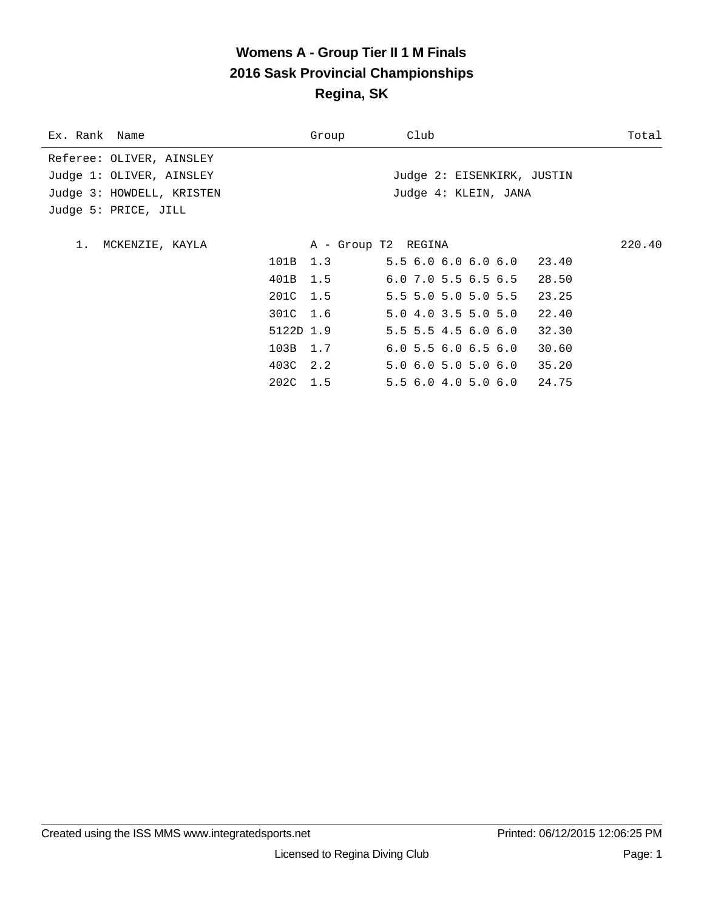# Womens A - Group Tier II 1 M Finals
## 2016 Sask Provincial Championships
## Regina, SK

| Ex. Rank | Name | Group | Club | Total |
|---|---|---|---|---|

Referee: OLIVER, AINSLEY
Judge 1: OLIVER, AINSLEY
Judge 2: EISENKIRK, JUSTIN
Judge 3: HOWDELL, KRISTEN
Judge 4: KLEIN, JANA
Judge 5: PRICE, JILL

1. MCKENZIE, KAYLA — A - Group T2 — REGINA — 220.40

| Dive | DD | Scores | Points |
|---|---|---|---|
| 101B | 1.3 | 5.5 6.0 6.0 6.0 6.0 | 23.40 |
| 401B | 1.5 | 6.0 7.0 5.5 6.5 6.5 | 28.50 |
| 201C | 1.5 | 5.5 5.0 5.0 5.0 5.5 | 23.25 |
| 301C | 1.6 | 5.0 4.0 3.5 5.0 5.0 | 22.40 |
| 5122D | 1.9 | 5.5 5.5 4.5 6.0 6.0 | 32.30 |
| 103B | 1.7 | 6.0 5.5 6.0 6.5 6.0 | 30.60 |
| 403C | 2.2 | 5.0 6.0 5.0 5.0 6.0 | 35.20 |
| 202C | 1.5 | 5.5 6.0 4.0 5.0 6.0 | 24.75 |

Created using the ISS MMS www.integratedsports.net — Printed: 06/12/2015 12:06:25 PM

Licensed to Regina Diving Club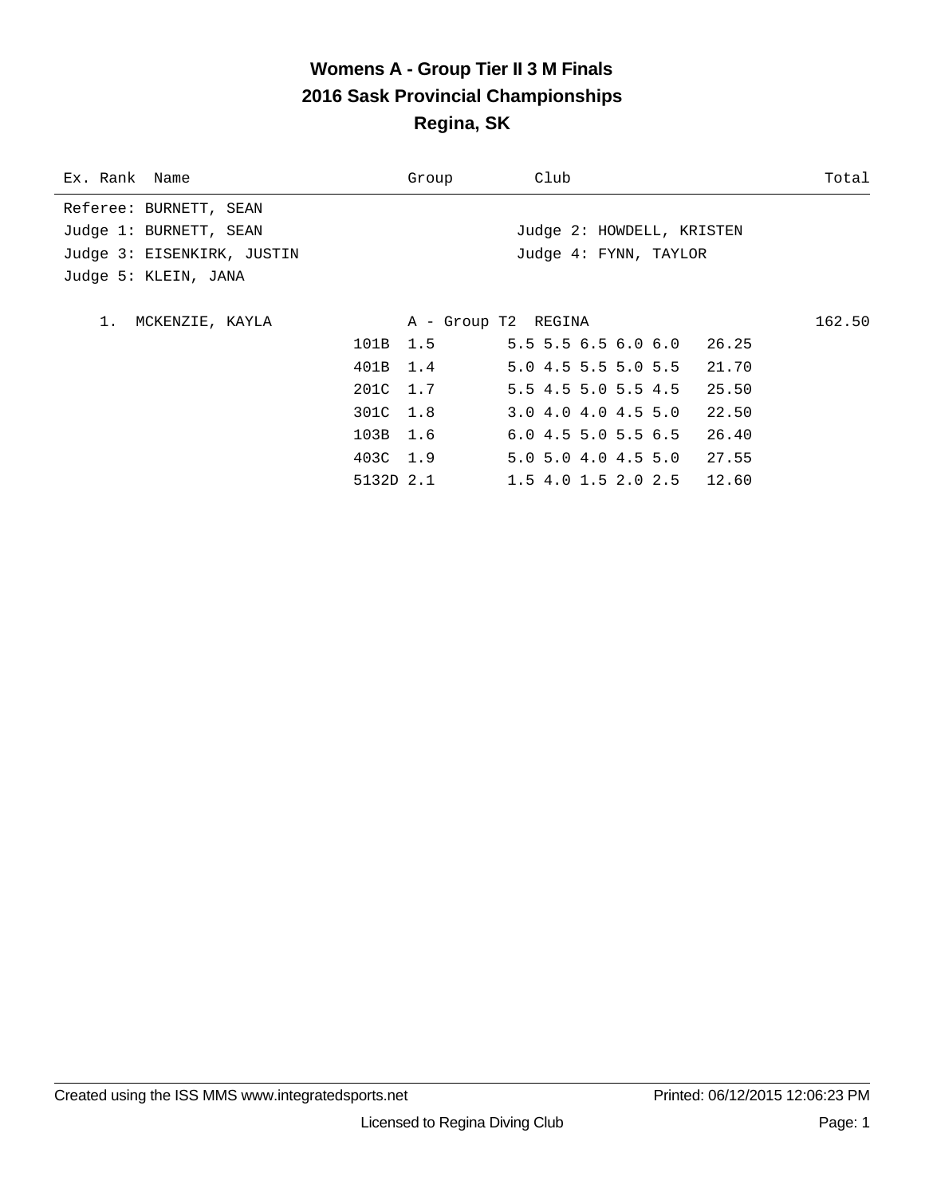# Womens A - Group Tier II 3 M Finals
## 2016 Sask Provincial Championships
## Regina, SK

| Ex. Rank | Name | Group | Club | Total |
|---|---|---|---|---|

Referee: BURNETT, SEAN

Judge 1: BURNETT, SEAN

Judge 2: HOWDELL, KRISTEN

Judge 3: EISENKIRK, JUSTIN

Judge 4: FYNN, TAYLOR

Judge 5: KLEIN, JANA

| Rank | Name | Group | Club | Total |
|---|---|---|---|---|
| 1. | MCKENZIE, KAYLA | A - Group T2 | REGINA | 162.50 |

| Dive | DD | Scores | Points |
|---|---|---|---|
| 101B | 1.5 | 5.5 5.5 6.5 6.0 6.0 | 26.25 |
| 401B | 1.4 | 5.0 4.5 5.5 5.0 5.5 | 21.70 |
| 201C | 1.7 | 5.5 4.5 5.0 5.5 4.5 | 25.50 |
| 301C | 1.8 | 3.0 4.0 4.0 4.5 5.0 | 22.50 |
| 103B | 1.6 | 6.0 4.5 5.0 5.5 6.5 | 26.40 |
| 403C | 1.9 | 5.0 5.0 4.0 4.5 5.0 | 27.55 |
| 5132D | 2.1 | 1.5 4.0 1.5 2.0 2.5 | 12.60 |

Created using the ISS MMS www.integratedsports.net    Printed: 06/12/2015 12:06:23 PM

Licensed to Regina Diving Club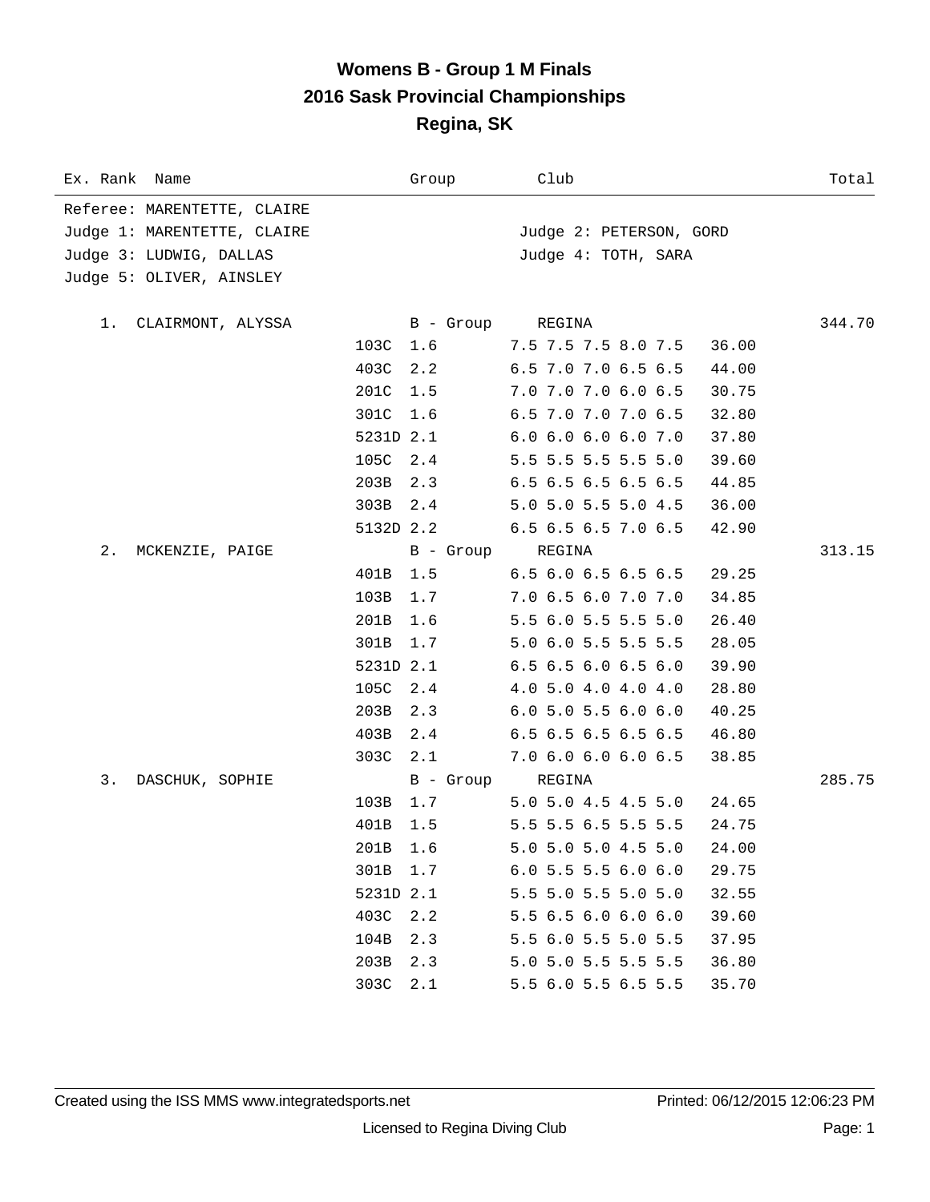# Womens B - Group 1 M Finals
## 2016 Sask Provincial Championships
## Regina, SK

| Ex. Rank | Name | Group | Club | Total |
|---|---|---|---|---|

Referee: MARENTETTE, CLAIRE
Judge 1: MARENTETTE, CLAIRE — Judge 2: PETERSON, GORD
Judge 3: LUDWIG, DALLAS — Judge 4: TOTH, SARA
Judge 5: OLIVER, AINSLEY

| Rank | Name | Dive | DD | Scores | Points | Total |
|---|---|---|---|---|---|---|
| 1. | CLAIRMONT, ALYSSA | B - Group | | REGINA | | 344.70 |
| | | 103C | 1.6 | 7.5 7.5 7.5 8.0 7.5 | 36.00 | |
| | | 403C | 2.2 | 6.5 7.0 7.0 6.5 6.5 | 44.00 | |
| | | 201C | 1.5 | 7.0 7.0 7.0 6.0 6.5 | 30.75 | |
| | | 301C | 1.6 | 6.5 7.0 7.0 7.0 6.5 | 32.80 | |
| | | 5231D | 2.1 | 6.0 6.0 6.0 6.0 7.0 | 37.80 | |
| | | 105C | 2.4 | 5.5 5.5 5.5 5.5 5.0 | 39.60 | |
| | | 203B | 2.3 | 6.5 6.5 6.5 6.5 6.5 | 44.85 | |
| | | 303B | 2.4 | 5.0 5.0 5.5 5.0 4.5 | 36.00 | |
| | | 5132D | 2.2 | 6.5 6.5 6.5 7.0 6.5 | 42.90 | |
| 2. | MCKENZIE, PAIGE | B - Group | | REGINA | | 313.15 |
| | | 401B | 1.5 | 6.5 6.0 6.5 6.5 6.5 | 29.25 | |
| | | 103B | 1.7 | 7.0 6.5 6.0 7.0 7.0 | 34.85 | |
| | | 201B | 1.6 | 5.5 6.0 5.5 5.5 5.0 | 26.40 | |
| | | 301B | 1.7 | 5.0 6.0 5.5 5.5 5.5 | 28.05 | |
| | | 5231D | 2.1 | 6.5 6.5 6.0 6.5 6.0 | 39.90 | |
| | | 105C | 2.4 | 4.0 5.0 4.0 4.0 4.0 | 28.80 | |
| | | 203B | 2.3 | 6.0 5.0 5.5 6.0 6.0 | 40.25 | |
| | | 403B | 2.4 | 6.5 6.5 6.5 6.5 6.5 | 46.80 | |
| | | 303C | 2.1 | 7.0 6.0 6.0 6.0 6.5 | 38.85 | |
| 3. | DASCHUK, SOPHIE | B - Group | | REGINA | | 285.75 |
| | | 103B | 1.7 | 5.0 5.0 4.5 4.5 5.0 | 24.65 | |
| | | 401B | 1.5 | 5.5 5.5 6.5 5.5 5.5 | 24.75 | |
| | | 201B | 1.6 | 5.0 5.0 5.0 4.5 5.0 | 24.00 | |
| | | 301B | 1.7 | 6.0 5.5 5.5 6.0 6.0 | 29.75 | |
| | | 5231D | 2.1 | 5.5 5.0 5.5 5.0 5.0 | 32.55 | |
| | | 403C | 2.2 | 5.5 6.5 6.0 6.0 6.0 | 39.60 | |
| | | 104B | 2.3 | 5.5 6.0 5.5 5.0 5.5 | 37.95 | |
| | | 203B | 2.3 | 5.0 5.0 5.5 5.5 5.5 | 36.80 | |
| | | 303C | 2.1 | 5.5 6.0 5.5 6.5 5.5 | 35.70 | |

Created using the ISS MMS www.integratedsports.net — Printed: 06/12/2015 12:06:23 PM

Licensed to Regina Diving Club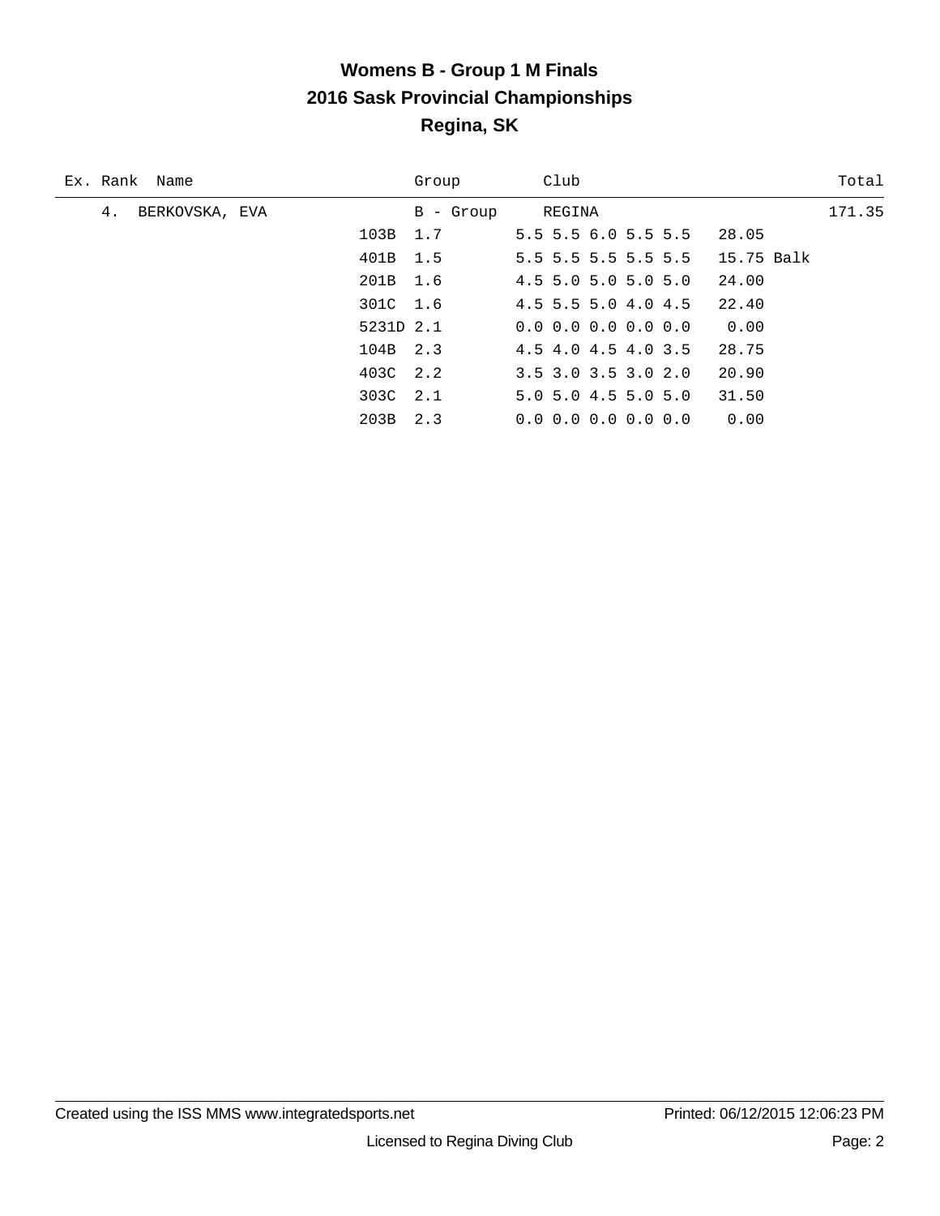# Womens B - Group 1 M Finals
## 2016 Sask Provincial Championships
## Regina, SK

| Ex. | Rank | Name | Group | Club | Total |
|---|---|---|---|---|---|
| | 4. | BERKOVSKA, EVA | B - Group | REGINA | 171.35 |

| Dive | DD | Scores | Points | |
|---|---|---|---|---|
| 103B | 1.7 | 5.5 5.5 6.0 5.5 5.5 | 28.05 | |
| 401B | 1.5 | 5.5 5.5 5.5 5.5 5.5 | 15.75 | Balk |
| 201B | 1.6 | 4.5 5.0 5.0 5.0 5.0 | 24.00 | |
| 301C | 1.6 | 4.5 5.5 5.0 4.0 4.5 | 22.40 | |
| 5231D | 2.1 | 0.0 0.0 0.0 0.0 0.0 | 0.00 | |
| 104B | 2.3 | 4.5 4.0 4.5 4.0 3.5 | 28.75 | |
| 403C | 2.2 | 3.5 3.0 3.5 3.0 2.0 | 20.90 | |
| 303C | 2.1 | 5.0 5.0 4.5 5.0 5.0 | 31.50 | |
| 203B | 2.3 | 0.0 0.0 0.0 0.0 0.0 | 0.00 | |

Created using the ISS MMS www.integratedsports.net Printed: 06/12/2015 12:06:23 PM

Licensed to Regina Diving Club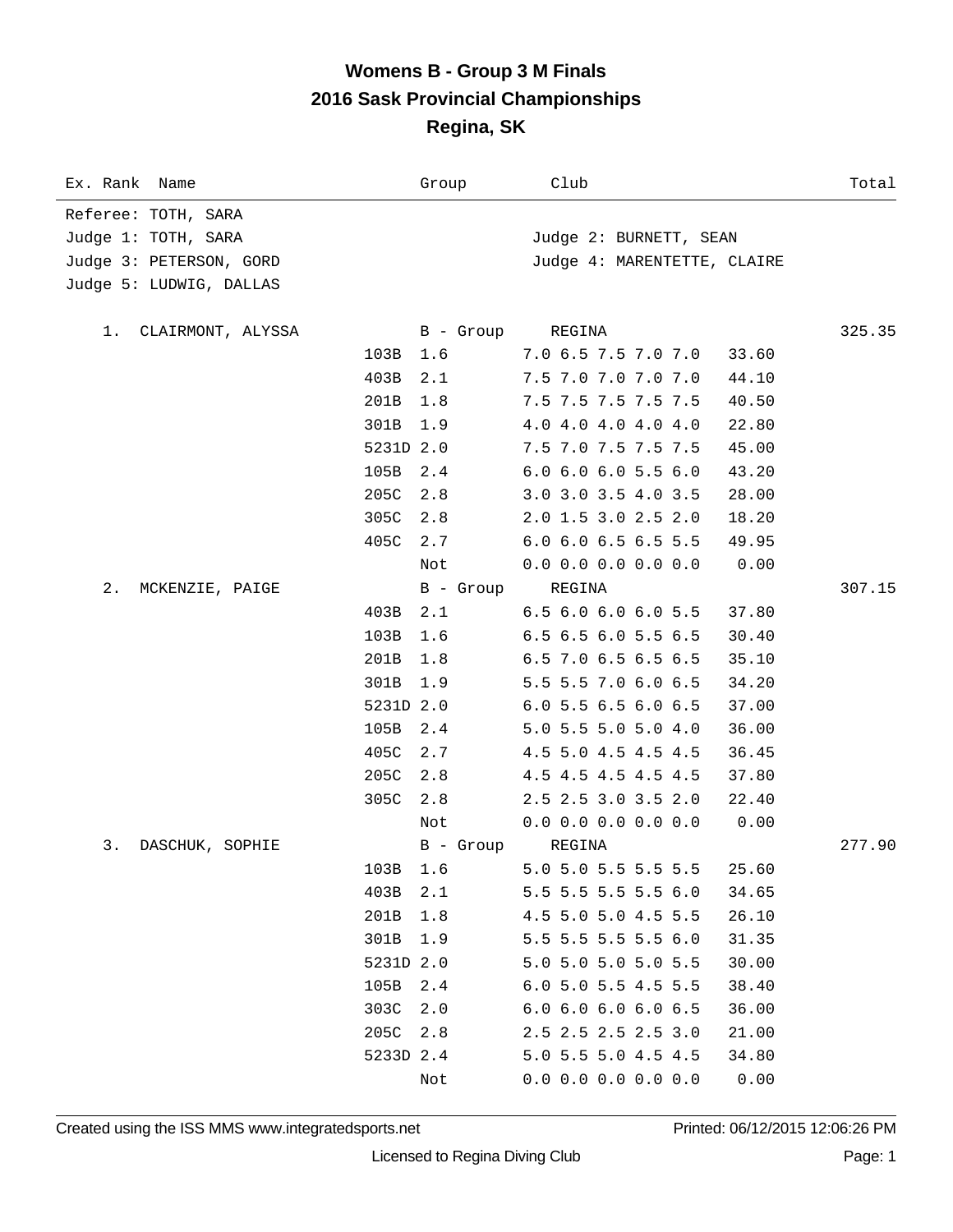# Womens B - Group 3 M Finals
## 2016 Sask Provincial Championships
## Regina, SK

| Ex. Rank | Name | Dive | DD | Group | Club / Scores | Points | Total |
|---|---|---|---|---|---|---|---|
| Referee: TOTH, SARA | | | | | | | |
| Judge 1: TOTH, SARA | | | | | Judge 2: BURNETT, SEAN | | |
| Judge 3: PETERSON, GORD | | | | | Judge 4: MARENTETTE, CLAIRE | | |
| Judge 5: LUDWIG, DALLAS | | | | | | | |
| 1. | CLAIRMONT, ALYSSA | | | B - Group | REGINA | | 325.35 |
| | | 103B | 1.6 | | 7.0 6.5 7.5 7.0 7.0 | 33.60 | |
| | | 403B | 2.1 | | 7.5 7.0 7.0 7.0 7.0 | 44.10 | |
| | | 201B | 1.8 | | 7.5 7.5 7.5 7.5 7.5 | 40.50 | |
| | | 301B | 1.9 | | 4.0 4.0 4.0 4.0 4.0 | 22.80 | |
| | | 5231D | 2.0 | | 7.5 7.0 7.5 7.5 7.5 | 45.00 | |
| | | 105B | 2.4 | | 6.0 6.0 6.0 5.5 6.0 | 43.20 | |
| | | 205C | 2.8 | | 3.0 3.0 3.5 4.0 3.5 | 28.00 | |
| | | 305C | 2.8 | | 2.0 1.5 3.0 2.5 2.0 | 18.20 | |
| | | 405C | 2.7 | | 6.0 6.0 6.5 6.5 5.5 | 49.95 | |
| | | | Not | | 0.0 0.0 0.0 0.0 0.0 | 0.00 | |
| 2. | MCKENZIE, PAIGE | | | B - Group | REGINA | | 307.15 |
| | | 403B | 2.1 | | 6.5 6.0 6.0 6.0 5.5 | 37.80 | |
| | | 103B | 1.6 | | 6.5 6.5 6.0 5.5 6.5 | 30.40 | |
| | | 201B | 1.8 | | 6.5 7.0 6.5 6.5 6.5 | 35.10 | |
| | | 301B | 1.9 | | 5.5 5.5 7.0 6.0 6.5 | 34.20 | |
| | | 5231D | 2.0 | | 6.0 5.5 6.5 6.0 6.5 | 37.00 | |
| | | 105B | 2.4 | | 5.0 5.5 5.0 5.0 4.0 | 36.00 | |
| | | 405C | 2.7 | | 4.5 5.0 4.5 4.5 4.5 | 36.45 | |
| | | 205C | 2.8 | | 4.5 4.5 4.5 4.5 4.5 | 37.80 | |
| | | 305C | 2.8 | | 2.5 2.5 3.0 3.5 2.0 | 22.40 | |
| | | | Not | | 0.0 0.0 0.0 0.0 0.0 | 0.00 | |
| 3. | DASCHUK, SOPHIE | | | B - Group | REGINA | | 277.90 |
| | | 103B | 1.6 | | 5.0 5.0 5.5 5.5 5.5 | 25.60 | |
| | | 403B | 2.1 | | 5.5 5.5 5.5 5.5 6.0 | 34.65 | |
| | | 201B | 1.8 | | 4.5 5.0 5.0 4.5 5.5 | 26.10 | |
| | | 301B | 1.9 | | 5.5 5.5 5.5 5.5 6.0 | 31.35 | |
| | | 5231D | 2.0 | | 5.0 5.0 5.0 5.0 5.5 | 30.00 | |
| | | 105B | 2.4 | | 6.0 5.0 5.5 4.5 5.5 | 38.40 | |
| | | 303C | 2.0 | | 6.0 6.0 6.0 6.0 6.5 | 36.00 | |
| | | 205C | 2.8 | | 2.5 2.5 2.5 2.5 3.0 | 21.00 | |
| | | 5233D | 2.4 | | 5.0 5.5 5.0 4.5 4.5 | 34.80 | |
| | | | Not | | 0.0 0.0 0.0 0.0 0.0 | 0.00 | |

Created using the ISS MMS www.integratedsports.net Printed: 06/12/2015 12:06:26 PM

Licensed to Regina Diving Club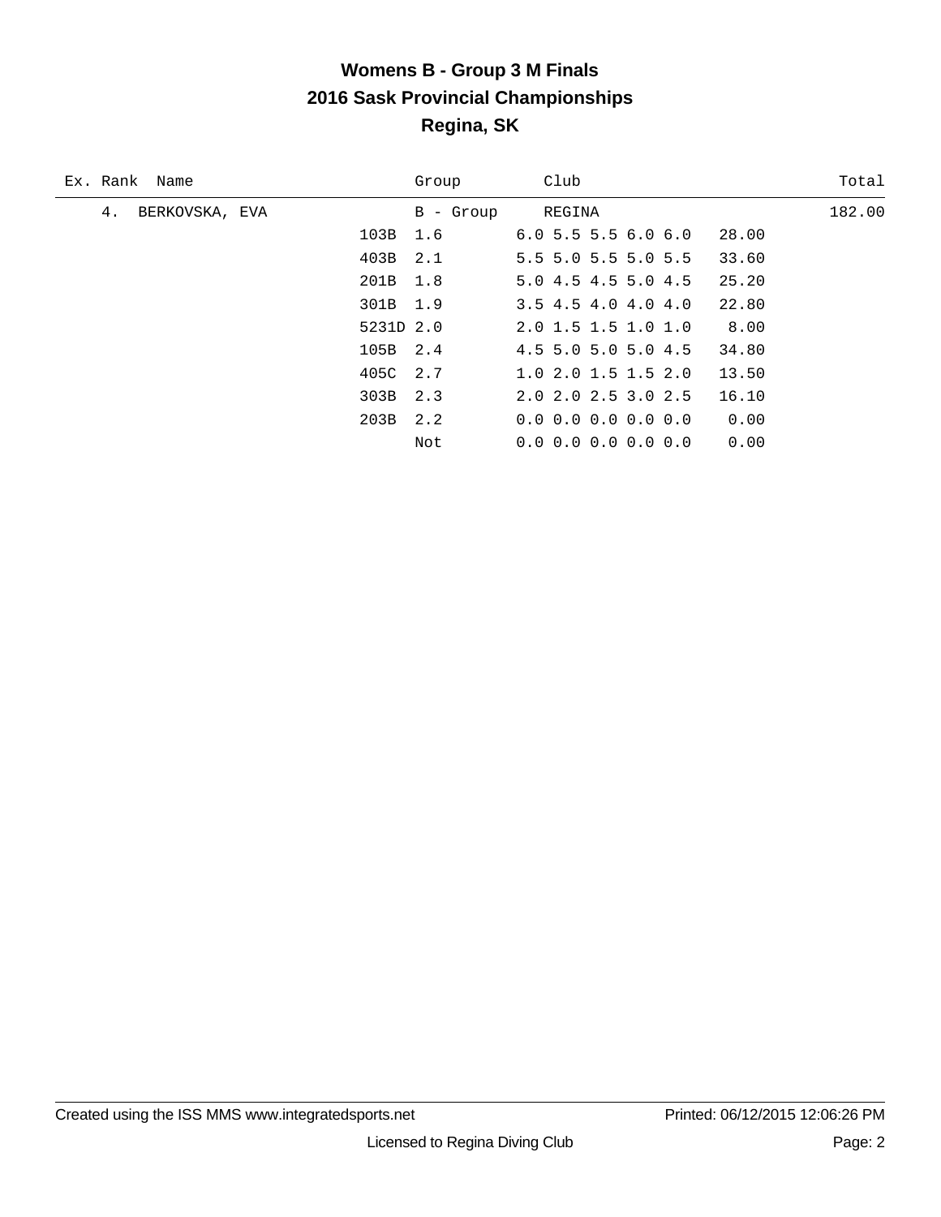# Womens B - Group 3 M Finals
## 2016 Sask Provincial Championships
## Regina, SK

| Ex. Rank | Name | | Group | Club | | Total |
|---|---|---|---|---|---|---|
| 4. | BERKOVSKA, EVA | | B - Group | REGINA | | 182.00 |
| | | 103B | 1.6 | 6.0 5.5 5.5 6.0 6.0 | 28.00 | |
| | | 403B | 2.1 | 5.5 5.0 5.5 5.0 5.5 | 33.60 | |
| | | 201B | 1.8 | 5.0 4.5 4.5 5.0 4.5 | 25.20 | |
| | | 301B | 1.9 | 3.5 4.5 4.0 4.0 4.0 | 22.80 | |
| | | 5231D | 2.0 | 2.0 1.5 1.5 1.0 1.0 | 8.00 | |
| | | 105B | 2.4 | 4.5 5.0 5.0 5.0 4.5 | 34.80 | |
| | | 405C | 2.7 | 1.0 2.0 1.5 1.5 2.0 | 13.50 | |
| | | 303B | 2.3 | 2.0 2.0 2.5 3.0 2.5 | 16.10 | |
| | | 203B | 2.2 | 0.0 0.0 0.0 0.0 0.0 | 0.00 | |
| | | | Not | 0.0 0.0 0.0 0.0 0.0 | 0.00 | |

Created using the ISS MMS www.integratedsports.net    Printed: 06/12/2015 12:06:26 PM

Licensed to Regina Diving Club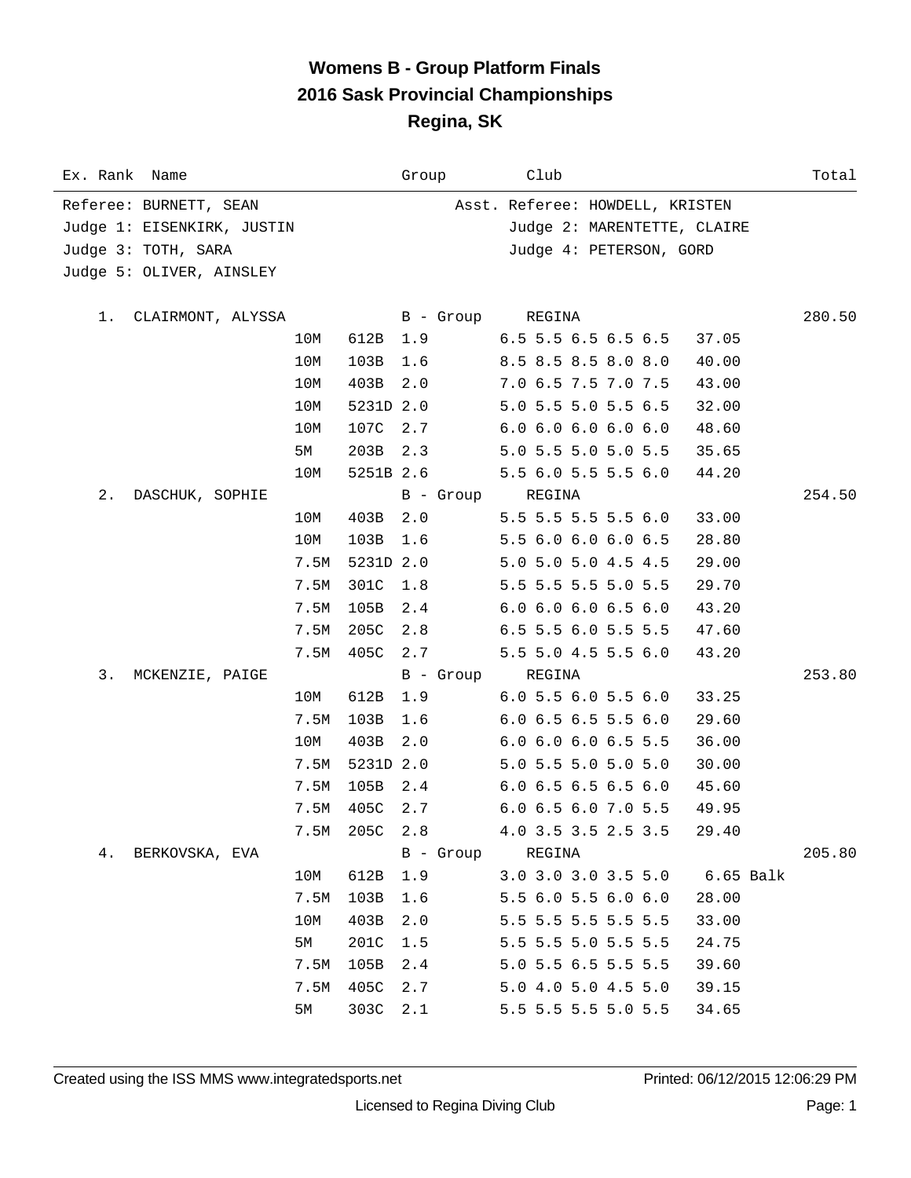# Womens B - Group Platform Finals

## 2016 Sask Provincial Championships

## Regina, SK

| Ex. Rank | Name | Group | Club | Total |
|---|---|---|---|---|

Referee: BURNETT, SEAN — Asst. Referee: HOWDELL, KRISTEN

Judge 1: EISENKIRK, JUSTIN — Judge 2: MARENTETTE, CLAIRE

Judge 3: TOTH, SARA — Judge 4: PETERSON, GORD

Judge 5: OLIVER, AINSLEY

| Rank | Name / Height | Dive | DD | Scores | Points | Group | Club | Total |
|---|---|---|---|---|---|---|---|---|
| 1. | CLAIRMONT, ALYSSA | | | | | B - Group | REGINA | 280.50 |
| | 10M | 612B | 1.9 | 6.5 5.5 6.5 6.5 6.5 | 37.05 | | | |
| | 10M | 103B | 1.6 | 8.5 8.5 8.5 8.0 8.0 | 40.00 | | | |
| | 10M | 403B | 2.0 | 7.0 6.5 7.5 7.0 7.5 | 43.00 | | | |
| | 10M | 5231D | 2.0 | 5.0 5.5 5.0 5.5 6.5 | 32.00 | | | |
| | 10M | 107C | 2.7 | 6.0 6.0 6.0 6.0 6.0 | 48.60 | | | |
| | 5M | 203B | 2.3 | 5.0 5.5 5.0 5.0 5.5 | 35.65 | | | |
| | 10M | 5251B | 2.6 | 5.5 6.0 5.5 5.5 6.0 | 44.20 | | | |
| 2. | DASCHUK, SOPHIE | | | | | B - Group | REGINA | 254.50 |
| | 10M | 403B | 2.0 | 5.5 5.5 5.5 5.5 6.0 | 33.00 | | | |
| | 10M | 103B | 1.6 | 5.5 6.0 6.0 6.0 6.5 | 28.80 | | | |
| | 7.5M | 5231D | 2.0 | 5.0 5.0 5.0 4.5 4.5 | 29.00 | | | |
| | 7.5M | 301C | 1.8 | 5.5 5.5 5.5 5.0 5.5 | 29.70 | | | |
| | 7.5M | 105B | 2.4 | 6.0 6.0 6.0 6.5 6.0 | 43.20 | | | |
| | 7.5M | 205C | 2.8 | 6.5 5.5 6.0 5.5 5.5 | 47.60 | | | |
| | 7.5M | 405C | 2.7 | 5.5 5.0 4.5 5.5 6.0 | 43.20 | | | |
| 3. | MCKENZIE, PAIGE | | | | | B - Group | REGINA | 253.80 |
| | 10M | 612B | 1.9 | 6.0 5.5 6.0 5.5 6.0 | 33.25 | | | |
| | 7.5M | 103B | 1.6 | 6.0 6.5 6.5 5.5 6.0 | 29.60 | | | |
| | 10M | 403B | 2.0 | 6.0 6.0 6.0 6.5 5.5 | 36.00 | | | |
| | 7.5M | 5231D | 2.0 | 5.0 5.5 5.0 5.0 5.0 | 30.00 | | | |
| | 7.5M | 105B | 2.4 | 6.0 6.5 6.5 6.5 6.0 | 45.60 | | | |
| | 7.5M | 405C | 2.7 | 6.0 6.5 6.0 7.0 5.5 | 49.95 | | | |
| | 7.5M | 205C | 2.8 | 4.0 3.5 3.5 2.5 3.5 | 29.40 | | | |
| 4. | BERKOVSKA, EVA | | | | | B - Group | REGINA | 205.80 |
| | 10M | 612B | 1.9 | 3.0 3.0 3.0 3.5 5.0 | 6.65 Balk | | | |
| | 7.5M | 103B | 1.6 | 5.5 6.0 5.5 6.0 6.0 | 28.00 | | | |
| | 10M | 403B | 2.0 | 5.5 5.5 5.5 5.5 5.5 | 33.00 | | | |
| | 5M | 201C | 1.5 | 5.5 5.5 5.0 5.5 5.5 | 24.75 | | | |
| | 7.5M | 105B | 2.4 | 5.0 5.5 6.5 5.5 5.5 | 39.60 | | | |
| | 7.5M | 405C | 2.7 | 5.0 4.0 5.0 4.5 5.0 | 39.15 | | | |
| | 5M | 303C | 2.1 | 5.5 5.5 5.5 5.0 5.5 | 34.65 | | | |

Created using the ISS MMS www.integratedsports.net — Printed: 06/12/2015 12:06:29 PM

Licensed to Regina Diving Club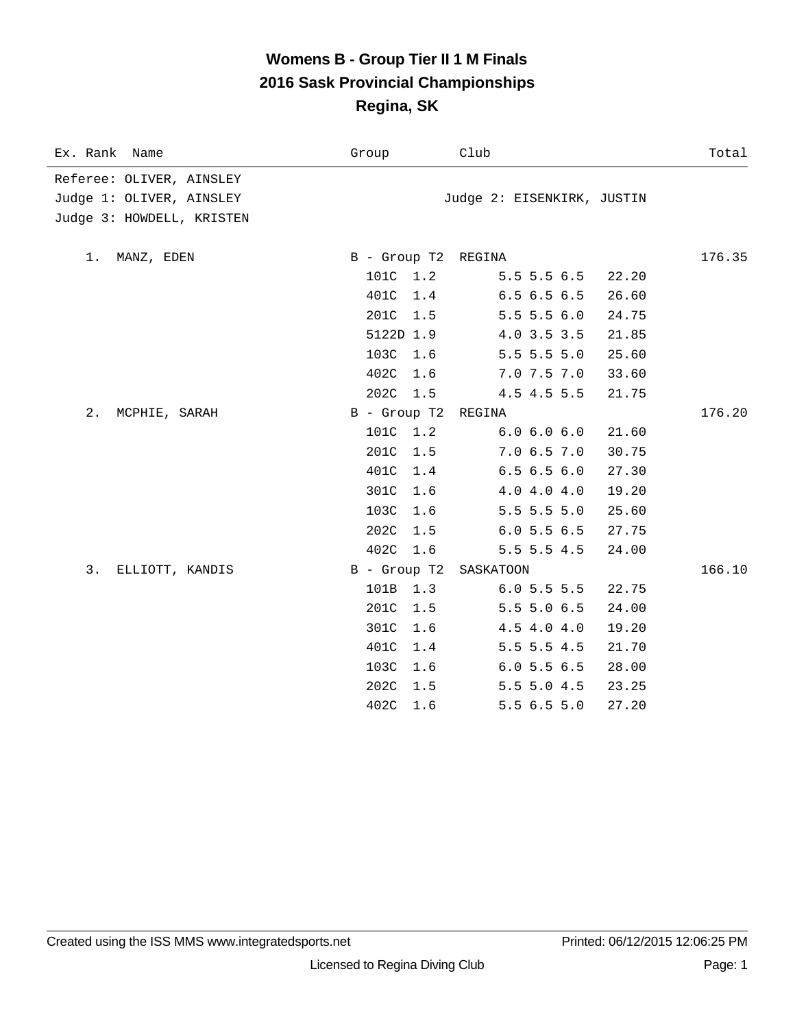# Womens B - Group Tier II 1 M Finals
## 2016 Sask Provincial Championships
## Regina, SK

| Ex. Rank | Name | Group | Club | Total |
|---|---|---|---|---|

Referee: OLIVER, AINSLEY
Judge 1: OLIVER, AINSLEY
Judge 2: EISENKIRK, JUSTIN
Judge 3: HOWDELL, KRISTEN

| Rank | Name | Group | Club | Dive | DD | Scores | Points | Total |
|---|---|---|---|---|---|---|---|---|
| 1. | MANZ, EDEN | B - Group T2 | REGINA | | | | | 176.35 |
| | | | | 101C | 1.2 | 5.5 5.5 6.5 | 22.20 | |
| | | | | 401C | 1.4 | 6.5 6.5 6.5 | 26.60 | |
| | | | | 201C | 1.5 | 5.5 5.5 6.0 | 24.75 | |
| | | | | 5122D | 1.9 | 4.0 3.5 3.5 | 21.85 | |
| | | | | 103C | 1.6 | 5.5 5.5 5.0 | 25.60 | |
| | | | | 402C | 1.6 | 7.0 7.5 7.0 | 33.60 | |
| | | | | 202C | 1.5 | 4.5 4.5 5.5 | 21.75 | |
| 2. | MCPHIE, SARAH | B - Group T2 | REGINA | | | | | 176.20 |
| | | | | 101C | 1.2 | 6.0 6.0 6.0 | 21.60 | |
| | | | | 201C | 1.5 | 7.0 6.5 7.0 | 30.75 | |
| | | | | 401C | 1.4 | 6.5 6.5 6.0 | 27.30 | |
| | | | | 301C | 1.6 | 4.0 4.0 4.0 | 19.20 | |
| | | | | 103C | 1.6 | 5.5 5.5 5.0 | 25.60 | |
| | | | | 202C | 1.5 | 6.0 5.5 6.5 | 27.75 | |
| | | | | 402C | 1.6 | 5.5 5.5 4.5 | 24.00 | |
| 3. | ELLIOTT, KANDIS | B - Group T2 | SASKATOON | | | | | 166.10 |
| | | | | 101B | 1.3 | 6.0 5.5 5.5 | 22.75 | |
| | | | | 201C | 1.5 | 5.5 5.0 6.5 | 24.00 | |
| | | | | 301C | 1.6 | 4.5 4.0 4.0 | 19.20 | |
| | | | | 401C | 1.4 | 5.5 5.5 4.5 | 21.70 | |
| | | | | 103C | 1.6 | 6.0 5.5 6.5 | 28.00 | |
| | | | | 202C | 1.5 | 5.5 5.0 4.5 | 23.25 | |
| | | | | 402C | 1.6 | 5.5 6.5 5.0 | 27.20 | |

Created using the ISS MMS www.integratedsports.net

Printed: 06/12/2015 12:06:25 PM

Licensed to Regina Diving Club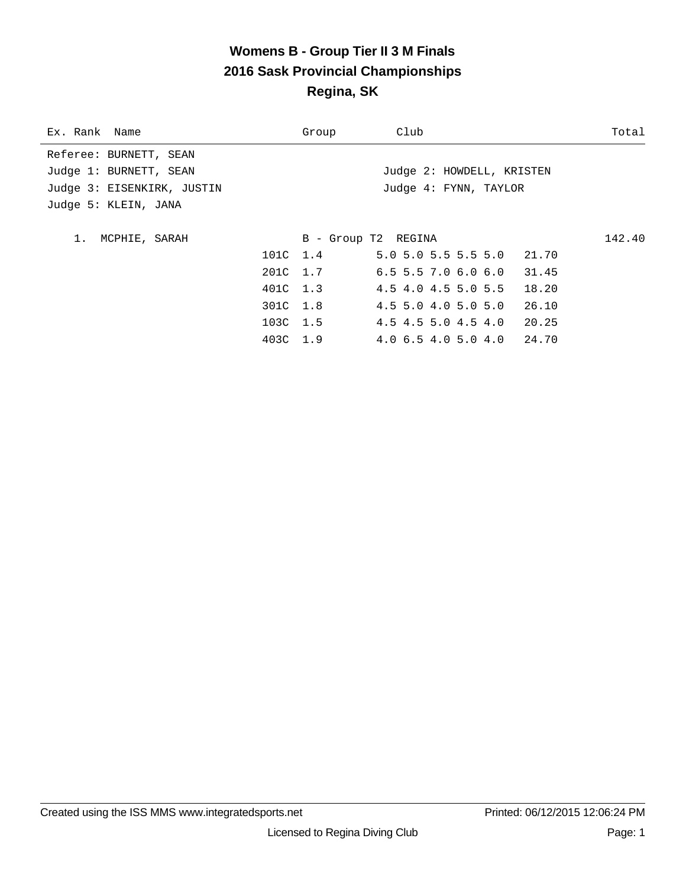# Womens B - Group Tier II 3 M Finals
## 2016 Sask Provincial Championships
## Regina, SK

| Ex. Rank | Name | Group | Club | Total |
|---|---|---|---|---|

Referee: BURNETT, SEAN

Judge 1: BURNETT, SEAN
Judge 2: HOWDELL, KRISTEN
Judge 3: EISENKIRK, JUSTIN
Judge 4: FYNN, TAYLOR
Judge 5: KLEIN, JANA

| Rank | Name | Group | Club | Total |
|---|---|---|---|---|
| 1. | MCPHIE, SARAH | B - Group T2 | REGINA | 142.40 |

| Dive | DD | Scores | Points |
|---|---|---|---|
| 101C | 1.4 | 5.0 5.0 5.5 5.5 5.0 | 21.70 |
| 201C | 1.7 | 6.5 5.5 7.0 6.0 6.0 | 31.45 |
| 401C | 1.3 | 4.5 4.0 4.5 5.0 5.5 | 18.20 |
| 301C | 1.8 | 4.5 5.0 4.0 5.0 5.0 | 26.10 |
| 103C | 1.5 | 4.5 4.5 5.0 4.5 4.0 | 20.25 |
| 403C | 1.9 | 4.0 6.5 4.0 5.0 4.0 | 24.70 |

Created using the ISS MMS www.integratedsports.net    Printed: 06/12/2015 12:06:24 PM

Licensed to Regina Diving Club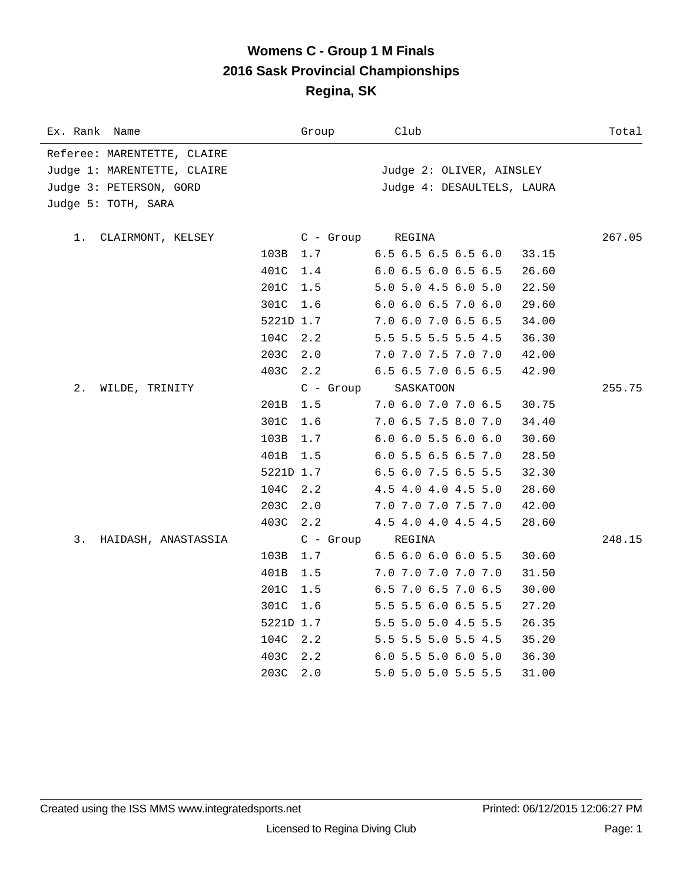# Womens C - Group 1 M Finals
## 2016 Sask Provincial Championships
## Regina, SK

| Ex. Rank | Name | Group | Club | | Total |
|---|---|---|---|---|---|

Referee: MARENTETTE, CLAIRE
Judge 1: MARENTETTE, CLAIRE
Judge 2: OLIVER, AINSLEY
Judge 3: PETERSON, GORD
Judge 4: DESAULTELS, LAURA
Judge 5: TOTH, SARA

| Rank | Name | Dive | DD | Scores | Points | Total |
|---|---|---|---|---|---|---|
| 1. | CLAIRMONT, KELSEY | C - Group | | REGINA | | 267.05 |
| | | 103B | 1.7 | 6.5 6.5 6.5 6.5 6.0 | 33.15 | |
| | | 401C | 1.4 | 6.0 6.5 6.0 6.5 6.5 | 26.60 | |
| | | 201C | 1.5 | 5.0 5.0 4.5 6.0 5.0 | 22.50 | |
| | | 301C | 1.6 | 6.0 6.0 6.5 7.0 6.0 | 29.60 | |
| | | 5221D | 1.7 | 7.0 6.0 7.0 6.5 6.5 | 34.00 | |
| | | 104C | 2.2 | 5.5 5.5 5.5 5.5 4.5 | 36.30 | |
| | | 203C | 2.0 | 7.0 7.0 7.5 7.0 7.0 | 42.00 | |
| | | 403C | 2.2 | 6.5 6.5 7.0 6.5 6.5 | 42.90 | |
| 2. | WILDE, TRINITY | C - Group | | SASKATOON | | 255.75 |
| | | 201B | 1.5 | 7.0 6.0 7.0 7.0 6.5 | 30.75 | |
| | | 301C | 1.6 | 7.0 6.5 7.5 8.0 7.0 | 34.40 | |
| | | 103B | 1.7 | 6.0 6.0 5.5 6.0 6.0 | 30.60 | |
| | | 401B | 1.5 | 6.0 5.5 6.5 6.5 7.0 | 28.50 | |
| | | 5221D | 1.7 | 6.5 6.0 7.5 6.5 5.5 | 32.30 | |
| | | 104C | 2.2 | 4.5 4.0 4.0 4.5 5.0 | 28.60 | |
| | | 203C | 2.0 | 7.0 7.0 7.0 7.5 7.0 | 42.00 | |
| | | 403C | 2.2 | 4.5 4.0 4.0 4.5 4.5 | 28.60 | |
| 3. | HAIDASH, ANASTASSIA | C - Group | | REGINA | | 248.15 |
| | | 103B | 1.7 | 6.5 6.0 6.0 6.0 5.5 | 30.60 | |
| | | 401B | 1.5 | 7.0 7.0 7.0 7.0 7.0 | 31.50 | |
| | | 201C | 1.5 | 6.5 7.0 6.5 7.0 6.5 | 30.00 | |
| | | 301C | 1.6 | 5.5 5.5 6.0 6.5 5.5 | 27.20 | |
| | | 5221D | 1.7 | 5.5 5.0 5.0 4.5 5.5 | 26.35 | |
| | | 104C | 2.2 | 5.5 5.5 5.0 5.5 4.5 | 35.20 | |
| | | 403C | 2.2 | 6.0 5.5 5.0 6.0 5.0 | 36.30 | |
| | | 203C | 2.0 | 5.0 5.0 5.0 5.5 5.5 | 31.00 | |

Created using the ISS MMS www.integratedsports.net    Printed: 06/12/2015 12:06:27 PM

Licensed to Regina Diving Club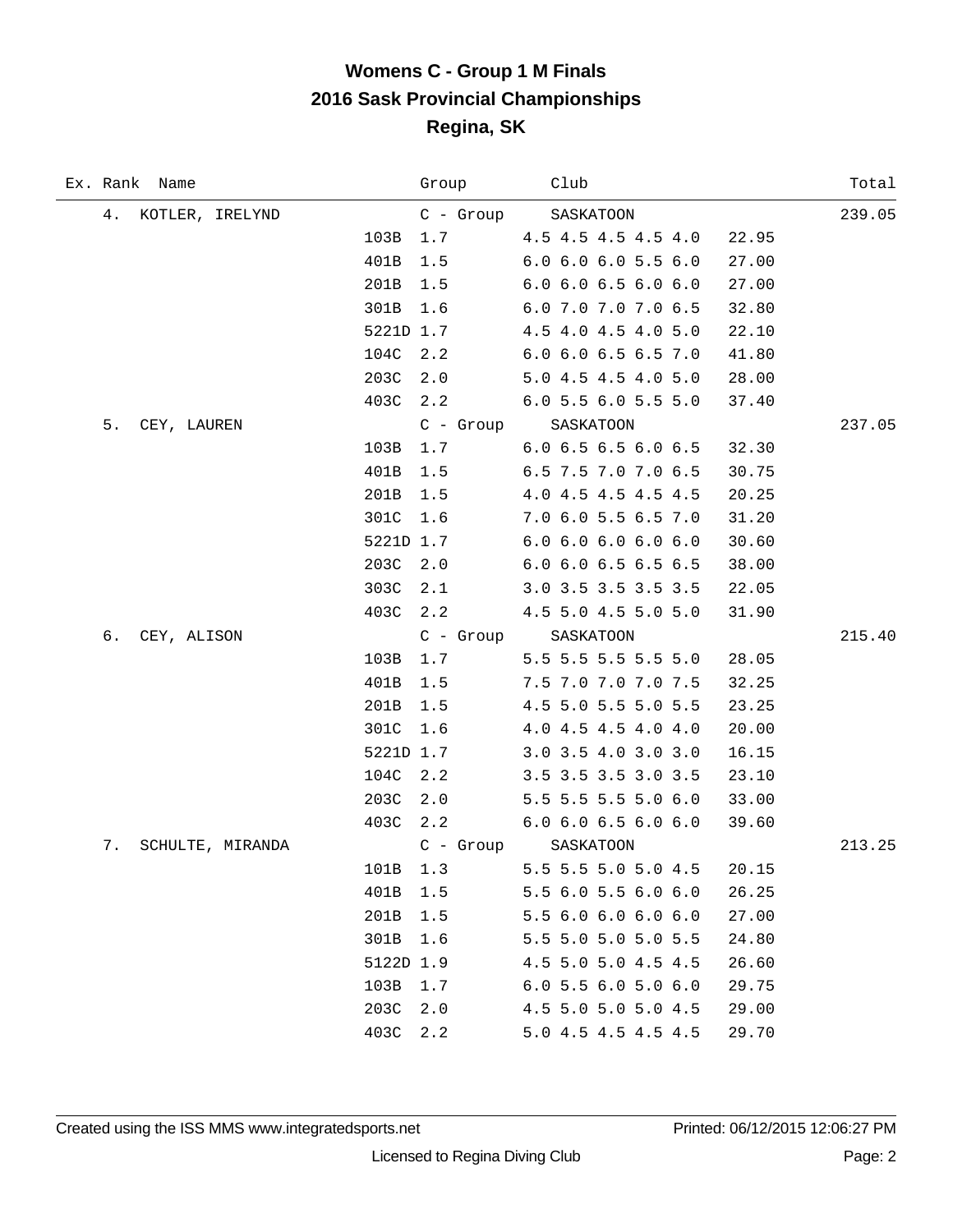# Womens C - Group 1 M Finals

## 2016 Sask Provincial Championships

## Regina, SK

| Ex. Rank | Name | Dive | DD | Group / Scores | Club / Points | Total |
|---|---|---|---|---|---|---|
| 4. | KOTLER, IRELYND | | | C - Group | SASKATOON | 239.05 |
| | | 103B | 1.7 | 4.5 4.5 4.5 4.5 4.0 | 22.95 | |
| | | 401B | 1.5 | 6.0 6.0 6.0 5.5 6.0 | 27.00 | |
| | | 201B | 1.5 | 6.0 6.0 6.5 6.0 6.0 | 27.00 | |
| | | 301B | 1.6 | 6.0 7.0 7.0 7.0 6.5 | 32.80 | |
| | | 5221D | 1.7 | 4.5 4.0 4.5 4.0 5.0 | 22.10 | |
| | | 104C | 2.2 | 6.0 6.0 6.5 6.5 7.0 | 41.80 | |
| | | 203C | 2.0 | 5.0 4.5 4.5 4.0 5.0 | 28.00 | |
| | | 403C | 2.2 | 6.0 5.5 6.0 5.5 5.0 | 37.40 | |
| 5. | CEY, LAUREN | | | C - Group | SASKATOON | 237.05 |
| | | 103B | 1.7 | 6.0 6.5 6.5 6.0 6.5 | 32.30 | |
| | | 401B | 1.5 | 6.5 7.5 7.0 7.0 6.5 | 30.75 | |
| | | 201B | 1.5 | 4.0 4.5 4.5 4.5 4.5 | 20.25 | |
| | | 301C | 1.6 | 7.0 6.0 5.5 6.5 7.0 | 31.20 | |
| | | 5221D | 1.7 | 6.0 6.0 6.0 6.0 6.0 | 30.60 | |
| | | 203C | 2.0 | 6.0 6.0 6.5 6.5 6.5 | 38.00 | |
| | | 303C | 2.1 | 3.0 3.5 3.5 3.5 3.5 | 22.05 | |
| | | 403C | 2.2 | 4.5 5.0 4.5 5.0 5.0 | 31.90 | |
| 6. | CEY, ALISON | | | C - Group | SASKATOON | 215.40 |
| | | 103B | 1.7 | 5.5 5.5 5.5 5.5 5.0 | 28.05 | |
| | | 401B | 1.5 | 7.5 7.0 7.0 7.0 7.5 | 32.25 | |
| | | 201B | 1.5 | 4.5 5.0 5.5 5.0 5.5 | 23.25 | |
| | | 301C | 1.6 | 4.0 4.5 4.5 4.0 4.0 | 20.00 | |
| | | 5221D | 1.7 | 3.0 3.5 4.0 3.0 3.0 | 16.15 | |
| | | 104C | 2.2 | 3.5 3.5 3.5 3.0 3.5 | 23.10 | |
| | | 203C | 2.0 | 5.5 5.5 5.5 5.0 6.0 | 33.00 | |
| | | 403C | 2.2 | 6.0 6.0 6.5 6.0 6.0 | 39.60 | |
| 7. | SCHULTE, MIRANDA | | | C - Group | SASKATOON | 213.25 |
| | | 101B | 1.3 | 5.5 5.5 5.0 5.0 4.5 | 20.15 | |
| | | 401B | 1.5 | 5.5 6.0 5.5 6.0 6.0 | 26.25 | |
| | | 201B | 1.5 | 5.5 6.0 6.0 6.0 6.0 | 27.00 | |
| | | 301B | 1.6 | 5.5 5.0 5.0 5.0 5.5 | 24.80 | |
| | | 5122D | 1.9 | 4.5 5.0 5.0 4.5 4.5 | 26.60 | |
| | | 103B | 1.7 | 6.0 5.5 6.0 5.0 6.0 | 29.75 | |
| | | 203C | 2.0 | 4.5 5.0 5.0 5.0 4.5 | 29.00 | |
| | | 403C | 2.2 | 5.0 4.5 4.5 4.5 4.5 | 29.70 | |

Created using the ISS MMS www.integratedsports.net    Printed: 06/12/2015 12:06:27 PM

Licensed to Regina Diving Club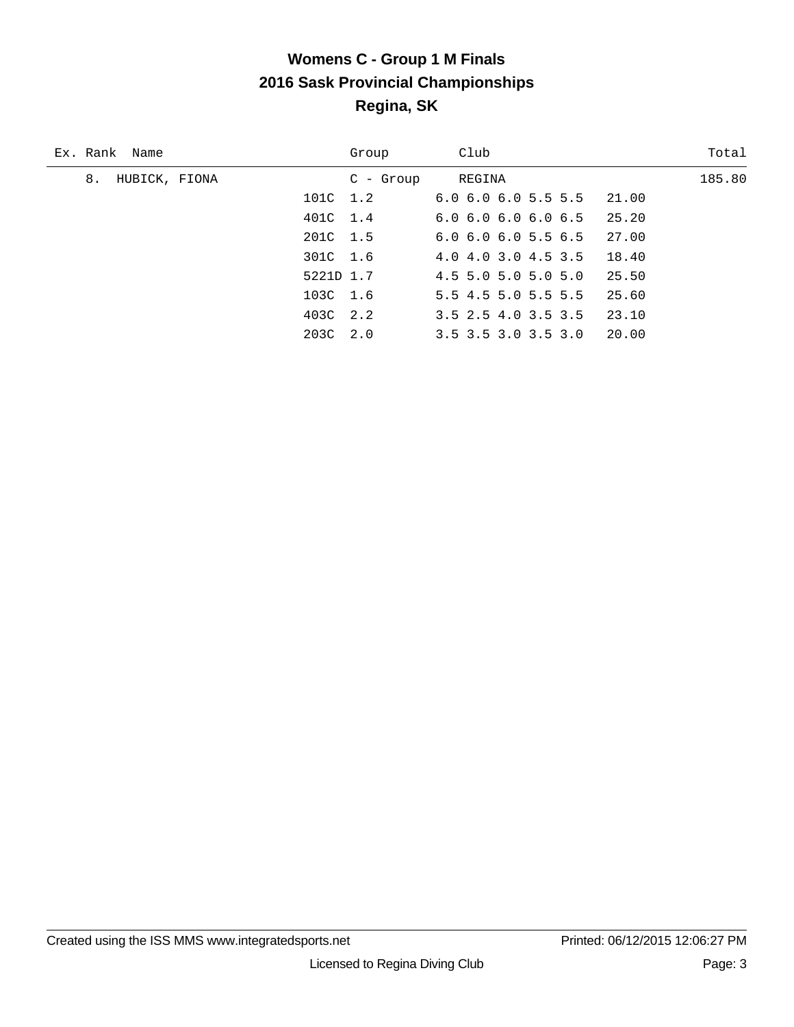# Womens C - Group 1 M Finals
## 2016 Sask Provincial Championships
## Regina, SK

| Ex. Rank | Name | Group | Club | | Total |
|---|---|---|---|---|---|
| 8. | HUBICK, FIONA | C - Group | REGINA | | 185.80 |
| | | 101C 1.2 | 6.0 6.0 6.0 5.5 5.5 | 21.00 | |
| | | 401C 1.4 | 6.0 6.0 6.0 6.0 6.5 | 25.20 | |
| | | 201C 1.5 | 6.0 6.0 6.0 5.5 6.5 | 27.00 | |
| | | 301C 1.6 | 4.0 4.0 3.0 4.5 3.5 | 18.40 | |
| | | 5221D 1.7 | 4.5 5.0 5.0 5.0 5.0 | 25.50 | |
| | | 103C 1.6 | 5.5 4.5 5.0 5.5 5.5 | 25.60 | |
| | | 403C 2.2 | 3.5 2.5 4.0 3.5 3.5 | 23.10 | |
| | | 203C 2.0 | 3.5 3.5 3.0 3.5 3.0 | 20.00 | |

Created using the ISS MMS www.integratedsports.net    Printed: 06/12/2015 12:06:27 PM

Licensed to Regina Diving Club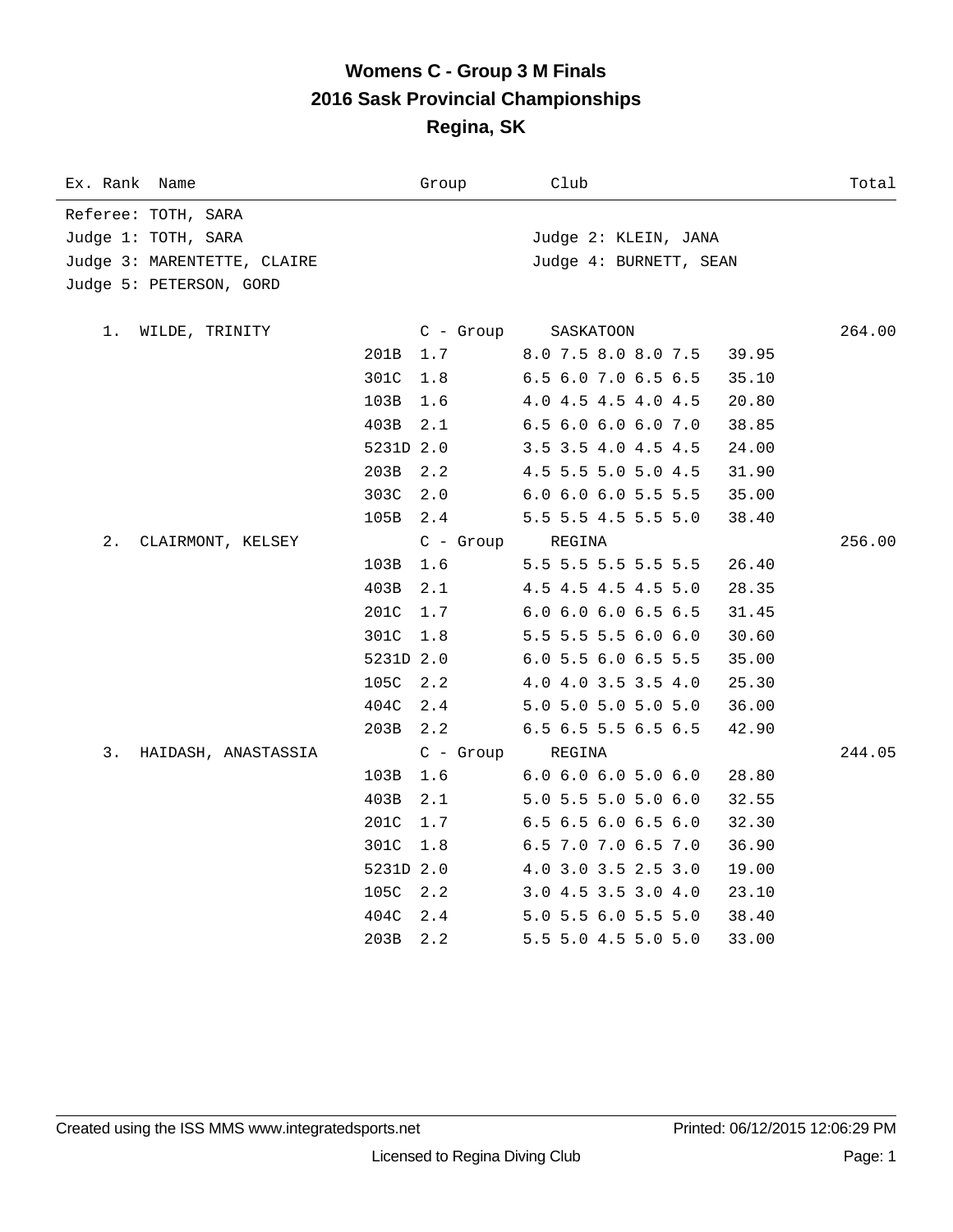# Womens C - Group 3 M Finals
## 2016 Sask Provincial Championships
## Regina, SK

| Ex. Rank | Name | Group | Club | | Total |
|---|---|---|---|---|---|

Referee: TOTH, SARA
Judge 1: TOTH, SARA — Judge 2: KLEIN, JANA
Judge 3: MARENTETTE, CLAIRE — Judge 4: BURNETT, SEAN
Judge 5: PETERSON, GORD

| Rank | Name / Dive | DD | Scores | Points | Total |
|---|---|---|---|---|---|
| 1. | WILDE, TRINITY | C - Group | SASKATOON | | 264.00 |
| | 201B | 1.7 | 8.0 7.5 8.0 8.0 7.5 | 39.95 | |
| | 301C | 1.8 | 6.5 6.0 7.0 6.5 6.5 | 35.10 | |
| | 103B | 1.6 | 4.0 4.5 4.5 4.0 4.5 | 20.80 | |
| | 403B | 2.1 | 6.5 6.0 6.0 6.0 7.0 | 38.85 | |
| | 5231D | 2.0 | 3.5 3.5 4.0 4.5 4.5 | 24.00 | |
| | 203B | 2.2 | 4.5 5.5 5.0 5.0 4.5 | 31.90 | |
| | 303C | 2.0 | 6.0 6.0 6.0 5.5 5.5 | 35.00 | |
| | 105B | 2.4 | 5.5 5.5 4.5 5.5 5.0 | 38.40 | |
| 2. | CLAIRMONT, KELSEY | C - Group | REGINA | | 256.00 |
| | 103B | 1.6 | 5.5 5.5 5.5 5.5 5.5 | 26.40 | |
| | 403B | 2.1 | 4.5 4.5 4.5 4.5 5.0 | 28.35 | |
| | 201C | 1.7 | 6.0 6.0 6.0 6.5 6.5 | 31.45 | |
| | 301C | 1.8 | 5.5 5.5 5.5 6.0 6.0 | 30.60 | |
| | 5231D | 2.0 | 6.0 5.5 6.0 6.5 5.5 | 35.00 | |
| | 105C | 2.2 | 4.0 4.0 3.5 3.5 4.0 | 25.30 | |
| | 404C | 2.4 | 5.0 5.0 5.0 5.0 5.0 | 36.00 | |
| | 203B | 2.2 | 6.5 6.5 5.5 6.5 6.5 | 42.90 | |
| 3. | HAIDASH, ANASTASSIA | C - Group | REGINA | | 244.05 |
| | 103B | 1.6 | 6.0 6.0 6.0 5.0 6.0 | 28.80 | |
| | 403B | 2.1 | 5.0 5.5 5.0 5.0 6.0 | 32.55 | |
| | 201C | 1.7 | 6.5 6.5 6.0 6.5 6.0 | 32.30 | |
| | 301C | 1.8 | 6.5 7.0 7.0 6.5 7.0 | 36.90 | |
| | 5231D | 2.0 | 4.0 3.0 3.5 2.5 3.0 | 19.00 | |
| | 105C | 2.2 | 3.0 4.5 3.5 3.0 4.0 | 23.10 | |
| | 404C | 2.4 | 5.0 5.5 6.0 5.5 5.0 | 38.40 | |
| | 203B | 2.2 | 5.5 5.0 4.5 5.0 5.0 | 33.00 | |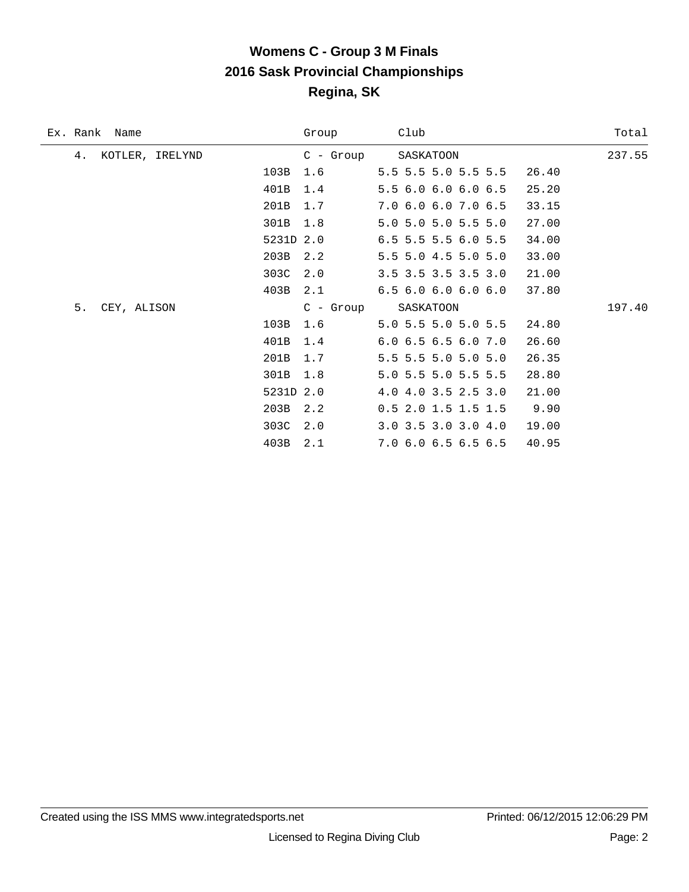# Womens C - Group 3 M Finals
## 2016 Sask Provincial Championships
## Regina, SK

| Ex. Rank | Name | | Group | Club | | Total |
|---|---|---|---|---|---|---|
| 4. | KOTLER, IRELYND | | C - Group | SASKATOON | | 237.55 |
| | | 103B | 1.6 | 5.5 5.5 5.0 5.5 5.5 | 26.40 | |
| | | 401B | 1.4 | 5.5 6.0 6.0 6.0 6.5 | 25.20 | |
| | | 201B | 1.7 | 7.0 6.0 6.0 7.0 6.5 | 33.15 | |
| | | 301B | 1.8 | 5.0 5.0 5.0 5.5 5.0 | 27.00 | |
| | | 5231D | 2.0 | 6.5 5.5 5.5 6.0 5.5 | 34.00 | |
| | | 203B | 2.2 | 5.5 5.0 4.5 5.0 5.0 | 33.00 | |
| | | 303C | 2.0 | 3.5 3.5 3.5 3.5 3.0 | 21.00 | |
| | | 403B | 2.1 | 6.5 6.0 6.0 6.0 6.0 | 37.80 | |
| 5. | CEY, ALISON | | C - Group | SASKATOON | | 197.40 |
| | | 103B | 1.6 | 5.0 5.5 5.0 5.0 5.5 | 24.80 | |
| | | 401B | 1.4 | 6.0 6.5 6.5 6.0 7.0 | 26.60 | |
| | | 201B | 1.7 | 5.5 5.5 5.0 5.0 5.0 | 26.35 | |
| | | 301B | 1.8 | 5.0 5.5 5.0 5.5 5.5 | 28.80 | |
| | | 5231D | 2.0 | 4.0 4.0 3.5 2.5 3.0 | 21.00 | |
| | | 203B | 2.2 | 0.5 2.0 1.5 1.5 1.5 | 9.90 | |
| | | 303C | 2.0 | 3.0 3.5 3.0 3.0 4.0 | 19.00 | |
| | | 403B | 2.1 | 7.0 6.0 6.5 6.5 6.5 | 40.95 | |

Created using the ISS MMS www.integratedsports.net Printed: 06/12/2015 12:06:29 PM

Licensed to Regina Diving Club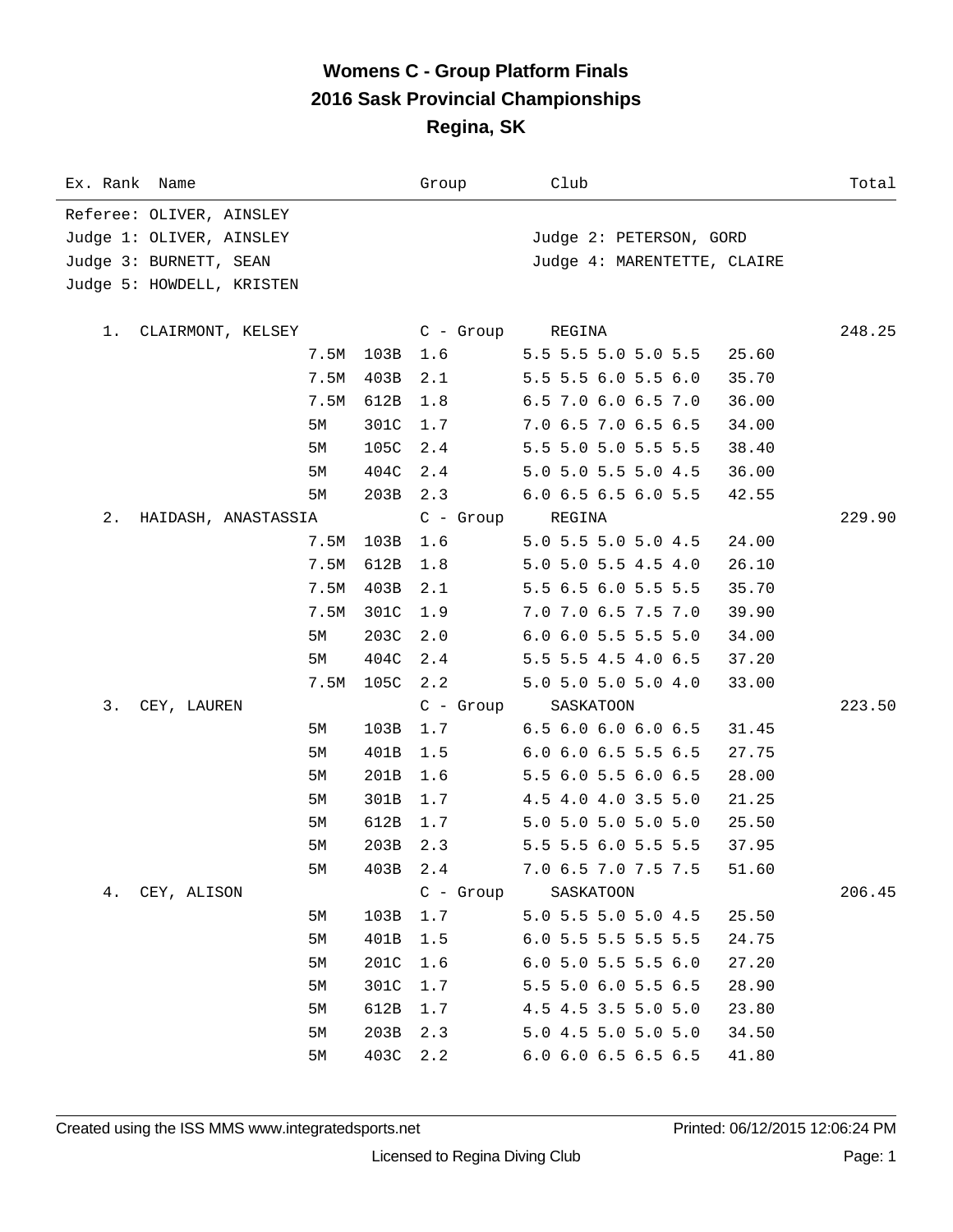# Womens C - Group Platform Finals
## 2016 Sask Provincial Championships
## Regina, SK

| Ex. Rank | Name | | | Group | Club | | Total |
|---|---|---|---|---|---|---|---|

Referee: OLIVER, AINSLEY
Judge 1: OLIVER, AINSLEY — Judge 2: PETERSON, GORD
Judge 3: BURNETT, SEAN — Judge 4: MARENTETTE, CLAIRE
Judge 5: HOWDELL, KRISTEN

| Ex. Rank | Name | Height | Dive | DD / Group | Scores / Club | Points | Total |
|---|---|---|---|---|---|---|---|
| 1. | CLAIRMONT, KELSEY | | | C - Group | REGINA | | 248.25 |
| | | 7.5M | 103B | 1.6 | 5.5 5.5 5.0 5.0 5.5 | 25.60 | |
| | | 7.5M | 403B | 2.1 | 5.5 5.5 6.0 5.5 6.0 | 35.70 | |
| | | 7.5M | 612B | 1.8 | 6.5 7.0 6.0 6.5 7.0 | 36.00 | |
| | | 5M | 301C | 1.7 | 7.0 6.5 7.0 6.5 6.5 | 34.00 | |
| | | 5M | 105C | 2.4 | 5.5 5.0 5.0 5.5 5.5 | 38.40 | |
| | | 5M | 404C | 2.4 | 5.0 5.0 5.5 5.0 4.5 | 36.00 | |
| | | 5M | 203B | 2.3 | 6.0 6.5 6.5 6.0 5.5 | 42.55 | |
| 2. | HAIDASH, ANASTASSIA | | | C - Group | REGINA | | 229.90 |
| | | 7.5M | 103B | 1.6 | 5.0 5.5 5.0 5.0 4.5 | 24.00 | |
| | | 7.5M | 612B | 1.8 | 5.0 5.0 5.5 4.5 4.0 | 26.10 | |
| | | 7.5M | 403B | 2.1 | 5.5 6.5 6.0 5.5 5.5 | 35.70 | |
| | | 7.5M | 301C | 1.9 | 7.0 7.0 6.5 7.5 7.0 | 39.90 | |
| | | 5M | 203C | 2.0 | 6.0 6.0 5.5 5.5 5.0 | 34.00 | |
| | | 5M | 404C | 2.4 | 5.5 5.5 4.5 4.0 6.5 | 37.20 | |
| | | 7.5M | 105C | 2.2 | 5.0 5.0 5.0 5.0 4.0 | 33.00 | |
| 3. | CEY, LAUREN | | | C - Group | SASKATOON | | 223.50 |
| | | 5M | 103B | 1.7 | 6.5 6.0 6.0 6.0 6.5 | 31.45 | |
| | | 5M | 401B | 1.5 | 6.0 6.0 6.5 5.5 6.5 | 27.75 | |
| | | 5M | 201B | 1.6 | 5.5 6.0 5.5 6.0 6.5 | 28.00 | |
| | | 5M | 301B | 1.7 | 4.5 4.0 4.0 3.5 5.0 | 21.25 | |
| | | 5M | 612B | 1.7 | 5.0 5.0 5.0 5.0 5.0 | 25.50 | |
| | | 5M | 203B | 2.3 | 5.5 5.5 6.0 5.5 5.5 | 37.95 | |
| | | 5M | 403B | 2.4 | 7.0 6.5 7.0 7.5 7.5 | 51.60 | |
| 4. | CEY, ALISON | | | C - Group | SASKATOON | | 206.45 |
| | | 5M | 103B | 1.7 | 5.0 5.5 5.0 5.0 4.5 | 25.50 | |
| | | 5M | 401B | 1.5 | 6.0 5.5 5.5 5.5 5.5 | 24.75 | |
| | | 5M | 201C | 1.6 | 6.0 5.0 5.5 5.5 6.0 | 27.20 | |
| | | 5M | 301C | 1.7 | 5.5 5.0 6.0 5.5 6.5 | 28.90 | |
| | | 5M | 612B | 1.7 | 4.5 4.5 3.5 5.0 5.0 | 23.80 | |
| | | 5M | 203B | 2.3 | 5.0 4.5 5.0 5.0 5.0 | 34.50 | |
| | | 5M | 403C | 2.2 | 6.0 6.0 6.5 6.5 6.5 | 41.80 | |

Created using the ISS MMS www.integratedsports.net — Printed: 06/12/2015 12:06:24 PM

Licensed to Regina Diving Club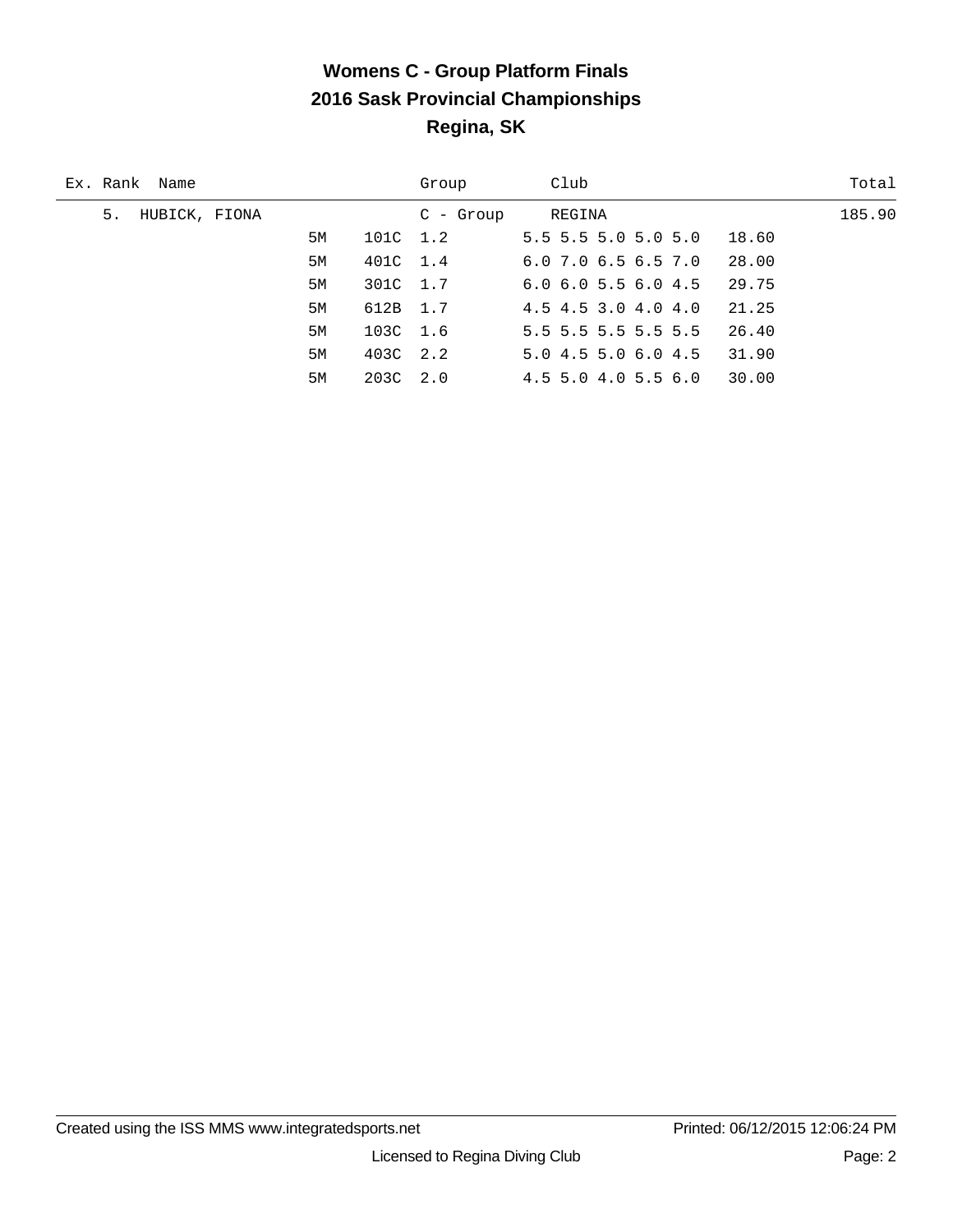# Womens C - Group Platform Finals

## 2016 Sask Provincial Championships

## Regina, SK

| Ex. | Rank | Name | | | Group | Club | | Total |
|---|---|---|---|---|---|---|---|---|
| | 5. | HUBICK, FIONA | | | C - Group | REGINA | | 185.90 |
| | | | 5M | 101C | 1.2 | 5.5 5.5 5.0 5.0 5.0 | 18.60 | |
| | | | 5M | 401C | 1.4 | 6.0 7.0 6.5 6.5 7.0 | 28.00 | |
| | | | 5M | 301C | 1.7 | 6.0 6.0 5.5 6.0 4.5 | 29.75 | |
| | | | 5M | 612B | 1.7 | 4.5 4.5 3.0 4.0 4.0 | 21.25 | |
| | | | 5M | 103C | 1.6 | 5.5 5.5 5.5 5.5 5.5 | 26.40 | |
| | | | 5M | 403C | 2.2 | 5.0 4.5 5.0 6.0 4.5 | 31.90 | |
| | | | 5M | 203C | 2.0 | 4.5 5.0 4.0 5.5 6.0 | 30.00 | |

Created using the ISS MMS www.integratedsports.net Printed: 06/12/2015 12:06:24 PM

Licensed to Regina Diving Club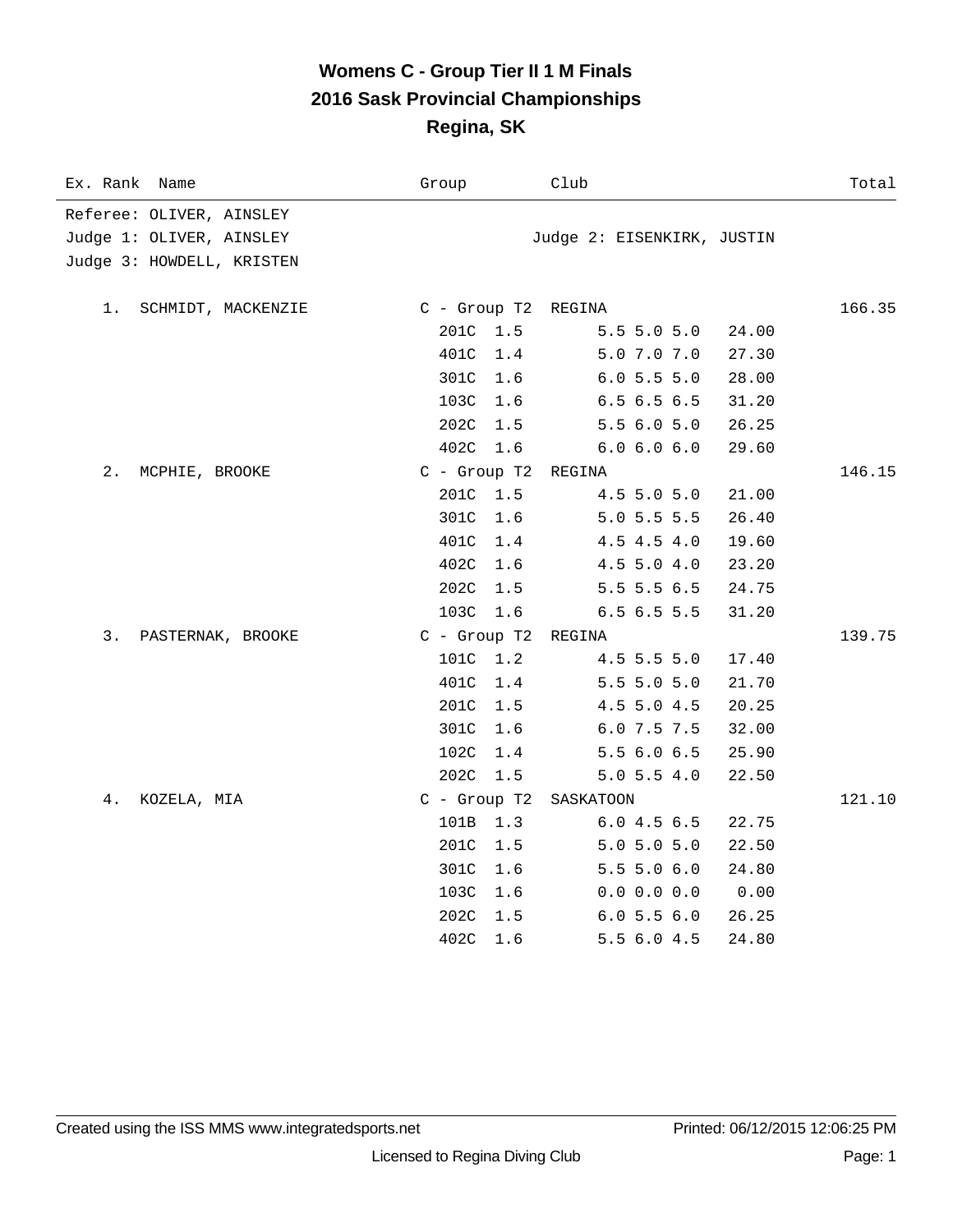# Womens C - Group Tier II 1 M Finals
## 2016 Sask Provincial Championships
## Regina, SK

| Ex. Rank | Name | Group | Club | Total |
|---|---|---|---|---|

Referee: OLIVER, AINSLEY
Judge 1: OLIVER, AINSLEY
Judge 2: EISENKIRK, JUSTIN
Judge 3: HOWDELL, KRISTEN

| Ex. Rank | Name | Dive | DD | Scores | Points | Group | Club | Total |
|---|---|---|---|---|---|---|---|---|
| 1. | SCHMIDT, MACKENZIE | | | | | C - Group T2 | REGINA | 166.35 |
| | | 201C | 1.5 | 5.5 5.0 5.0 | 24.00 | | | |
| | | 401C | 1.4 | 5.0 7.0 7.0 | 27.30 | | | |
| | | 301C | 1.6 | 6.0 5.5 5.0 | 28.00 | | | |
| | | 103C | 1.6 | 6.5 6.5 6.5 | 31.20 | | | |
| | | 202C | 1.5 | 5.5 6.0 5.0 | 26.25 | | | |
| | | 402C | 1.6 | 6.0 6.0 6.0 | 29.60 | | | |
| 2. | MCPHIE, BROOKE | | | | | C - Group T2 | REGINA | 146.15 |
| | | 201C | 1.5 | 4.5 5.0 5.0 | 21.00 | | | |
| | | 301C | 1.6 | 5.0 5.5 5.5 | 26.40 | | | |
| | | 401C | 1.4 | 4.5 4.5 4.0 | 19.60 | | | |
| | | 402C | 1.6 | 4.5 5.0 4.0 | 23.20 | | | |
| | | 202C | 1.5 | 5.5 5.5 6.5 | 24.75 | | | |
| | | 103C | 1.6 | 6.5 6.5 5.5 | 31.20 | | | |
| 3. | PASTERNAK, BROOKE | | | | | C - Group T2 | REGINA | 139.75 |
| | | 101C | 1.2 | 4.5 5.5 5.0 | 17.40 | | | |
| | | 401C | 1.4 | 5.5 5.0 5.0 | 21.70 | | | |
| | | 201C | 1.5 | 4.5 5.0 4.5 | 20.25 | | | |
| | | 301C | 1.6 | 6.0 7.5 7.5 | 32.00 | | | |
| | | 102C | 1.4 | 5.5 6.0 6.5 | 25.90 | | | |
| | | 202C | 1.5 | 5.0 5.5 4.0 | 22.50 | | | |
| 4. | KOZELA, MIA | | | | | C - Group T2 | SASKATOON | 121.10 |
| | | 101B | 1.3 | 6.0 4.5 6.5 | 22.75 | | | |
| | | 201C | 1.5 | 5.0 5.0 5.0 | 22.50 | | | |
| | | 301C | 1.6 | 5.5 5.0 6.0 | 24.80 | | | |
| | | 103C | 1.6 | 0.0 0.0 0.0 | 0.00 | | | |
| | | 202C | 1.5 | 6.0 5.5 6.0 | 26.25 | | | |
| | | 402C | 1.6 | 5.5 6.0 4.5 | 24.80 | | | |

Created using the ISS MMS www.integratedsports.net    Printed: 06/12/2015 12:06:25 PM

Licensed to Regina Diving Club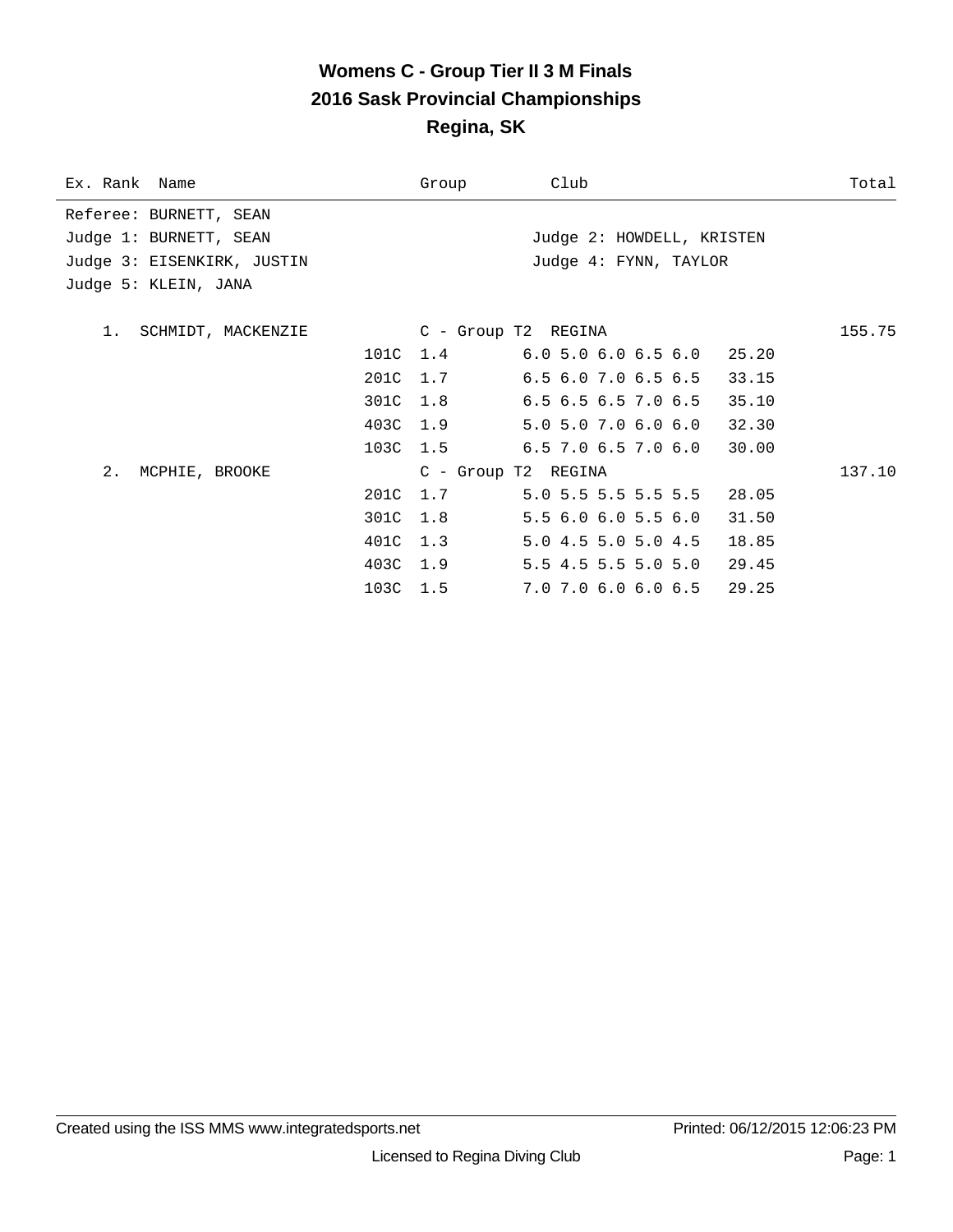# Womens C - Group Tier II 3 M Finals
## 2016 Sask Provincial Championships
## Regina, SK

| Ex. Rank | Name | Group | Club | Total |
|---|---|---|---|---|

Referee: BURNETT, SEAN
Judge 1: BURNETT, SEAN
Judge 2: HOWDELL, KRISTEN
Judge 3: EISENKIRK, JUSTIN
Judge 4: FYNN, TAYLOR
Judge 5: KLEIN, JANA

| Rank | Name | Dive | DD | Scores | Points | Total |
|---|---|---|---|---|---|---|
| 1. | SCHMIDT, MACKENZIE | C - Group T2 | REGINA | | | 155.75 |
| | | 101C | 1.4 | 6.0 5.0 6.0 6.5 6.0 | 25.20 | |
| | | 201C | 1.7 | 6.5 6.0 7.0 6.5 6.5 | 33.15 | |
| | | 301C | 1.8 | 6.5 6.5 6.5 7.0 6.5 | 35.10 | |
| | | 403C | 1.9 | 5.0 5.0 7.0 6.0 6.0 | 32.30 | |
| | | 103C | 1.5 | 6.5 7.0 6.5 7.0 6.0 | 30.00 | |
| 2. | MCPHIE, BROOKE | C - Group T2 | REGINA | | | 137.10 |
| | | 201C | 1.7 | 5.0 5.5 5.5 5.5 5.5 | 28.05 | |
| | | 301C | 1.8 | 5.5 6.0 6.0 5.5 6.0 | 31.50 | |
| | | 401C | 1.3 | 5.0 4.5 5.0 5.0 4.5 | 18.85 | |
| | | 403C | 1.9 | 5.5 4.5 5.5 5.0 5.0 | 29.45 | |
| | | 103C | 1.5 | 7.0 7.0 6.0 6.0 6.5 | 29.25 | |

Created using the ISS MMS www.integratedsports.net — Printed: 06/12/2015 12:06:23 PM

Licensed to Regina Diving Club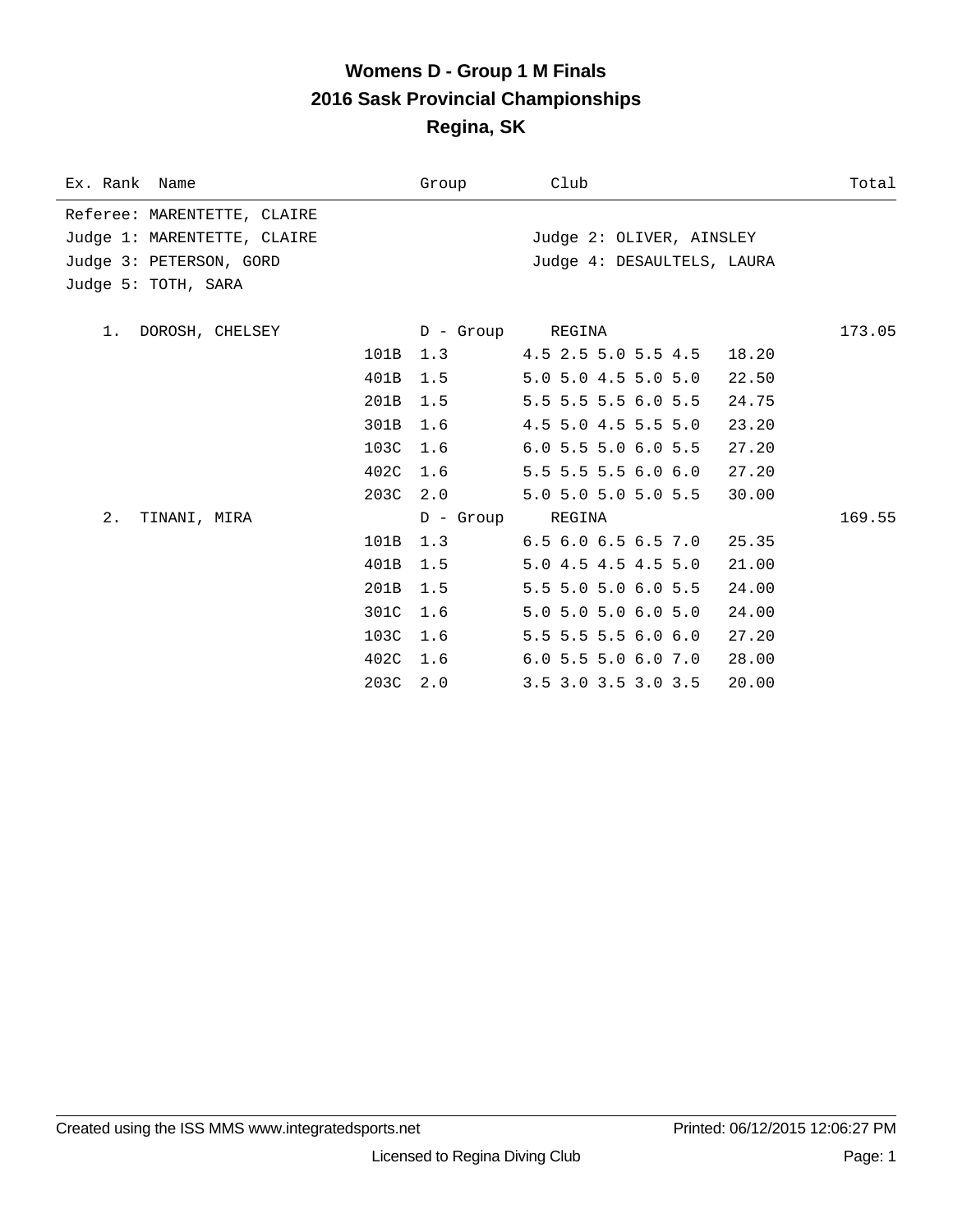# Womens D - Group 1 M Finals
## 2016 Sask Provincial Championships
## Regina, SK

| Ex. Rank | Name | | Group | Club | | Total |
|---|---|---|---|---|---|---|
| Referee: MARENTETTE, CLAIRE | | | | | | |
| Judge 1: MARENTETTE, CLAIRE | | | | Judge 2: OLIVER, AINSLEY | | |
| Judge 3: PETERSON, GORD | | | | Judge 4: DESAULTELS, LAURA | | |
| Judge 5: TOTH, SARA | | | | | | |
| 1. | DOROSH, CHELSEY | | D - Group | REGINA | | 173.05 |
| | | 101B | 1.3 | 4.5 2.5 5.0 5.5 4.5 | 18.20 | |
| | | 401B | 1.5 | 5.0 5.0 4.5 5.0 5.0 | 22.50 | |
| | | 201B | 1.5 | 5.5 5.5 5.5 6.0 5.5 | 24.75 | |
| | | 301B | 1.6 | 4.5 5.0 4.5 5.5 5.0 | 23.20 | |
| | | 103C | 1.6 | 6.0 5.5 5.0 6.0 5.5 | 27.20 | |
| | | 402C | 1.6 | 5.5 5.5 5.5 6.0 6.0 | 27.20 | |
| | | 203C | 2.0 | 5.0 5.0 5.0 5.0 5.5 | 30.00 | |
| 2. | TINANI, MIRA | | D - Group | REGINA | | 169.55 |
| | | 101B | 1.3 | 6.5 6.0 6.5 6.5 7.0 | 25.35 | |
| | | 401B | 1.5 | 5.0 4.5 4.5 4.5 5.0 | 21.00 | |
| | | 201B | 1.5 | 5.5 5.0 5.0 6.0 5.5 | 24.00 | |
| | | 301C | 1.6 | 5.0 5.0 5.0 6.0 5.0 | 24.00 | |
| | | 103C | 1.6 | 5.5 5.5 5.5 6.0 6.0 | 27.20 | |
| | | 402C | 1.6 | 6.0 5.5 5.0 6.0 7.0 | 28.00 | |
| | | 203C | 2.0 | 3.5 3.0 3.5 3.0 3.5 | 20.00 | |

Created using the ISS MMS www.integratedsports.net    Printed: 06/12/2015 12:06:27 PM

Licensed to Regina Diving Club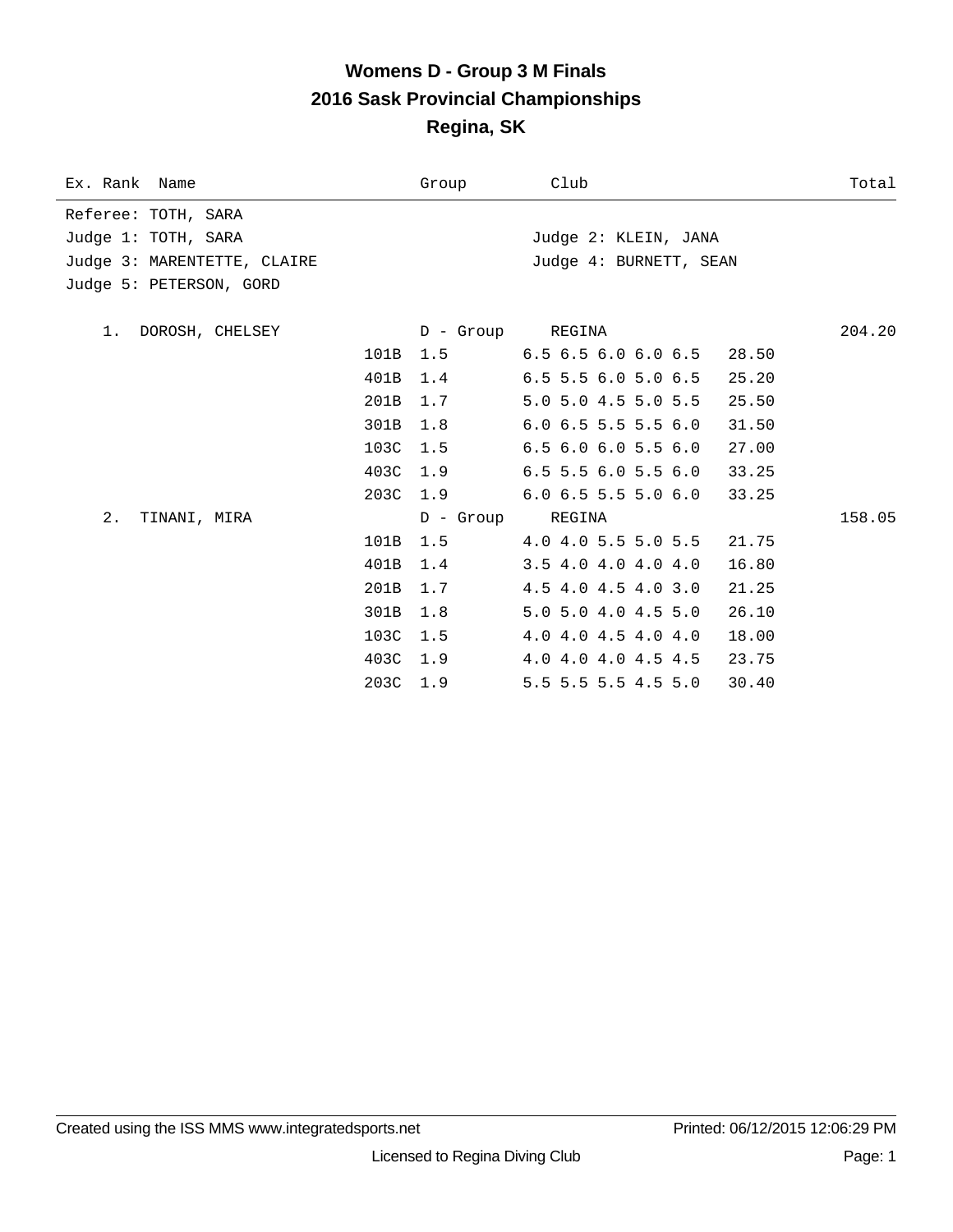# Womens D - Group 3 M Finals
## 2016 Sask Provincial Championships
## Regina, SK

| Ex. Rank | Name | | Group | Club | | Total |
|---|---|---|---|---|---|---|

Referee: TOTH, SARA
Judge 1: TOTH, SARA
Judge 2: KLEIN, JANA
Judge 3: MARENTETTE, CLAIRE
Judge 4: BURNETT, SEAN
Judge 5: PETERSON, GORD

| Ex. Rank | Name | Dive | Group / DD | Club / Scores | Points | Total |
|---|---|---|---|---|---|---|
| 1. | DOROSH, CHELSEY | | D - Group | REGINA | | 204.20 |
| | | 101B | 1.5 | 6.5 6.5 6.0 6.0 6.5 | 28.50 | |
| | | 401B | 1.4 | 6.5 5.5 6.0 5.0 6.5 | 25.20 | |
| | | 201B | 1.7 | 5.0 5.0 4.5 5.0 5.5 | 25.50 | |
| | | 301B | 1.8 | 6.0 6.5 5.5 5.5 6.0 | 31.50 | |
| | | 103C | 1.5 | 6.5 6.0 6.0 5.5 6.0 | 27.00 | |
| | | 403C | 1.9 | 6.5 5.5 6.0 5.5 6.0 | 33.25 | |
| | | 203C | 1.9 | 6.0 6.5 5.5 5.0 6.0 | 33.25 | |
| 2. | TINANI, MIRA | | D - Group | REGINA | | 158.05 |
| | | 101B | 1.5 | 4.0 4.0 5.5 5.0 5.5 | 21.75 | |
| | | 401B | 1.4 | 3.5 4.0 4.0 4.0 4.0 | 16.80 | |
| | | 201B | 1.7 | 4.5 4.0 4.5 4.0 3.0 | 21.25 | |
| | | 301B | 1.8 | 5.0 5.0 4.0 4.5 5.0 | 26.10 | |
| | | 103C | 1.5 | 4.0 4.0 4.5 4.0 4.0 | 18.00 | |
| | | 403C | 1.9 | 4.0 4.0 4.0 4.5 4.5 | 23.75 | |
| | | 203C | 1.9 | 5.5 5.5 5.5 4.5 5.0 | 30.40 | |

Created using the ISS MMS www.integratedsports.net — Printed: 06/12/2015 12:06:29 PM

Licensed to Regina Diving Club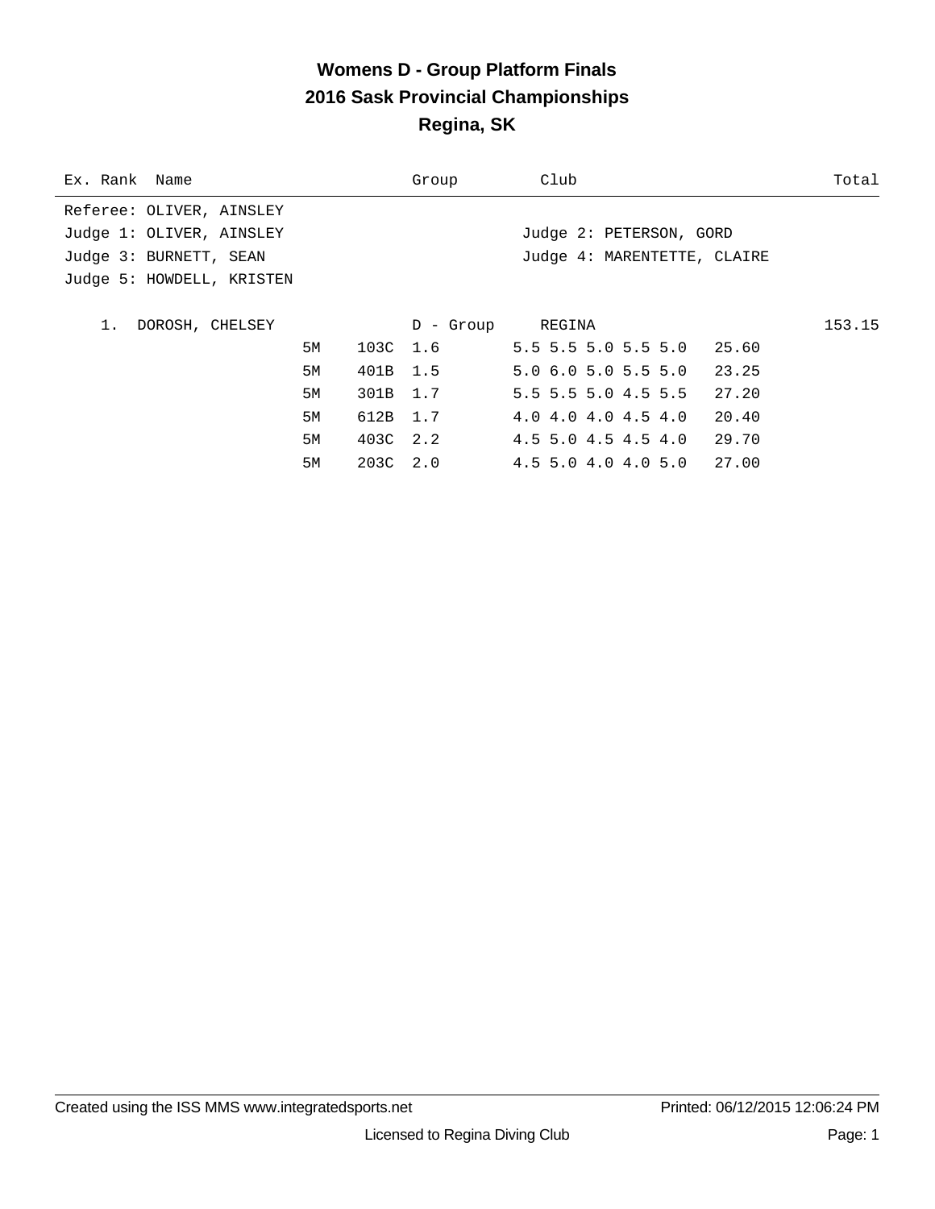# Womens D - Group Platform Finals
## 2016 Sask Provincial Championships
## Regina, SK

| Ex. Rank | Name | Group | Club | Total |
|---|---|---|---|---|

Referee: OLIVER, AINSLEY
Judge 1: OLIVER, AINSLEY
Judge 2: PETERSON, GORD
Judge 3: BURNETT, SEAN
Judge 4: MARENTETTE, CLAIRE
Judge 5: HOWDELL, KRISTEN

1. DOROSH, CHELSEY — D - Group — REGINA — 153.15

| Height | Dive | DD | Scores | Points |
|---|---|---|---|---|
| 5M | 103C | 1.6 | 5.5 5.5 5.0 5.5 5.0 | 25.60 |
| 5M | 401B | 1.5 | 5.0 6.0 5.0 5.5 5.0 | 23.25 |
| 5M | 301B | 1.7 | 5.5 5.5 5.0 4.5 5.5 | 27.20 |
| 5M | 612B | 1.7 | 4.0 4.0 4.0 4.5 4.0 | 20.40 |
| 5M | 403C | 2.2 | 4.5 5.0 4.5 4.5 4.0 | 29.70 |
| 5M | 203C | 2.0 | 4.5 5.0 4.0 4.0 5.0 | 27.00 |

Created using the ISS MMS www.integratedsports.net — Printed: 06/12/2015 12:06:24 PM

Licensed to Regina Diving Club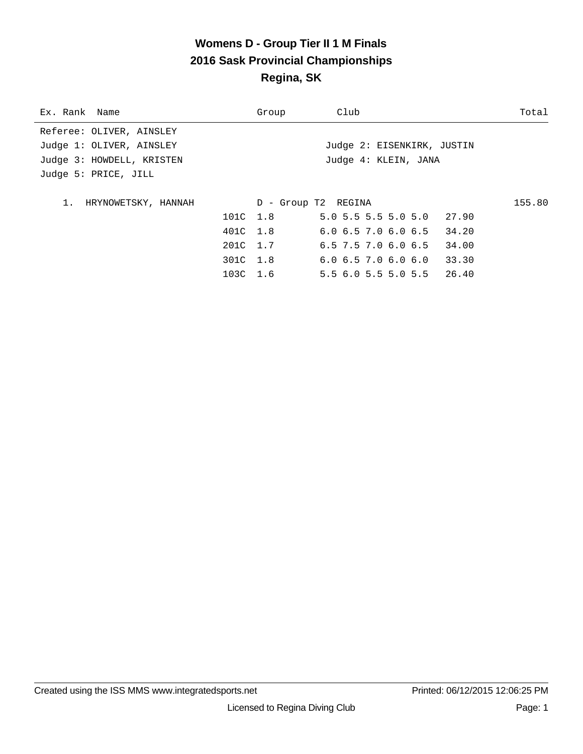# Womens D - Group Tier II 1 M Finals
## 2016 Sask Provincial Championships
## Regina, SK

| Ex. Rank | Name | Group | Club | Total |
|---|---|---|---|---|

Referee: OLIVER, AINSLEY
Judge 1: OLIVER, AINSLEY
Judge 2: EISENKIRK, JUSTIN
Judge 3: HOWDELL, KRISTEN
Judge 4: KLEIN, JANA
Judge 5: PRICE, JILL

| Rank | Name | Dive | DD | Group / Scores | Points | Total |
|---|---|---|---|---|---|---|
| 1. | HRYNOWETSKY, HANNAH | | | D - Group T2 REGINA | | 155.80 |
| | | 101C | 1.8 | 5.0 5.5 5.5 5.0 5.0 | 27.90 | |
| | | 401C | 1.8 | 6.0 6.5 7.0 6.0 6.5 | 34.20 | |
| | | 201C | 1.7 | 6.5 7.5 7.0 6.0 6.5 | 34.00 | |
| | | 301C | 1.8 | 6.0 6.5 7.0 6.0 6.0 | 33.30 | |
| | | 103C | 1.6 | 5.5 6.0 5.5 5.0 5.5 | 26.40 | |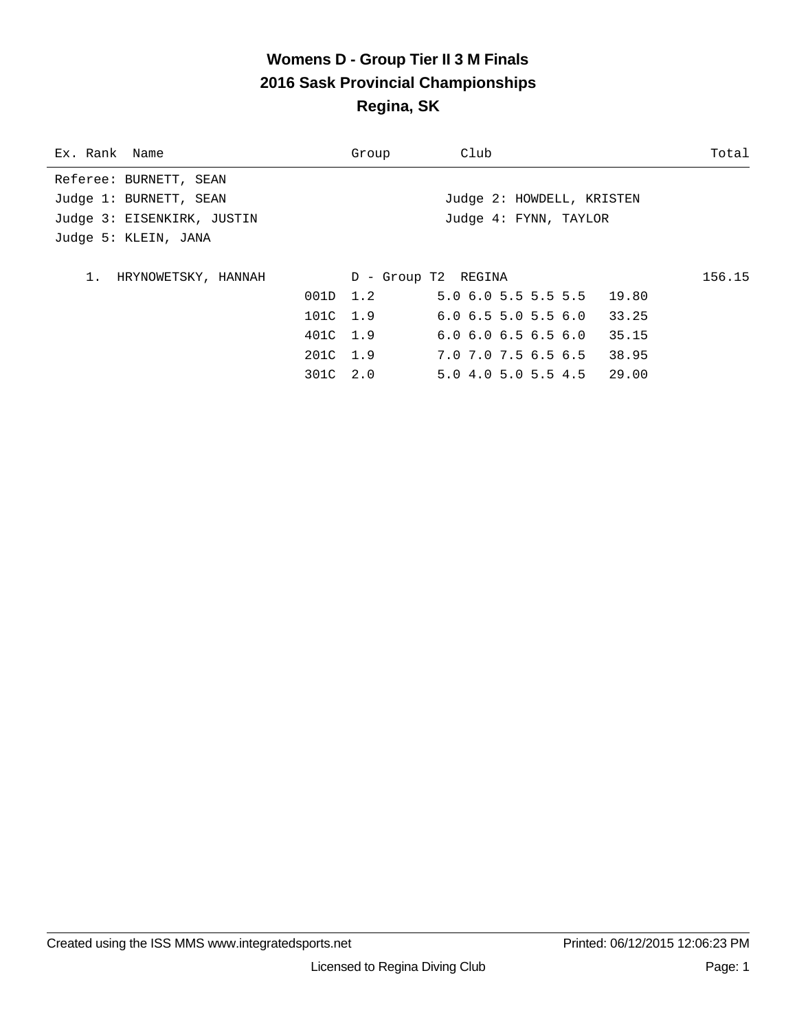# Womens D - Group Tier II 3 M Finals
## 2016 Sask Provincial Championships
## Regina, SK

| Ex. Rank | Name | Group | Club | Total |
|---|---|---|---|---|

Referee: BURNETT, SEAN
Judge 1: BURNETT, SEAN　　　　Judge 2: HOWDELL, KRISTEN
Judge 3: EISENKIRK, JUSTIN　　　　Judge 4: FYNN, TAYLOR
Judge 5: KLEIN, JANA

| Rank | Name | Dive | DD | Group / Scores | Club | Points | Total |
|---|---|---|---|---|---|---|---|
| 1. | HRYNOWETSKY, HANNAH | | | D - Group T2 | REGINA | | 156.15 |
| | | 001D | 1.2 | 5.0 6.0 5.5 5.5 5.5 | | 19.80 | |
| | | 101C | 1.9 | 6.0 6.5 5.0 5.5 6.0 | | 33.25 | |
| | | 401C | 1.9 | 6.0 6.0 6.5 6.5 6.0 | | 35.15 | |
| | | 201C | 1.9 | 7.0 7.0 7.5 6.5 6.5 | | 38.95 | |
| | | 301C | 2.0 | 5.0 4.0 5.0 5.5 4.5 | | 29.00 | |

Created using the ISS MMS www.integratedsports.net　　Printed: 06/12/2015 12:06:23 PM

Licensed to Regina Diving Club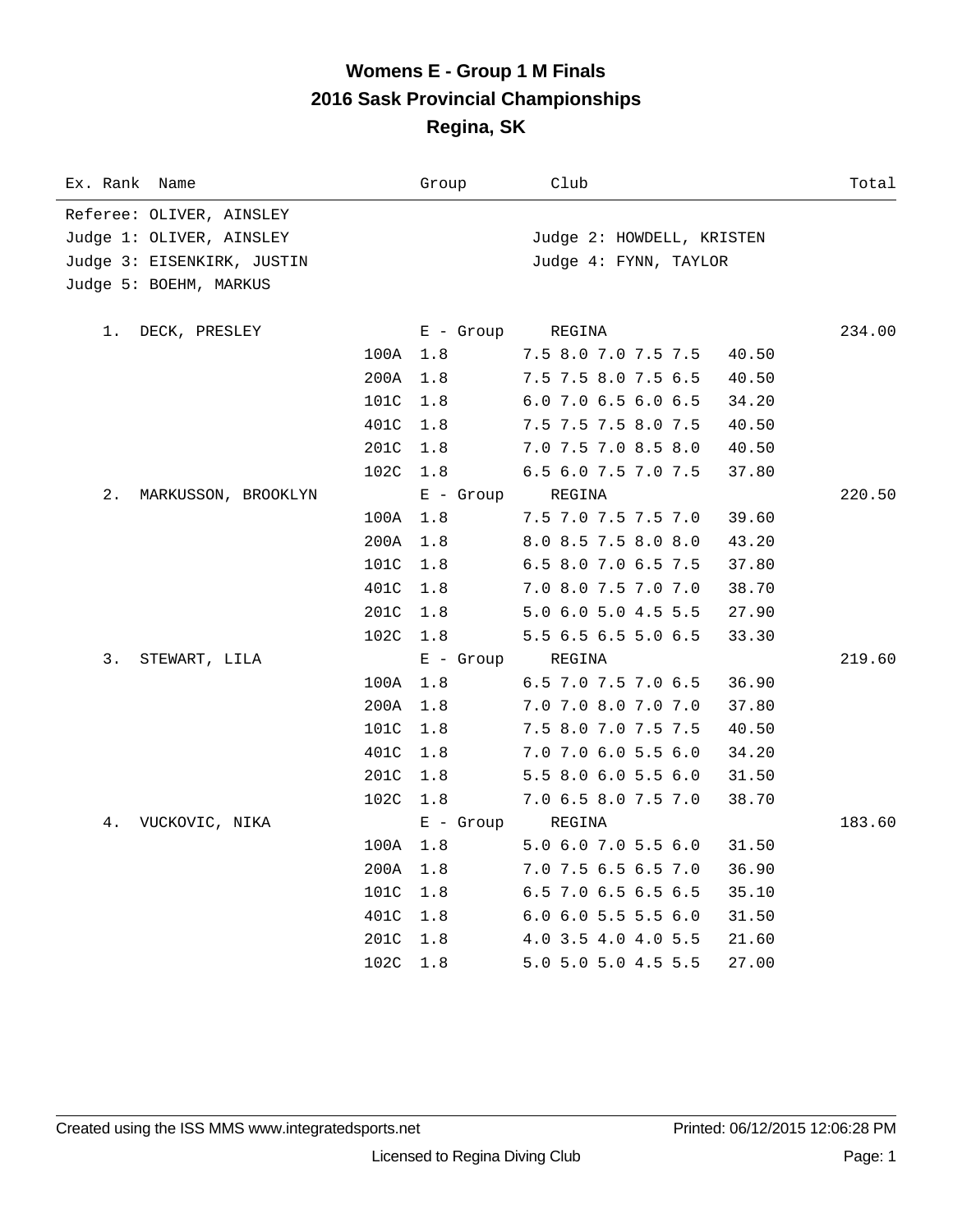# Womens E - Group 1 M Finals
## 2016 Sask Provincial Championships
## Regina, SK

| Ex. Rank | Name | | Group | Club | | Total |
|---|---|---|---|---|---|---|
| Referee: OLIVER, AINSLEY | | | | | | |
| Judge 1: OLIVER, AINSLEY | | | | Judge 2: HOWDELL, KRISTEN | | |
| Judge 3: EISENKIRK, JUSTIN | | | | Judge 4: FYNN, TAYLOR | | |
| Judge 5: BOEHM, MARKUS | | | | | | |
| 1. | DECK, PRESLEY | | E - Group | REGINA | | 234.00 |
| | | 100A | 1.8 | 7.5 8.0 7.0 7.5 7.5 | 40.50 | |
| | | 200A | 1.8 | 7.5 7.5 8.0 7.5 6.5 | 40.50 | |
| | | 101C | 1.8 | 6.0 7.0 6.5 6.0 6.5 | 34.20 | |
| | | 401C | 1.8 | 7.5 7.5 7.5 8.0 7.5 | 40.50 | |
| | | 201C | 1.8 | 7.0 7.5 7.0 8.5 8.0 | 40.50 | |
| | | 102C | 1.8 | 6.5 6.0 7.5 7.0 7.5 | 37.80 | |
| 2. | MARKUSSON, BROOKLYN | | E - Group | REGINA | | 220.50 |
| | | 100A | 1.8 | 7.5 7.0 7.5 7.5 7.0 | 39.60 | |
| | | 200A | 1.8 | 8.0 8.5 7.5 8.0 8.0 | 43.20 | |
| | | 101C | 1.8 | 6.5 8.0 7.0 6.5 7.5 | 37.80 | |
| | | 401C | 1.8 | 7.0 8.0 7.5 7.0 7.0 | 38.70 | |
| | | 201C | 1.8 | 5.0 6.0 5.0 4.5 5.5 | 27.90 | |
| | | 102C | 1.8 | 5.5 6.5 6.5 5.0 6.5 | 33.30 | |
| 3. | STEWART, LILA | | E - Group | REGINA | | 219.60 |
| | | 100A | 1.8 | 6.5 7.0 7.5 7.0 6.5 | 36.90 | |
| | | 200A | 1.8 | 7.0 7.0 8.0 7.0 7.0 | 37.80 | |
| | | 101C | 1.8 | 7.5 8.0 7.0 7.5 7.5 | 40.50 | |
| | | 401C | 1.8 | 7.0 7.0 6.0 5.5 6.0 | 34.20 | |
| | | 201C | 1.8 | 5.5 8.0 6.0 5.5 6.0 | 31.50 | |
| | | 102C | 1.8 | 7.0 6.5 8.0 7.5 7.0 | 38.70 | |
| 4. | VUCKOVIC, NIKA | | E - Group | REGINA | | 183.60 |
| | | 100A | 1.8 | 5.0 6.0 7.0 5.5 6.0 | 31.50 | |
| | | 200A | 1.8 | 7.0 7.5 6.5 6.5 7.0 | 36.90 | |
| | | 101C | 1.8 | 6.5 7.0 6.5 6.5 6.5 | 35.10 | |
| | | 401C | 1.8 | 6.0 6.0 5.5 5.5 6.0 | 31.50 | |
| | | 201C | 1.8 | 4.0 3.5 4.0 4.0 5.5 | 21.60 | |
| | | 102C | 1.8 | 5.0 5.0 5.0 4.5 5.5 | 27.00 | |

Created using the ISS MMS www.integratedsports.net Printed: 06/12/2015 12:06:28 PM

Licensed to Regina Diving Club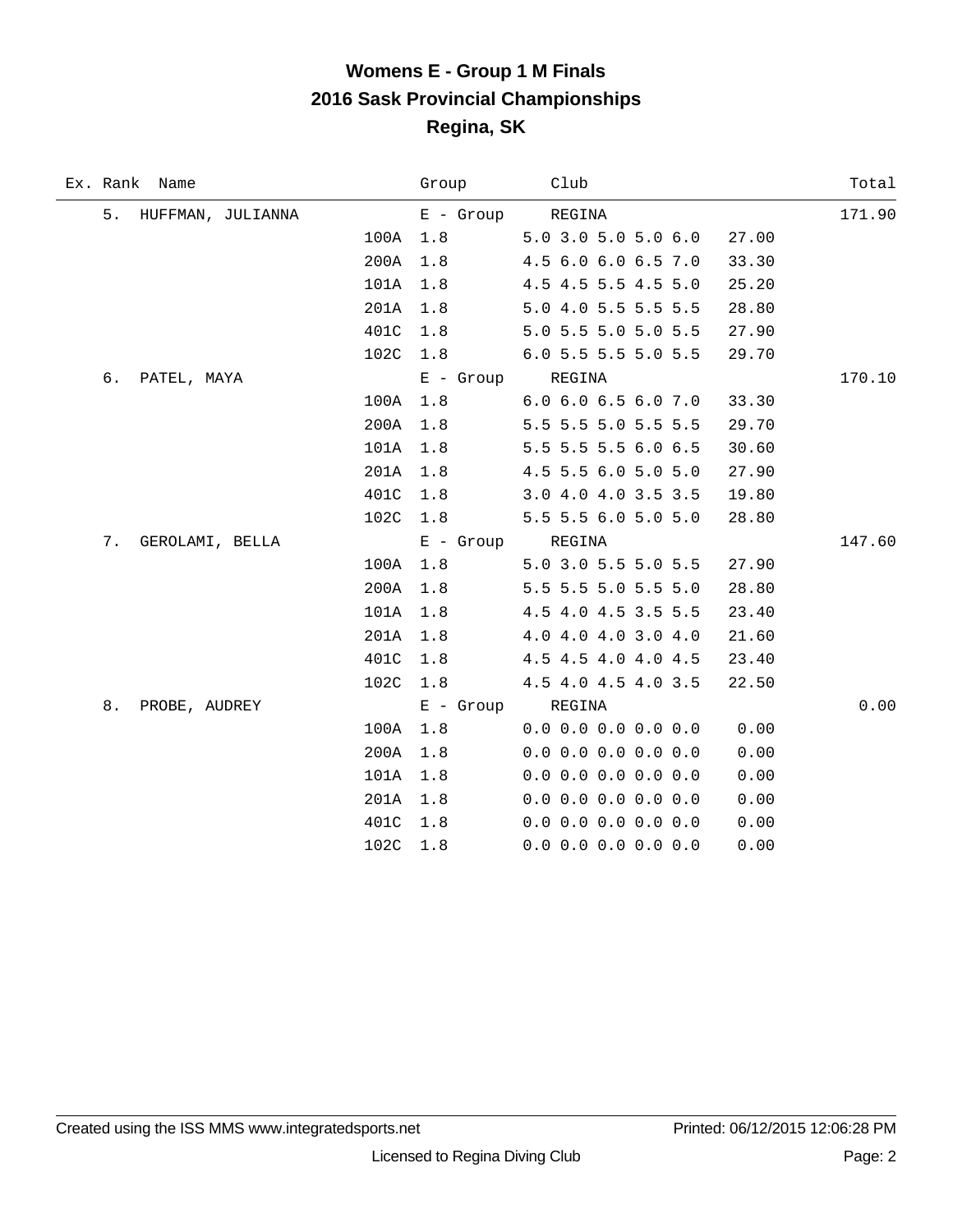# Womens E - Group 1 M Finals
## 2016 Sask Provincial Championships
## Regina, SK

| Ex. | Rank | Name | Dive | Group | Club | | Total |
|---|---|---|---|---|---|---|---|
| | 5. | HUFFMAN, JULIANNA | | E - Group | REGINA | | 171.90 |
| | | | 100A | 1.8 | 5.0 3.0 5.0 5.0 6.0 | 27.00 | |
| | | | 200A | 1.8 | 4.5 6.0 6.0 6.5 7.0 | 33.30 | |
| | | | 101A | 1.8 | 4.5 4.5 5.5 4.5 5.0 | 25.20 | |
| | | | 201A | 1.8 | 5.0 4.0 5.5 5.5 5.5 | 28.80 | |
| | | | 401C | 1.8 | 5.0 5.5 5.0 5.0 5.5 | 27.90 | |
| | | | 102C | 1.8 | 6.0 5.5 5.5 5.0 5.5 | 29.70 | |
| | 6. | PATEL, MAYA | | E - Group | REGINA | | 170.10 |
| | | | 100A | 1.8 | 6.0 6.0 6.5 6.0 7.0 | 33.30 | |
| | | | 200A | 1.8 | 5.5 5.5 5.0 5.5 5.5 | 29.70 | |
| | | | 101A | 1.8 | 5.5 5.5 5.5 6.0 6.5 | 30.60 | |
| | | | 201A | 1.8 | 4.5 5.5 6.0 5.0 5.0 | 27.90 | |
| | | | 401C | 1.8 | 3.0 4.0 4.0 3.5 3.5 | 19.80 | |
| | | | 102C | 1.8 | 5.5 5.5 6.0 5.0 5.0 | 28.80 | |
| | 7. | GEROLAMI, BELLA | | E - Group | REGINA | | 147.60 |
| | | | 100A | 1.8 | 5.0 3.0 5.5 5.0 5.5 | 27.90 | |
| | | | 200A | 1.8 | 5.5 5.5 5.0 5.5 5.0 | 28.80 | |
| | | | 101A | 1.8 | 4.5 4.0 4.5 3.5 5.5 | 23.40 | |
| | | | 201A | 1.8 | 4.0 4.0 4.0 3.0 4.0 | 21.60 | |
| | | | 401C | 1.8 | 4.5 4.5 4.0 4.0 4.5 | 23.40 | |
| | | | 102C | 1.8 | 4.5 4.0 4.5 4.0 3.5 | 22.50 | |
| | 8. | PROBE, AUDREY | | E - Group | REGINA | | 0.00 |
| | | | 100A | 1.8 | 0.0 0.0 0.0 0.0 0.0 | 0.00 | |
| | | | 200A | 1.8 | 0.0 0.0 0.0 0.0 0.0 | 0.00 | |
| | | | 101A | 1.8 | 0.0 0.0 0.0 0.0 0.0 | 0.00 | |
| | | | 201A | 1.8 | 0.0 0.0 0.0 0.0 0.0 | 0.00 | |
| | | | 401C | 1.8 | 0.0 0.0 0.0 0.0 0.0 | 0.00 | |
| | | | 102C | 1.8 | 0.0 0.0 0.0 0.0 0.0 | 0.00 | |

Created using the ISS MMS www.integratedsports.net Printed: 06/12/2015 12:06:28 PM

Licensed to Regina Diving Club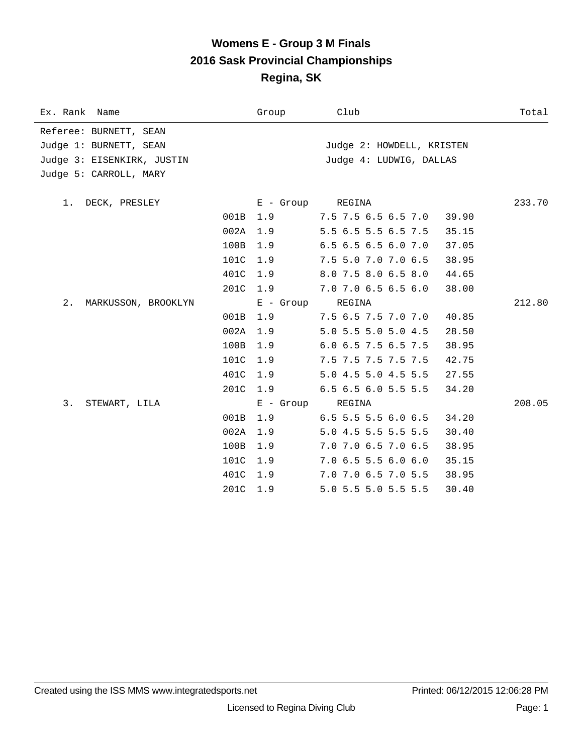# Womens E - Group 3 M Finals
## 2016 Sask Provincial Championships
## Regina, SK

| Ex. Rank | Name | | Group | Club | | Total |
|---|---|---|---|---|---|---|

Referee: BURNETT, SEAN
Judge 1: BURNETT, SEAN
Judge 2: HOWDELL, KRISTEN
Judge 3: EISENKIRK, JUSTIN
Judge 4: LUDWIG, DALLAS
Judge 5: CARROLL, MARY

| Ex. Rank | Name | Dive | Group / DD | Club / Scores | Dive Total | Total |
|---|---|---|---|---|---|---|
| 1. | DECK, PRESLEY | | E - Group | REGINA | | 233.70 |
| | | 001B | 1.9 | 7.5 7.5 6.5 6.5 7.0 | 39.90 | |
| | | 002A | 1.9 | 5.5 6.5 5.5 6.5 7.5 | 35.15 | |
| | | 100B | 1.9 | 6.5 6.5 6.5 6.0 7.0 | 37.05 | |
| | | 101C | 1.9 | 7.5 5.0 7.0 7.0 6.5 | 38.95 | |
| | | 401C | 1.9 | 8.0 7.5 8.0 6.5 8.0 | 44.65 | |
| | | 201C | 1.9 | 7.0 7.0 6.5 6.5 6.0 | 38.00 | |
| 2. | MARKUSSON, BROOKLYN | | E - Group | REGINA | | 212.80 |
| | | 001B | 1.9 | 7.5 6.5 7.5 7.0 7.0 | 40.85 | |
| | | 002A | 1.9 | 5.0 5.5 5.0 5.0 4.5 | 28.50 | |
| | | 100B | 1.9 | 6.0 6.5 7.5 6.5 7.5 | 38.95 | |
| | | 101C | 1.9 | 7.5 7.5 7.5 7.5 7.5 | 42.75 | |
| | | 401C | 1.9 | 5.0 4.5 5.0 4.5 5.5 | 27.55 | |
| | | 201C | 1.9 | 6.5 6.5 6.0 5.5 5.5 | 34.20 | |
| 3. | STEWART, LILA | | E - Group | REGINA | | 208.05 |
| | | 001B | 1.9 | 6.5 5.5 5.5 6.0 6.5 | 34.20 | |
| | | 002A | 1.9 | 5.0 4.5 5.5 5.5 5.5 | 30.40 | |
| | | 100B | 1.9 | 7.0 7.0 6.5 7.0 6.5 | 38.95 | |
| | | 101C | 1.9 | 7.0 6.5 5.5 6.0 6.0 | 35.15 | |
| | | 401C | 1.9 | 7.0 7.0 6.5 7.0 5.5 | 38.95 | |
| | | 201C | 1.9 | 5.0 5.5 5.0 5.5 5.5 | 30.40 | |

Created using the ISS MMS www.integratedsports.net — Printed: 06/12/2015 12:06:28 PM

Licensed to Regina Diving Club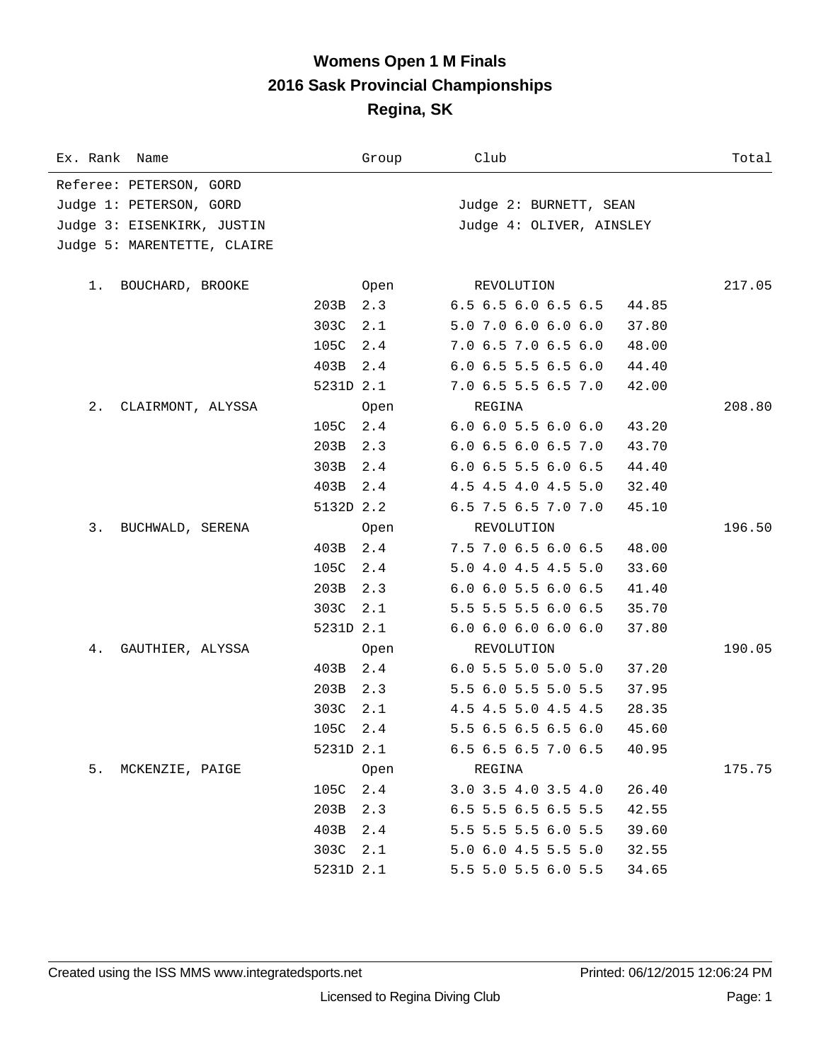# Womens Open 1 M Finals
## 2016 Sask Provincial Championships
## Regina, SK

| Ex. Rank | Name | Group | Club | | Total |
|---|---|---|---|---|---|

Referee: PETERSON, GORD

Judge 1: PETERSON, GORD — Judge 2: BURNETT, SEAN

Judge 3: EISENKIRK, JUSTIN — Judge 4: OLIVER, AINSLEY

Judge 5: MARENTETTE, CLAIRE

| Ex. Rank | Name | Dive | DD | Group / Scores | Club / Points | Total |
|---|---|---|---|---|---|---|
| 1. | BOUCHARD, BROOKE | | | Open | REVOLUTION | 217.05 |
| | | 203B | 2.3 | 6.5 6.5 6.0 6.5 6.5 | 44.85 | |
| | | 303C | 2.1 | 5.0 7.0 6.0 6.0 6.0 | 37.80 | |
| | | 105C | 2.4 | 7.0 6.5 7.0 6.5 6.0 | 48.00 | |
| | | 403B | 2.4 | 6.0 6.5 5.5 6.5 6.0 | 44.40 | |
| | | 5231D | 2.1 | 7.0 6.5 5.5 6.5 7.0 | 42.00 | |
| 2. | CLAIRMONT, ALYSSA | | | Open | REGINA | 208.80 |
| | | 105C | 2.4 | 6.0 6.0 5.5 6.0 6.0 | 43.20 | |
| | | 203B | 2.3 | 6.0 6.5 6.0 6.5 7.0 | 43.70 | |
| | | 303B | 2.4 | 6.0 6.5 5.5 6.0 6.5 | 44.40 | |
| | | 403B | 2.4 | 4.5 4.5 4.0 4.5 5.0 | 32.40 | |
| | | 5132D | 2.2 | 6.5 7.5 6.5 7.0 7.0 | 45.10 | |
| 3. | BUCHWALD, SERENA | | | Open | REVOLUTION | 196.50 |
| | | 403B | 2.4 | 7.5 7.0 6.5 6.0 6.5 | 48.00 | |
| | | 105C | 2.4 | 5.0 4.0 4.5 4.5 5.0 | 33.60 | |
| | | 203B | 2.3 | 6.0 6.0 5.5 6.0 6.5 | 41.40 | |
| | | 303C | 2.1 | 5.5 5.5 5.5 6.0 6.5 | 35.70 | |
| | | 5231D | 2.1 | 6.0 6.0 6.0 6.0 6.0 | 37.80 | |
| 4. | GAUTHIER, ALYSSA | | | Open | REVOLUTION | 190.05 |
| | | 403B | 2.4 | 6.0 5.5 5.0 5.0 5.0 | 37.20 | |
| | | 203B | 2.3 | 5.5 6.0 5.5 5.0 5.5 | 37.95 | |
| | | 303C | 2.1 | 4.5 4.5 5.0 4.5 4.5 | 28.35 | |
| | | 105C | 2.4 | 5.5 6.5 6.5 6.5 6.0 | 45.60 | |
| | | 5231D | 2.1 | 6.5 6.5 6.5 7.0 6.5 | 40.95 | |
| 5. | MCKENZIE, PAIGE | | | Open | REGINA | 175.75 |
| | | 105C | 2.4 | 3.0 3.5 4.0 3.5 4.0 | 26.40 | |
| | | 203B | 2.3 | 6.5 5.5 6.5 6.5 5.5 | 42.55 | |
| | | 403B | 2.4 | 5.5 5.5 5.5 6.0 5.5 | 39.60 | |
| | | 303C | 2.1 | 5.0 6.0 4.5 5.5 5.0 | 32.55 | |
| | | 5231D | 2.1 | 5.5 5.0 5.5 6.0 5.5 | 34.65 | |

Created using the ISS MMS www.integratedsports.net — Printed: 06/12/2015 12:06:24 PM

Licensed to Regina Diving Club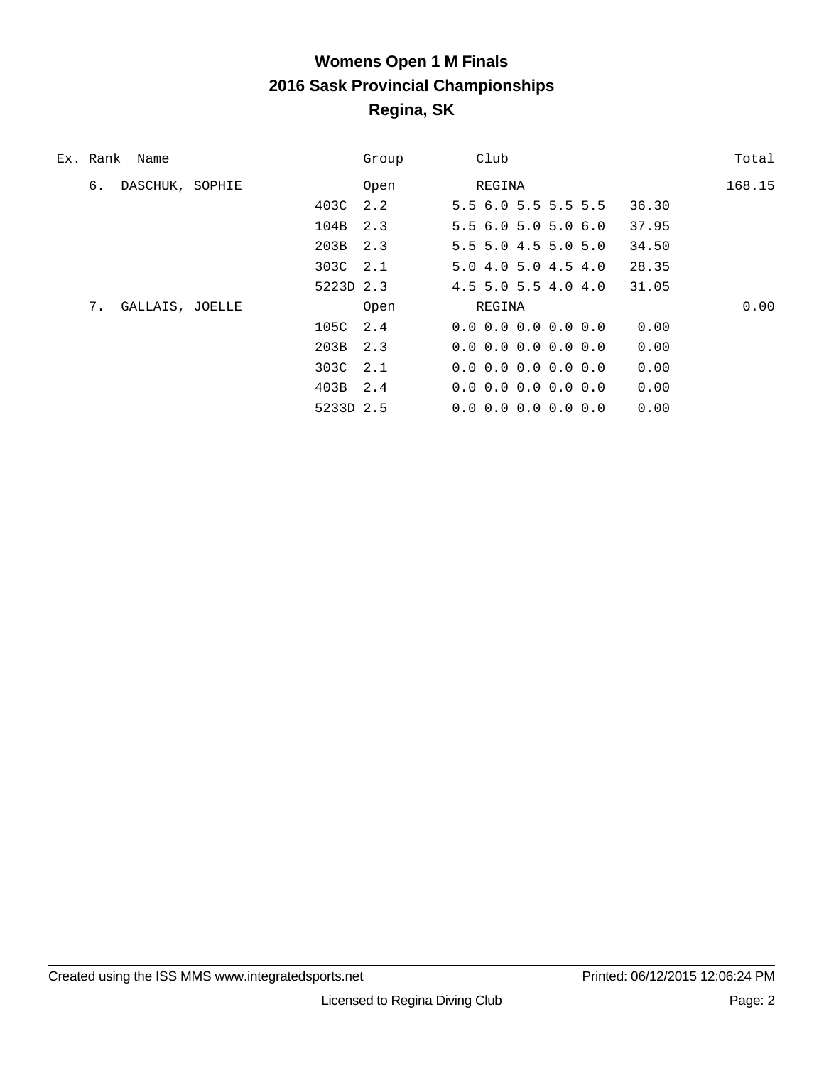# Womens Open 1 M Finals
## 2016 Sask Provincial Championships
## Regina, SK

| Ex. | Rank | Name | Dive | DD | Group | Club | Scores | Dive Total | Total |
|---|---|---|---|---|---|---|---|---|---|
| | 6. | DASCHUK, SOPHIE | | | Open | REGINA | | | 168.15 |
| | | | 403C | 2.2 | | | 5.5 6.0 5.5 5.5 5.5 | 36.30 | |
| | | | 104B | 2.3 | | | 5.5 6.0 5.0 5.0 6.0 | 37.95 | |
| | | | 203B | 2.3 | | | 5.5 5.0 4.5 5.0 5.0 | 34.50 | |
| | | | 303C | 2.1 | | | 5.0 4.0 5.0 4.5 4.0 | 28.35 | |
| | | | 5223D | 2.3 | | | 4.5 5.0 5.5 4.0 4.0 | 31.05 | |
| | 7. | GALLAIS, JOELLE | | | Open | REGINA | | | 0.00 |
| | | | 105C | 2.4 | | | 0.0 0.0 0.0 0.0 0.0 | 0.00 | |
| | | | 203B | 2.3 | | | 0.0 0.0 0.0 0.0 0.0 | 0.00 | |
| | | | 303C | 2.1 | | | 0.0 0.0 0.0 0.0 0.0 | 0.00 | |
| | | | 403B | 2.4 | | | 0.0 0.0 0.0 0.0 0.0 | 0.00 | |
| | | | 5233D | 2.5 | | | 0.0 0.0 0.0 0.0 0.0 | 0.00 | |

Created using the ISS MMS www.integratedsports.net — Printed: 06/12/2015 12:06:24 PM

Licensed to Regina Diving Club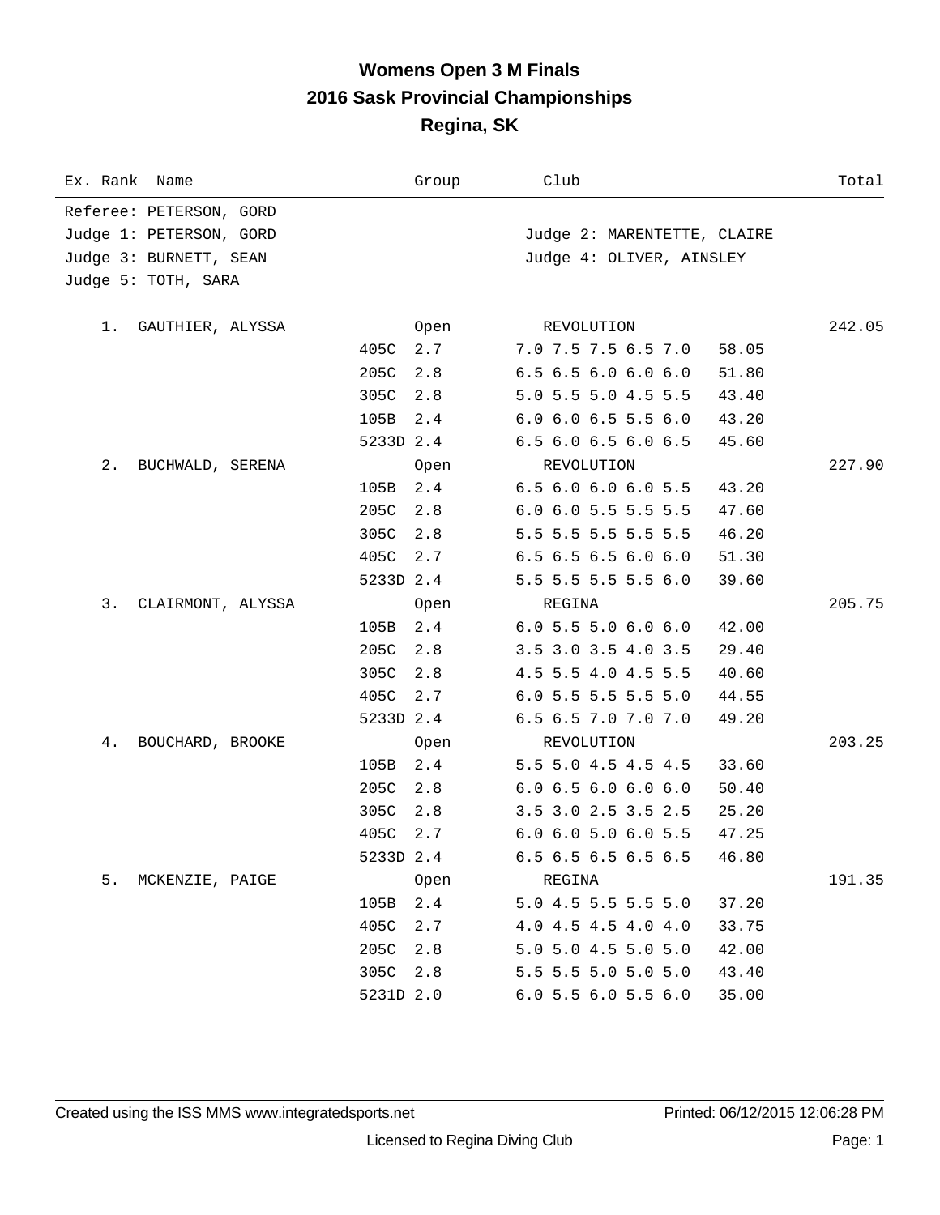# Womens Open 3 M Finals

## 2016 Sask Provincial Championships

## Regina, SK

| Ex. Rank | Name | Group | | Club | | Total |
|---|---|---|---|---|---|---|

Referee: PETERSON, GORD

Judge 1: PETERSON, GORD — Judge 2: MARENTETTE, CLAIRE

Judge 3: BURNETT, SEAN — Judge 4: OLIVER, AINSLEY

Judge 5: TOTH, SARA

| Ex. Rank | Name | Dive | DD / Group | Scores / Club | Points | Total |
|---|---|---|---|---|---|---|
| 1. | GAUTHIER, ALYSSA | | Open | REVOLUTION | | 242.05 |
| | | 405C | 2.7 | 7.0 7.5 7.5 6.5 7.0 | 58.05 | |
| | | 205C | 2.8 | 6.5 6.5 6.0 6.0 6.0 | 51.80 | |
| | | 305C | 2.8 | 5.0 5.5 5.0 4.5 5.5 | 43.40 | |
| | | 105B | 2.4 | 6.0 6.0 6.5 5.5 6.0 | 43.20 | |
| | | 5233D | 2.4 | 6.5 6.0 6.5 6.0 6.5 | 45.60 | |
| 2. | BUCHWALD, SERENA | | Open | REVOLUTION | | 227.90 |
| | | 105B | 2.4 | 6.5 6.0 6.0 6.0 5.5 | 43.20 | |
| | | 205C | 2.8 | 6.0 6.0 5.5 5.5 5.5 | 47.60 | |
| | | 305C | 2.8 | 5.5 5.5 5.5 5.5 5.5 | 46.20 | |
| | | 405C | 2.7 | 6.5 6.5 6.5 6.0 6.0 | 51.30 | |
| | | 5233D | 2.4 | 5.5 5.5 5.5 5.5 6.0 | 39.60 | |
| 3. | CLAIRMONT, ALYSSA | | Open | REGINA | | 205.75 |
| | | 105B | 2.4 | 6.0 5.5 5.0 6.0 6.0 | 42.00 | |
| | | 205C | 2.8 | 3.5 3.0 3.5 4.0 3.5 | 29.40 | |
| | | 305C | 2.8 | 4.5 5.5 4.0 4.5 5.5 | 40.60 | |
| | | 405C | 2.7 | 6.0 5.5 5.5 5.5 5.0 | 44.55 | |
| | | 5233D | 2.4 | 6.5 6.5 7.0 7.0 7.0 | 49.20 | |
| 4. | BOUCHARD, BROOKE | | Open | REVOLUTION | | 203.25 |
| | | 105B | 2.4 | 5.5 5.0 4.5 4.5 4.5 | 33.60 | |
| | | 205C | 2.8 | 6.0 6.5 6.0 6.0 6.0 | 50.40 | |
| | | 305C | 2.8 | 3.5 3.0 2.5 3.5 2.5 | 25.20 | |
| | | 405C | 2.7 | 6.0 6.0 5.0 6.0 5.5 | 47.25 | |
| | | 5233D | 2.4 | 6.5 6.5 6.5 6.5 6.5 | 46.80 | |
| 5. | MCKENZIE, PAIGE | | Open | REGINA | | 191.35 |
| | | 105B | 2.4 | 5.0 4.5 5.5 5.5 5.0 | 37.20 | |
| | | 405C | 2.7 | 4.0 4.5 4.5 4.0 4.0 | 33.75 | |
| | | 205C | 2.8 | 5.0 5.0 4.5 5.0 5.0 | 42.00 | |
| | | 305C | 2.8 | 5.5 5.5 5.0 5.0 5.0 | 43.40 | |
| | | 5231D | 2.0 | 6.0 5.5 6.0 5.5 6.0 | 35.00 | |

Created using the ISS MMS www.integratedsports.net — Printed: 06/12/2015 12:06:28 PM

Licensed to Regina Diving Club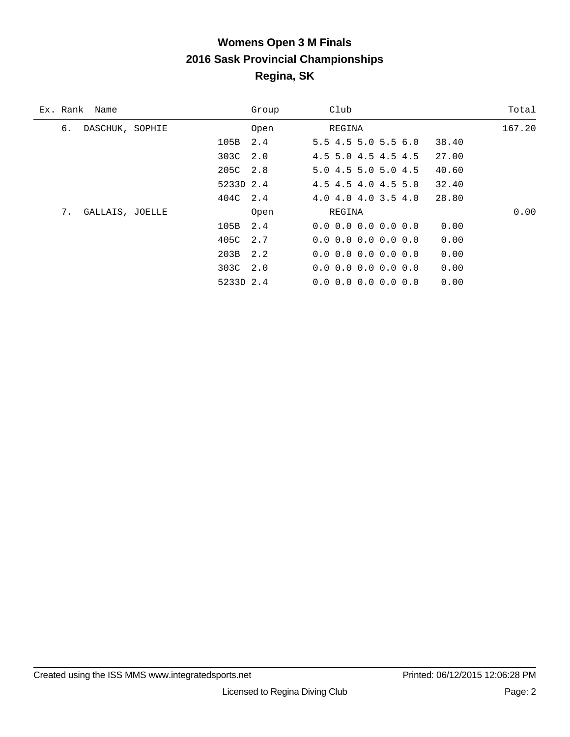# Womens Open 3 M Finals
## 2016 Sask Provincial Championships
## Regina, SK

| Ex. | Rank | Name | | Group | Club | | Total |
|---|---|---|---|---|---|---|---|
| | 6. | DASCHUK, SOPHIE | | Open | REGINA | | 167.20 |
| | | | 105B | 2.4 | 5.5 4.5 5.0 5.5 6.0 | 38.40 | |
| | | | 303C | 2.0 | 4.5 5.0 4.5 4.5 4.5 | 27.00 | |
| | | | 205C | 2.8 | 5.0 4.5 5.0 5.0 4.5 | 40.60 | |
| | | | 5233D | 2.4 | 4.5 4.5 4.0 4.5 5.0 | 32.40 | |
| | | | 404C | 2.4 | 4.0 4.0 4.0 3.5 4.0 | 28.80 | |
| | 7. | GALLAIS, JOELLE | | Open | REGINA | | 0.00 |
| | | | 105B | 2.4 | 0.0 0.0 0.0 0.0 0.0 | 0.00 | |
| | | | 405C | 2.7 | 0.0 0.0 0.0 0.0 0.0 | 0.00 | |
| | | | 203B | 2.2 | 0.0 0.0 0.0 0.0 0.0 | 0.00 | |
| | | | 303C | 2.0 | 0.0 0.0 0.0 0.0 0.0 | 0.00 | |
| | | | 5233D | 2.4 | 0.0 0.0 0.0 0.0 0.0 | 0.00 | |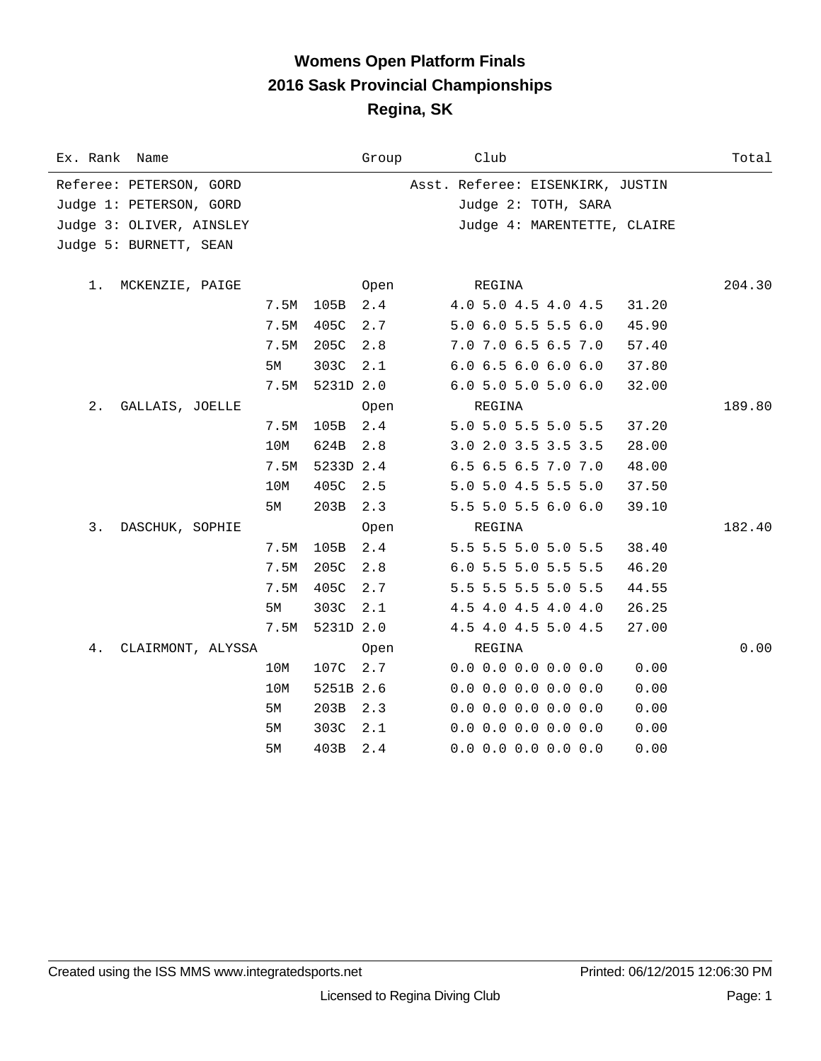# Womens Open Platform Finals
## 2016 Sask Provincial Championships
## Regina, SK

| Ex. Rank | Name | | | | Group | Club | | Total |
|---|---|---|---|---|---|---|---|---|
| Referee: PETERSON, GORD | | | | | | Asst. Referee: EISENKIRK, JUSTIN | | |
| Judge 1: PETERSON, GORD | | | | | | Judge 2: TOTH, SARA | | |
| Judge 3: OLIVER, AINSLEY | | | | | | Judge 4: MARENTETTE, CLAIRE | | |
| Judge 5: BURNETT, SEAN | | | | | | | | |
| 1. | MCKENZIE, PAIGE | | | | Open | REGINA | | 204.30 |
| | | 7.5M | 105B | 2.4 | | 4.0 5.0 4.5 4.0 4.5 | 31.20 | |
| | | 7.5M | 405C | 2.7 | | 5.0 6.0 5.5 5.5 6.0 | 45.90 | |
| | | 7.5M | 205C | 2.8 | | 7.0 7.0 6.5 6.5 7.0 | 57.40 | |
| | | 5M | 303C | 2.1 | | 6.0 6.5 6.0 6.0 6.0 | 37.80 | |
| | | 7.5M | 5231D | 2.0 | | 6.0 5.0 5.0 5.0 6.0 | 32.00 | |
| 2. | GALLAIS, JOELLE | | | | Open | REGINA | | 189.80 |
| | | 7.5M | 105B | 2.4 | | 5.0 5.0 5.5 5.0 5.5 | 37.20 | |
| | | 10M | 624B | 2.8 | | 3.0 2.0 3.5 3.5 3.5 | 28.00 | |
| | | 7.5M | 5233D | 2.4 | | 6.5 6.5 6.5 7.0 7.0 | 48.00 | |
| | | 10M | 405C | 2.5 | | 5.0 5.0 4.5 5.5 5.0 | 37.50 | |
| | | 5M | 203B | 2.3 | | 5.5 5.0 5.5 6.0 6.0 | 39.10 | |
| 3. | DASCHUK, SOPHIE | | | | Open | REGINA | | 182.40 |
| | | 7.5M | 105B | 2.4 | | 5.5 5.5 5.0 5.0 5.5 | 38.40 | |
| | | 7.5M | 205C | 2.8 | | 6.0 5.5 5.0 5.5 5.5 | 46.20 | |
| | | 7.5M | 405C | 2.7 | | 5.5 5.5 5.5 5.0 5.5 | 44.55 | |
| | | 5M | 303C | 2.1 | | 4.5 4.0 4.5 4.0 4.0 | 26.25 | |
| | | 7.5M | 5231D | 2.0 | | 4.5 4.0 4.5 5.0 4.5 | 27.00 | |
| 4. | CLAIRMONT, ALYSSA | | | | Open | REGINA | | 0.00 |
| | | 10M | 107C | 2.7 | | 0.0 0.0 0.0 0.0 0.0 | 0.00 | |
| | | 10M | 5251B | 2.6 | | 0.0 0.0 0.0 0.0 0.0 | 0.00 | |
| | | 5M | 203B | 2.3 | | 0.0 0.0 0.0 0.0 0.0 | 0.00 | |
| | | 5M | 303C | 2.1 | | 0.0 0.0 0.0 0.0 0.0 | 0.00 | |
| | | 5M | 403B | 2.4 | | 0.0 0.0 0.0 0.0 0.0 | 0.00 | |

Created using the ISS MMS www.integratedsports.net    Printed: 06/12/2015 12:06:30 PM

Licensed to Regina Diving Club